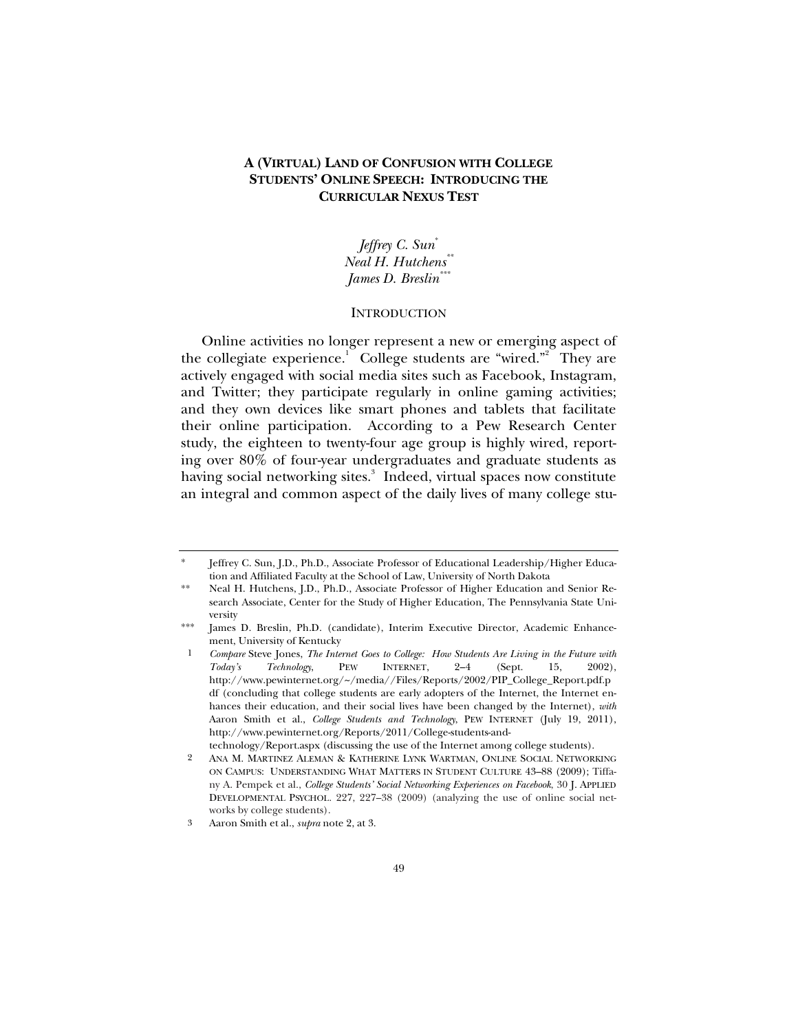# A (Virtual) Land of Confusion with College Students' Online Speech: Introducing the Curricular Nexus Test

*Jeffrey C. Sun*[*]
*Neal H. Hutchens*[**]
*James D. Breslin*[***]

## Introduction

Online activities no longer represent a new or emerging aspect of the collegiate experience.[1] College students are "wired."[2] They are actively engaged with social media sites such as Facebook, Instagram, and Twitter; they participate regularly in online gaming activities; and they own devices like smart phones and tablets that facilitate their online participation. According to a Pew Research Center study, the eighteen to twenty-four age group is highly wired, reporting over 80% of four-year undergraduates and graduate students as having social networking sites.[3] Indeed, virtual spaces now constitute an integral and common aspect of the daily lives of many college stu-

---

\* Jeffrey C. Sun, J.D., Ph.D., Associate Professor of Educational Leadership/Higher Education and Affiliated Faculty at the School of Law, University of North Dakota

\*\* Neal H. Hutchens, J.D., Ph.D., Associate Professor of Higher Education and Senior Research Associate, Center for the Study of Higher Education, The Pennsylvania State University

\*\*\* James D. Breslin, Ph.D. (candidate), Interim Executive Director, Academic Enhancement, University of Kentucky

1 *Compare* Steve Jones, *The Internet Goes to College: How Students Are Living in the Future with Today's Technology*, PEW INTERNET, 2–4 (Sept. 15, 2002), http://www.pewinternet.org/~/media//Files/Reports/2002/PIP_College_Report.pdf (concluding that college students are early adopters of the Internet, the Internet enhances their education, and their social lives have been changed by the Internet), *with* Aaron Smith et al., *College Students and Technology*, PEW INTERNET (July 19, 2011), http://www.pewinternet.org/Reports/2011/College-students-and-technology/Report.aspx (discussing the use of the Internet among college students).

2 ANA M. MARTINEZ ALEMAN & KATHERINE LYNK WARTMAN, ONLINE SOCIAL NETWORKING ON CAMPUS: UNDERSTANDING WHAT MATTERS IN STUDENT CULTURE 43–88 (2009); Tiffany A. Pempek et al., *College Students' Social Networking Experiences on Facebook*, 30 J. APPLIED DEVELOPMENTAL PSYCHOL. 227, 227–38 (2009) (analyzing the use of online social networks by college students).

3 Aaron Smith et al., *supra* note 2, at 3.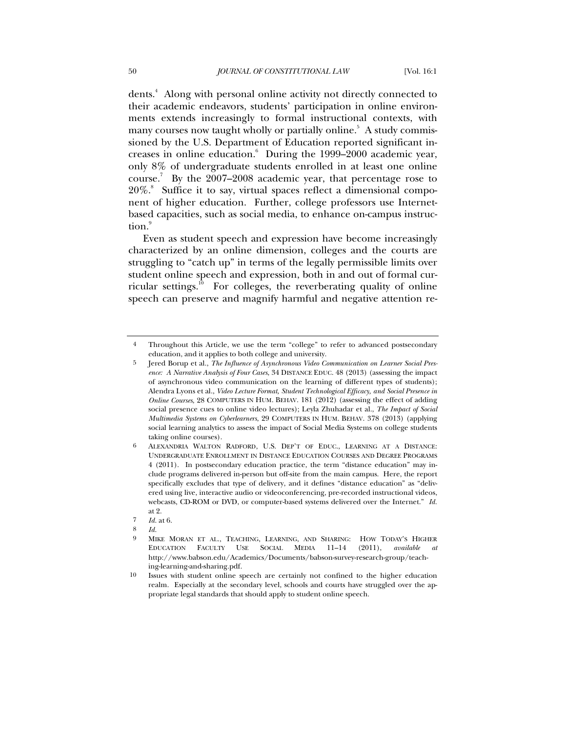dents.[4] Along with personal online activity not directly connected to their academic endeavors, students' participation in online environments extends increasingly to formal instructional contexts, with many courses now taught wholly or partially online.[5] A study commissioned by the U.S. Department of Education reported significant increases in online education.[6] During the 1999–2000 academic year, only 8% of undergraduate students enrolled in at least one online course.[7] By the 2007–2008 academic year, that percentage rose to 20%.[8] Suffice it to say, virtual spaces reflect a dimensional component of higher education. Further, college professors use Internet-based capacities, such as social media, to enhance on-campus instruction.[9]

Even as student speech and expression have become increasingly characterized by an online dimension, colleges and the courts are struggling to "catch up" in terms of the legally permissible limits over student online speech and expression, both in and out of formal curricular settings.[10] For colleges, the reverberating quality of online speech can preserve and magnify harmful and negative attention re-

---

4 Throughout this Article, we use the term "college" to refer to advanced postsecondary education, and it applies to both college and university.

5 Jered Borup et al., *The Influence of Asynchronous Video Communication on Learner Social Presence: A Narrative Analysis of Four Cases*, 34 DISTANCE EDUC. 48 (2013) (assessing the impact of asynchronous video communication on the learning of different types of students); Alendra Lyons et al., *Video Lecture Format, Student Technological Efficacy, and Social Presence in Online Courses*, 28 COMPUTERS IN HUM. BEHAV. 181 (2012) (assessing the effect of adding social presence cues to online video lectures); Leyla Zhuhadar et al., *The Impact of Social Multimedia Systems on Cyberlearners*, 29 COMPUTERS IN HUM. BEHAV. 378 (2013) (applying social learning analytics to assess the impact of Social Media Systems on college students taking online courses).

6 ALEXANDRIA WALTON RADFORD, U.S. DEP'T OF EDUC., LEARNING AT A DISTANCE: UNDERGRADUATE ENROLLMENT IN DISTANCE EDUCATION COURSES AND DEGREE PROGRAMS 4 (2011). In postsecondary education practice, the term "distance education" may include programs delivered in-person but off-site from the main campus. Here, the report specifically excludes that type of delivery, and it defines "distance education" as "delivered using live, interactive audio or videoconferencing, pre-recorded instructional videos, webcasts, CD-ROM or DVD, or computer-based systems delivered over the Internet." *Id.* at 2.

7 *Id.* at 6.

8 *Id.*

9 MIKE MORAN ET AL., TEACHING, LEARNING, AND SHARING: HOW TODAY'S HIGHER EDUCATION FACULTY USE SOCIAL MEDIA 11–14 (2011), *available at* http://www.babson.edu/Academics/Documents/babson-survey-research-group/teaching-learning-and-sharing.pdf.

10 Issues with student online speech are certainly not confined to the higher education realm. Especially at the secondary level, schools and courts have struggled over the appropriate legal standards that should apply to student online speech.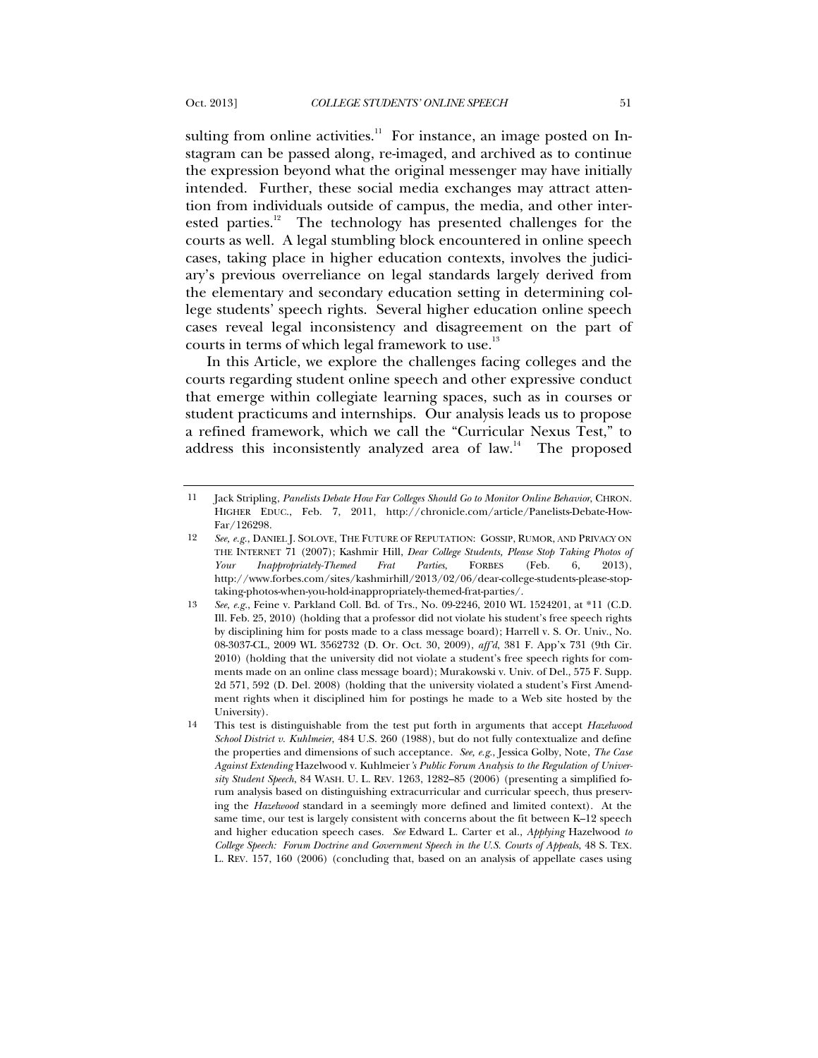sulting from online activities.[11] For instance, an image posted on Instagram can be passed along, re-imaged, and archived as to continue the expression beyond what the original messenger may have initially intended. Further, these social media exchanges may attract attention from individuals outside of campus, the media, and other interested parties.[12] The technology has presented challenges for the courts as well. A legal stumbling block encountered in online speech cases, taking place in higher education contexts, involves the judiciary's previous overreliance on legal standards largely derived from the elementary and secondary education setting in determining college students' speech rights. Several higher education online speech cases reveal legal inconsistency and disagreement on the part of courts in terms of which legal framework to use.[13]

In this Article, we explore the challenges facing colleges and the courts regarding student online speech and other expressive conduct that emerge within collegiate learning spaces, such as in courses or student practicums and internships. Our analysis leads us to propose a refined framework, which we call the "Curricular Nexus Test," to address this inconsistently analyzed area of law.[14] The proposed

---

11 Jack Stripling, *Panelists Debate How Far Colleges Should Go to Monitor Online Behavior*, CHRON. HIGHER EDUC., Feb. 7, 2011, http://chronicle.com/article/Panelists-Debate-How-Far/126298.

12 *See, e.g.*, DANIEL J. SOLOVE, THE FUTURE OF REPUTATION: GOSSIP, RUMOR, AND PRIVACY ON THE INTERNET 71 (2007); Kashmir Hill, *Dear College Students, Please Stop Taking Photos of Your Inappropriately-Themed Frat Parties*, FORBES (Feb. 6, 2013), http://www.forbes.com/sites/kashmirhill/2013/02/06/dear-college-students-please-stop-taking-photos-when-you-hold-inappropriately-themed-frat-parties/.

13 *See, e.g.*, Feine v. Parkland Coll. Bd. of Trs., No. 09-2246, 2010 WL 1524201, at *11 (C.D. Ill. Feb. 25, 2010) (holding that a professor did not violate his student's free speech rights by disciplining him for posts made to a class message board); Harrell v. S. Or. Univ., No. 08-3037-CL, 2009 WL 3562732 (D. Or. Oct. 30, 2009), *aff'd*, 381 F. App'x 731 (9th Cir. 2010) (holding that the university did not violate a student's free speech rights for comments made on an online class message board); Murakowski v. Univ. of Del., 575 F. Supp. 2d 571, 592 (D. Del. 2008) (holding that the university violated a student's First Amendment rights when it disciplined him for postings he made to a Web site hosted by the University).

14 This test is distinguishable from the test put forth in arguments that accept *Hazelwood School District v. Kuhlmeier*, 484 U.S. 260 (1988), but do not fully contextualize and define the properties and dimensions of such acceptance. *See, e.g.*, Jessica Golby, Note, *The Case Against Extending* Hazelwood v. Kuhlmeier*'s Public Forum Analysis to the Regulation of University Student Speech*, 84 WASH. U. L. REV. 1263, 1282–85 (2006) (presenting a simplified forum analysis based on distinguishing extracurricular and curricular speech, thus preserving the *Hazelwood* standard in a seemingly more defined and limited context). At the same time, our test is largely consistent with concerns about the fit between K–12 speech and higher education speech cases. *See* Edward L. Carter et al., *Applying* Hazelwood *to College Speech: Forum Doctrine and Government Speech in the U.S. Courts of Appeals*, 48 S. TEX. L. REV. 157, 160 (2006) (concluding that, based on an analysis of appellate cases using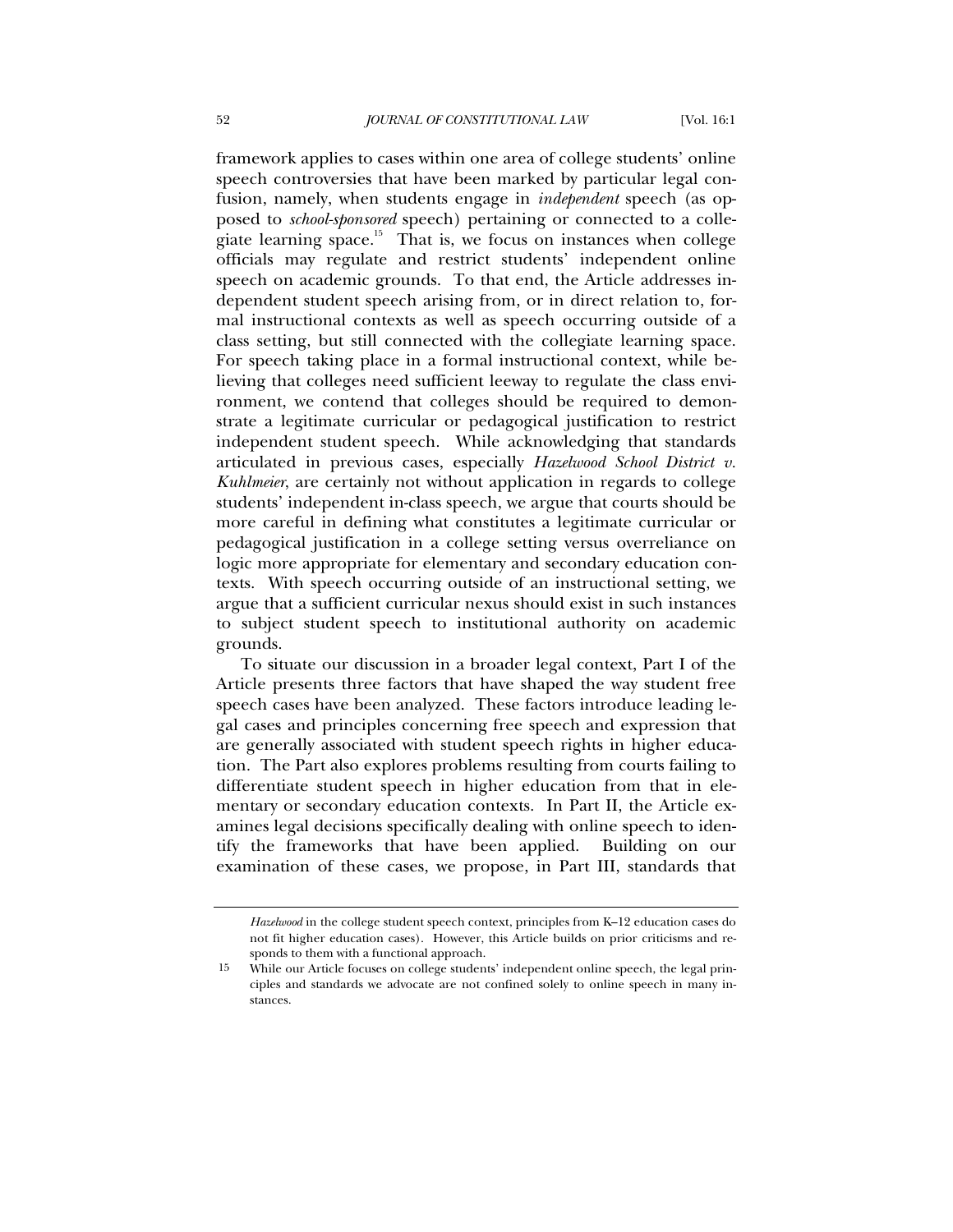framework applies to cases within one area of college students' online speech controversies that have been marked by particular legal confusion, namely, when students engage in *independent* speech (as opposed to *school-sponsored* speech) pertaining or connected to a collegiate learning space.[15] That is, we focus on instances when college officials may regulate and restrict students' independent online speech on academic grounds. To that end, the Article addresses independent student speech arising from, or in direct relation to, formal instructional contexts as well as speech occurring outside of a class setting, but still connected with the collegiate learning space. For speech taking place in a formal instructional context, while believing that colleges need sufficient leeway to regulate the class environment, we contend that colleges should be required to demonstrate a legitimate curricular or pedagogical justification to restrict independent student speech. While acknowledging that standards articulated in previous cases, especially *Hazelwood School District v. Kuhlmeier*, are certainly not without application in regards to college students' independent in-class speech, we argue that courts should be more careful in defining what constitutes a legitimate curricular or pedagogical justification in a college setting versus overreliance on logic more appropriate for elementary and secondary education contexts. With speech occurring outside of an instructional setting, we argue that a sufficient curricular nexus should exist in such instances to subject student speech to institutional authority on academic grounds.

To situate our discussion in a broader legal context, Part I of the Article presents three factors that have shaped the way student free speech cases have been analyzed. These factors introduce leading legal cases and principles concerning free speech and expression that are generally associated with student speech rights in higher education. The Part also explores problems resulting from courts failing to differentiate student speech in higher education from that in elementary or secondary education contexts. In Part II, the Article examines legal decisions specifically dealing with online speech to identify the frameworks that have been applied. Building on our examination of these cases, we propose, in Part III, standards that

*Hazelwood* in the college student speech context, principles from K–12 education cases do not fit higher education cases). However, this Article builds on prior criticisms and responds to them with a functional approach.

15 While our Article focuses on college students' independent online speech, the legal principles and standards we advocate are not confined solely to online speech in many instances.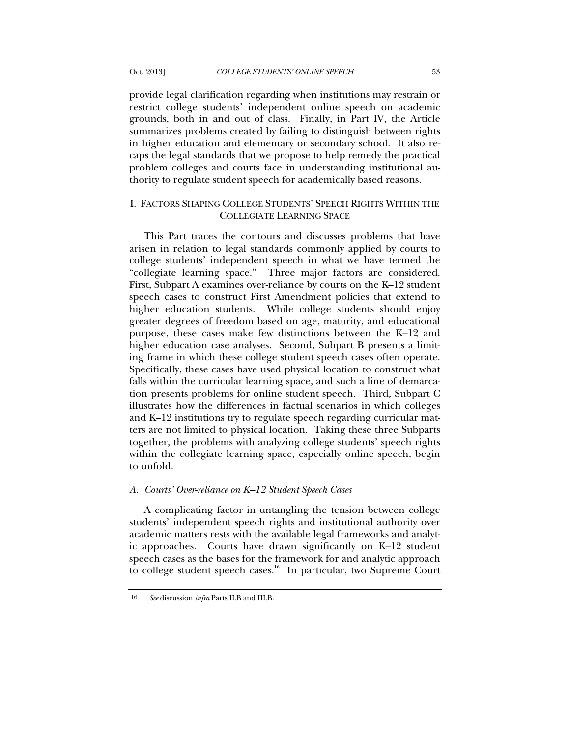provide legal clarification regarding when institutions may restrain or restrict college students' independent online speech on academic grounds, both in and out of class. Finally, in Part IV, the Article summarizes problems created by failing to distinguish between rights in higher education and elementary or secondary school. It also recaps the legal standards that we propose to help remedy the practical problem colleges and courts face in understanding institutional authority to regulate student speech for academically based reasons.

## I. FACTORS SHAPING COLLEGE STUDENTS' SPEECH RIGHTS WITHIN THE COLLEGIATE LEARNING SPACE

This Part traces the contours and discusses problems that have arisen in relation to legal standards commonly applied by courts to college students' independent speech in what we have termed the "collegiate learning space." Three major factors are considered. First, Subpart A examines over-reliance by courts on the K–12 student speech cases to construct First Amendment policies that extend to higher education students. While college students should enjoy greater degrees of freedom based on age, maturity, and educational purpose, these cases make few distinctions between the K–12 and higher education case analyses. Second, Subpart B presents a limiting frame in which these college student speech cases often operate. Specifically, these cases have used physical location to construct what falls within the curricular learning space, and such a line of demarcation presents problems for online student speech. Third, Subpart C illustrates how the differences in factual scenarios in which colleges and K–12 institutions try to regulate speech regarding curricular matters are not limited to physical location. Taking these three Subparts together, the problems with analyzing college students' speech rights within the collegiate learning space, especially online speech, begin to unfold.

### *A. Courts' Over-reliance on K–12 Student Speech Cases*

A complicating factor in untangling the tension between college students' independent speech rights and institutional authority over academic matters rests with the available legal frameworks and analytic approaches. Courts have drawn significantly on K–12 student speech cases as the bases for the framework for and analytic approach to college student speech cases.[16] In particular, two Supreme Court

---

16 *See* discussion *infra* Parts II.B and III.B.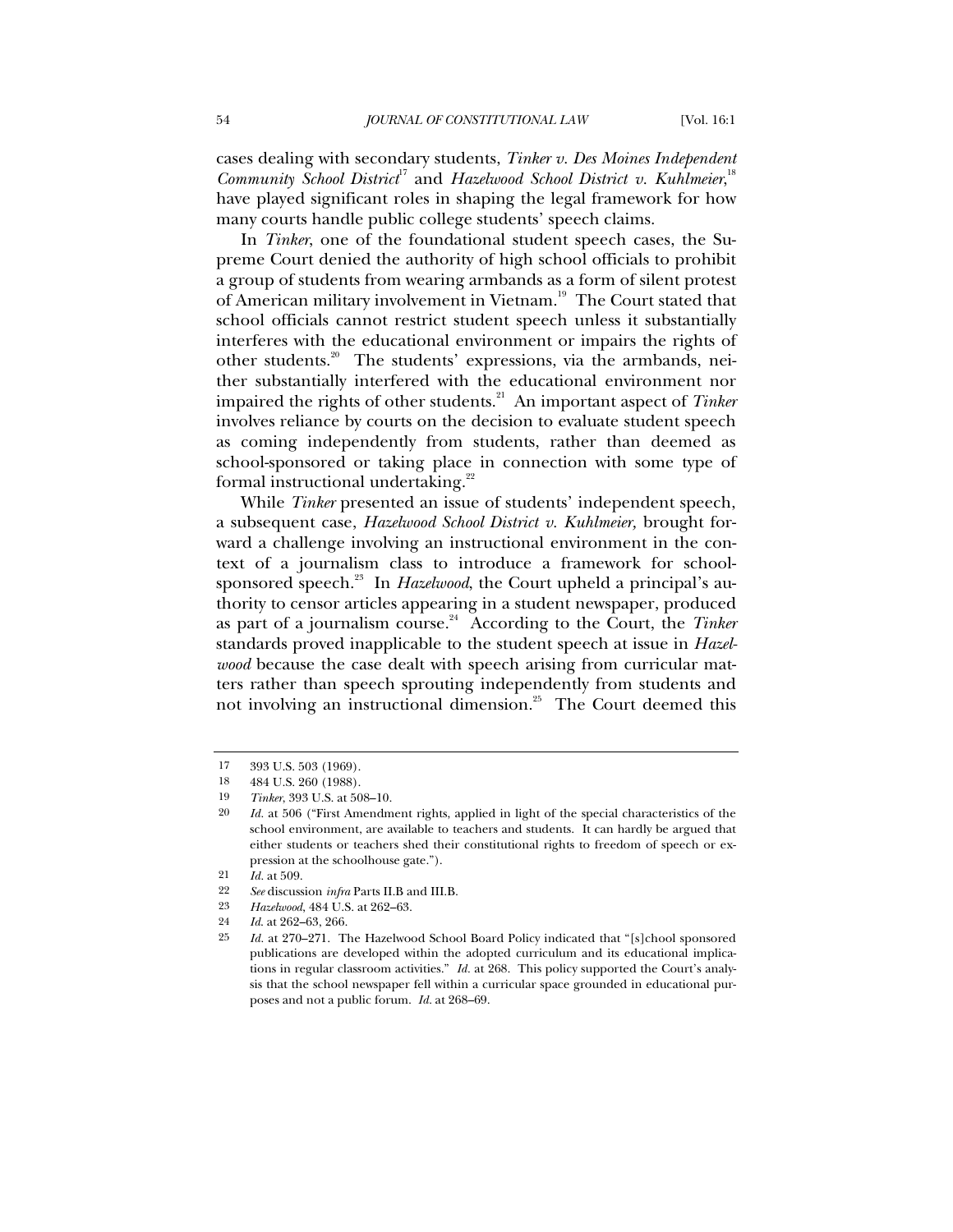cases dealing with secondary students, *Tinker v. Des Moines Independent Community School District*[17] and *Hazelwood School District v. Kuhlmeier*,[18] have played significant roles in shaping the legal framework for how many courts handle public college students' speech claims.

In *Tinker*, one of the foundational student speech cases, the Supreme Court denied the authority of high school officials to prohibit a group of students from wearing armbands as a form of silent protest of American military involvement in Vietnam.[19] The Court stated that school officials cannot restrict student speech unless it substantially interferes with the educational environment or impairs the rights of other students.[20] The students' expressions, via the armbands, neither substantially interfered with the educational environment nor impaired the rights of other students.[21] An important aspect of *Tinker* involves reliance by courts on the decision to evaluate student speech as coming independently from students, rather than deemed as school-sponsored or taking place in connection with some type of formal instructional undertaking.[22]

While *Tinker* presented an issue of students' independent speech, a subsequent case, *Hazelwood School District v. Kuhlmeier,* brought forward a challenge involving an instructional environment in the context of a journalism class to introduce a framework for school-sponsored speech.[23] In *Hazelwood*, the Court upheld a principal's authority to censor articles appearing in a student newspaper, produced as part of a journalism course.[24] According to the Court, the *Tinker* standards proved inapplicable to the student speech at issue in *Hazelwood* because the case dealt with speech arising from curricular matters rather than speech sprouting independently from students and not involving an instructional dimension.[25] The Court deemed this

---

17 393 U.S. 503 (1969).

18 484 U.S. 260 (1988).

19 *Tinker*, 393 U.S. at 508–10.

20 *Id.* at 506 ("First Amendment rights, applied in light of the special characteristics of the school environment, are available to teachers and students. It can hardly be argued that either students or teachers shed their constitutional rights to freedom of speech or expression at the schoolhouse gate.").

21 *Id.* at 509.

22 *See* discussion *infra* Parts II.B and III.B.

23 *Hazelwood*, 484 U.S. at 262–63.

24 *Id.* at 262–63, 266.

25 *Id.* at 270–271. The Hazelwood School Board Policy indicated that "[s]chool sponsored publications are developed within the adopted curriculum and its educational implications in regular classroom activities." *Id.* at 268. This policy supported the Court's analysis that the school newspaper fell within a curricular space grounded in educational purposes and not a public forum. *Id.* at 268–69.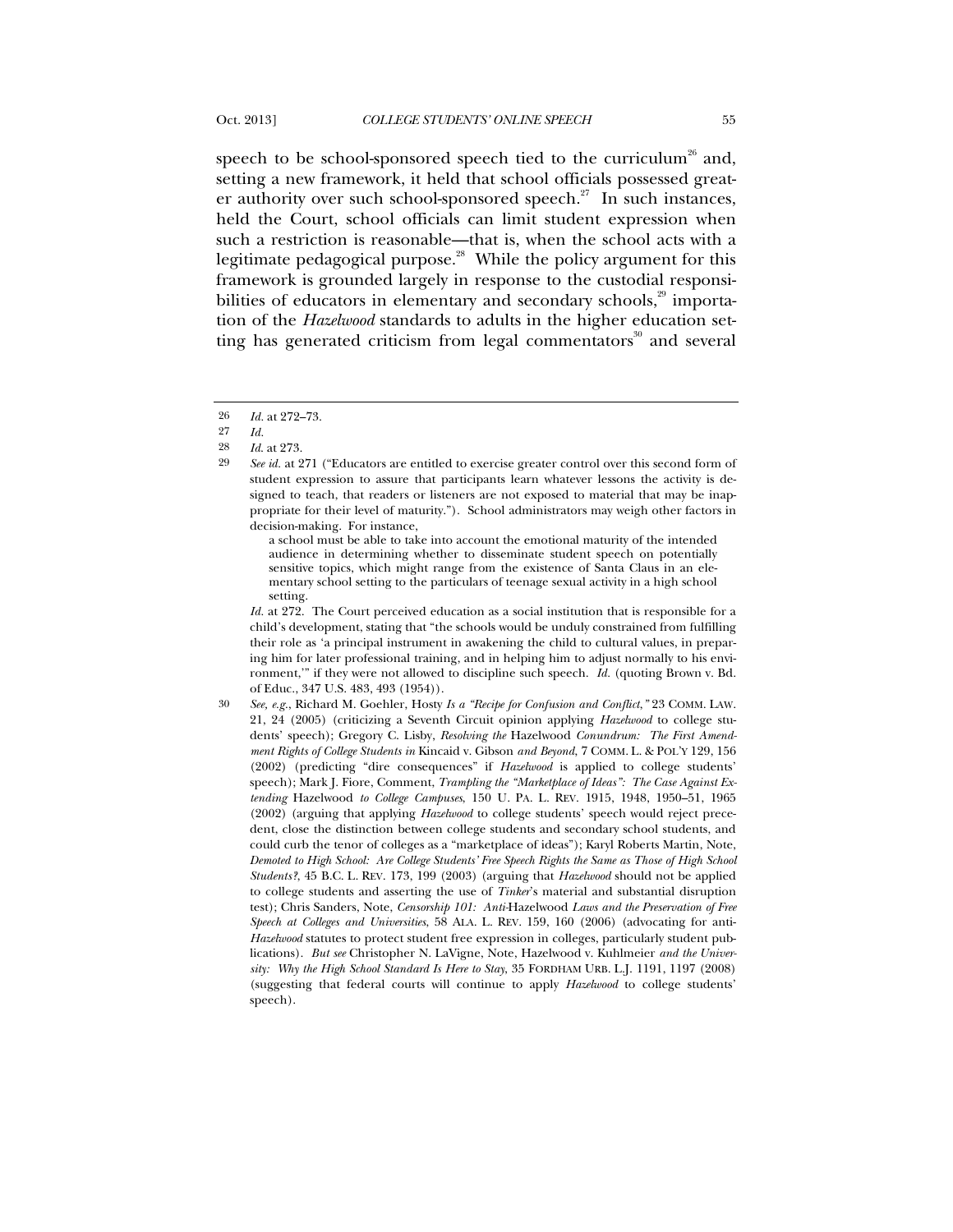speech to be school-sponsored speech tied to the curriculum[26] and, setting a new framework, it held that school officials possessed greater authority over such school-sponsored speech.[27] In such instances, held the Court, school officials can limit student expression when such a restriction is reasonable—that is, when the school acts with a legitimate pedagogical purpose.[28] While the policy argument for this framework is grounded largely in response to the custodial responsibilities of educators in elementary and secondary schools,[29] importation of the *Hazelwood* standards to adults in the higher education setting has generated criticism from legal commentators[30] and several

---

26 *Id.* at 272–73.

27 *Id.*

28 *Id.* at 273.

29 *See id.* at 271 ("Educators are entitled to exercise greater control over this second form of student expression to assure that participants learn whatever lessons the activity is designed to teach, that readers or listeners are not exposed to material that may be inappropriate for their level of maturity."). School administrators may weigh other factors in decision-making. For instance,

> a school must be able to take into account the emotional maturity of the intended audience in determining whether to disseminate student speech on potentially sensitive topics, which might range from the existence of Santa Claus in an elementary school setting to the particulars of teenage sexual activity in a high school setting.

*Id.* at 272. The Court perceived education as a social institution that is responsible for a child's development, stating that "the schools would be unduly constrained from fulfilling their role as 'a principal instrument in awakening the child to cultural values, in preparing him for later professional training, and in helping him to adjust normally to his environment,'" if they were not allowed to discipline such speech. *Id.* (quoting Brown v. Bd. of Educ., 347 U.S. 483, 493 (1954)).

30 *See, e.g.*, Richard M. Goehler, Hosty *Is a "Recipe for Confusion and Conflict,"* 23 COMM. LAW. 21, 24 (2005) (criticizing a Seventh Circuit opinion applying *Hazelwood* to college students' speech); Gregory C. Lisby, *Resolving the* Hazelwood *Conundrum: The First Amendment Rights of College Students in* Kincaid v. Gibson *and Beyond*, 7 COMM. L. & POL'Y 129, 156 (2002) (predicting "dire consequences" if *Hazelwood* is applied to college students' speech); Mark J. Fiore, Comment, *Trampling the "Marketplace of Ideas": The Case Against Extending* Hazelwood *to College Campuses*, 150 U. PA. L. REV. 1915, 1948, 1950–51, 1965 (2002) (arguing that applying *Hazelwood* to college students' speech would reject precedent, close the distinction between college students and secondary school students, and could curb the tenor of colleges as a "marketplace of ideas"); Karyl Roberts Martin, Note, *Demoted to High School: Are College Students' Free Speech Rights the Same as Those of High School Students?*, 45 B.C. L. REV. 173, 199 (2003) (arguing that *Hazelwood* should not be applied to college students and asserting the use of *Tinker*'s material and substantial disruption test); Chris Sanders, Note, *Censorship 101: Anti-*Hazelwood *Laws and the Preservation of Free Speech at Colleges and Universities*, 58 ALA. L. REV. 159, 160 (2006) (advocating for anti-*Hazelwood* statutes to protect student free expression in colleges, particularly student publications). *But see* Christopher N. LaVigne, Note, Hazelwood v. Kuhlmeier *and the University: Why the High School Standard Is Here to Stay*, 35 FORDHAM URB. L.J. 1191, 1197 (2008) (suggesting that federal courts will continue to apply *Hazelwood* to college students' speech).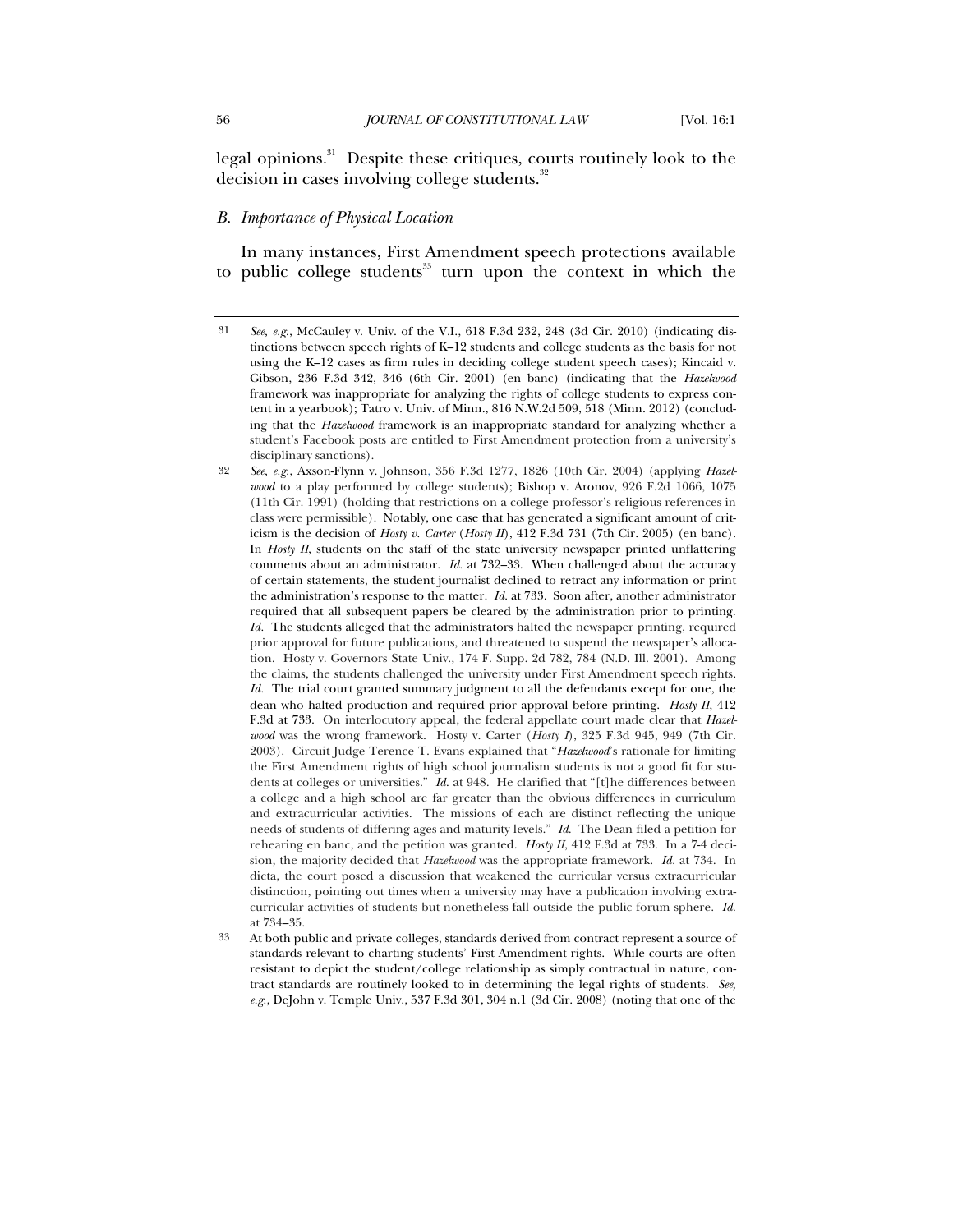legal opinions.[31] Despite these critiques, courts routinely look to the decision in cases involving college students.[32]

### *B. Importance of Physical Location*

In many instances, First Amendment speech protections available to public college students[33] turn upon the context in which the

---

31 *See, e.g.*, McCauley v. Univ. of the V.I., 618 F.3d 232, 248 (3d Cir. 2010) (indicating distinctions between speech rights of K–12 students and college students as the basis for not using the K–12 cases as firm rules in deciding college student speech cases); Kincaid v. Gibson, 236 F.3d 342, 346 (6th Cir. 2001) (en banc) (indicating that the *Hazelwood* framework was inappropriate for analyzing the rights of college students to express content in a yearbook); Tatro v. Univ. of Minn., 816 N.W.2d 509, 518 (Minn. 2012) (concluding that the *Hazelwood* framework is an inappropriate standard for analyzing whether a student's Facebook posts are entitled to First Amendment protection from a university's disciplinary sanctions).

32 *See, e.g.*, Axson-Flynn v. Johnson, 356 F.3d 1277, 1826 (10th Cir. 2004) (applying *Hazelwood* to a play performed by college students); Bishop v. Aronov, 926 F.2d 1066, 1075 (11th Cir. 1991) (holding that restrictions on a college professor's religious references in class were permissible). Notably, one case that has generated a significant amount of criticism is the decision of *Hosty v. Carter* (*Hosty II*), 412 F.3d 731 (7th Cir. 2005) (en banc). In *Hosty II*, students on the staff of the state university newspaper printed unflattering comments about an administrator. *Id.* at 732–33. When challenged about the accuracy of certain statements, the student journalist declined to retract any information or print the administration's response to the matter. *Id.* at 733. Soon after, another administrator required that all subsequent papers be cleared by the administration prior to printing. *Id.* The students alleged that the administrators halted the newspaper printing, required prior approval for future publications, and threatened to suspend the newspaper's allocation. Hosty v. Governors State Univ., 174 F. Supp. 2d 782, 784 (N.D. Ill. 2001). Among the claims, the students challenged the university under First Amendment speech rights. *Id.* The trial court granted summary judgment to all the defendants except for one, the dean who halted production and required prior approval before printing. *Hosty II*, 412 F.3d at 733. On interlocutory appeal, the federal appellate court made clear that *Hazelwood* was the wrong framework. Hosty v. Carter (*Hosty I*), 325 F.3d 945, 949 (7th Cir. 2003). Circuit Judge Terence T. Evans explained that "*Hazelwood*'s rationale for limiting the First Amendment rights of high school journalism students is not a good fit for students at colleges or universities." *Id.* at 948. He clarified that "[t]he differences between a college and a high school are far greater than the obvious differences in curriculum and extracurricular activities. The missions of each are distinct reflecting the unique needs of students of differing ages and maturity levels." *Id.* The Dean filed a petition for rehearing en banc, and the petition was granted. *Hosty II*, 412 F.3d at 733. In a 7-4 decision, the majority decided that *Hazelwood* was the appropriate framework. *Id.* at 734. In dicta, the court posed a discussion that weakened the curricular versus extracurricular distinction, pointing out times when a university may have a publication involving extracurricular activities of students but nonetheless fall outside the public forum sphere. *Id.* at 734–35.

33 At both public and private colleges, standards derived from contract represent a source of standards relevant to charting students' First Amendment rights. While courts are often resistant to depict the student/college relationship as simply contractual in nature, contract standards are routinely looked to in determining the legal rights of students. *See, e.g.*, DeJohn v. Temple Univ., 537 F.3d 301, 304 n.1 (3d Cir. 2008) (noting that one of the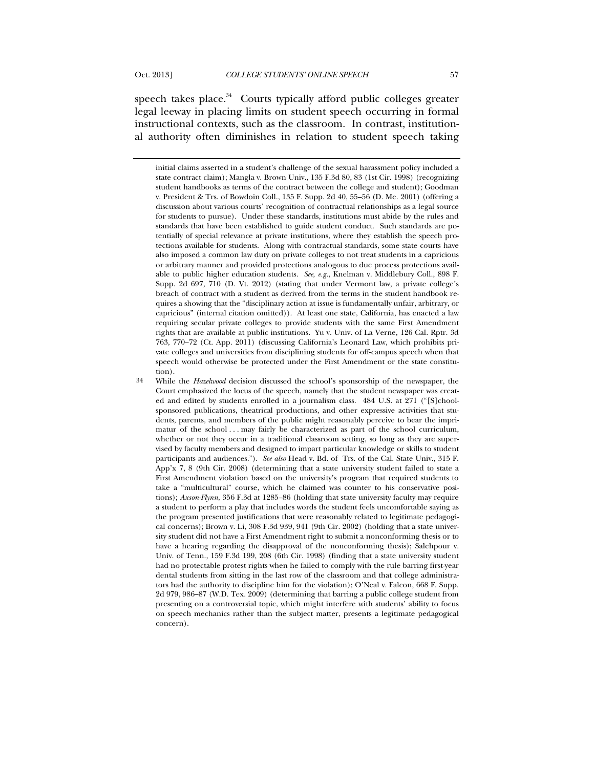speech takes place.[34] Courts typically afford public colleges greater legal leeway in placing limits on student speech occurring in formal instructional contexts, such as the classroom. In contrast, institutional authority often diminishes in relation to student speech taking

---

initial claims asserted in a student's challenge of the sexual harassment policy included a state contract claim); Mangla v. Brown Univ., 135 F.3d 80, 83 (1st Cir. 1998) (recognizing student handbooks as terms of the contract between the college and student); Goodman v. President & Trs. of Bowdoin Coll., 135 F. Supp. 2d 40, 55–56 (D. Me. 2001) (offering a discussion about various courts' recognition of contractual relationships as a legal source for students to pursue). Under these standards, institutions must abide by the rules and standards that have been established to guide student conduct. Such standards are potentially of special relevance at private institutions, where they establish the speech protections available for students. Along with contractual standards, some state courts have also imposed a common law duty on private colleges to not treat students in a capricious or arbitrary manner and provided protections analogous to due process protections available to public higher education students. *See, e.g.*, Knelman v. Middlebury Coll., 898 F. Supp. 2d 697, 710 (D. Vt. 2012) (stating that under Vermont law, a private college's breach of contract with a student as derived from the terms in the student handbook requires a showing that the "disciplinary action at issue is fundamentally unfair, arbitrary, or capricious" (internal citation omitted)). At least one state, California, has enacted a law requiring secular private colleges to provide students with the same First Amendment rights that are available at public institutions. Yu v. Univ. of La Verne, 126 Cal. Rptr. 3d 763, 770–72 (Ct. App. 2011) (discussing California's Leonard Law, which prohibits private colleges and universities from disciplining students for off-campus speech when that speech would otherwise be protected under the First Amendment or the state constitution).

34 While the *Hazelwood* decision discussed the school's sponsorship of the newspaper, the Court emphasized the locus of the speech, namely that the student newspaper was created and edited by students enrolled in a journalism class. 484 U.S. at 271 ("[S]chool-sponsored publications, theatrical productions, and other expressive activities that students, parents, and members of the public might reasonably perceive to bear the imprimatur of the school . . . may fairly be characterized as part of the school curriculum, whether or not they occur in a traditional classroom setting, so long as they are supervised by faculty members and designed to impart particular knowledge or skills to student participants and audiences."). *See also* Head v. Bd. of Trs. of the Cal. State Univ., 315 F. App'x 7, 8 (9th Cir. 2008) (determining that a state university student failed to state a First Amendment violation based on the university's program that required students to take a "multicultural" course, which he claimed was counter to his conservative positions); *Axson-Flynn*, 356 F.3d at 1285–86 (holding that state university faculty may require a student to perform a play that includes words the student feels uncomfortable saying as the program presented justifications that were reasonably related to legitimate pedagogical concerns); Brown v. Li, 308 F.3d 939, 941 (9th Cir. 2002) (holding that a state university student did not have a First Amendment right to submit a nonconforming thesis or to have a hearing regarding the disapproval of the nonconforming thesis); Salehpour v. Univ. of Tenn., 159 F.3d 199, 208 (6th Cir. 1998) (finding that a state university student had no protectable protest rights when he failed to comply with the rule barring first-year dental students from sitting in the last row of the classroom and that college administrators had the authority to discipline him for the violation); O'Neal v. Falcon, 668 F. Supp. 2d 979, 986–87 (W.D. Tex. 2009) (determining that barring a public college student from presenting on a controversial topic, which might interfere with students' ability to focus on speech mechanics rather than the subject matter, presents a legitimate pedagogical concern).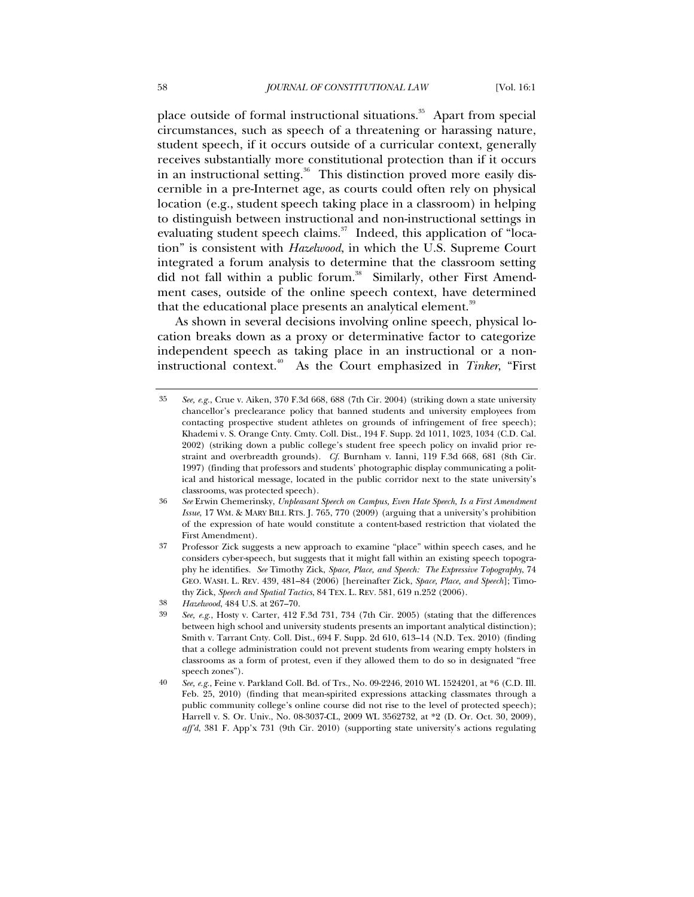place outside of formal instructional situations.[35] Apart from special circumstances, such as speech of a threatening or harassing nature, student speech, if it occurs outside of a curricular context, generally receives substantially more constitutional protection than if it occurs in an instructional setting.[36] This distinction proved more easily discernible in a pre-Internet age, as courts could often rely on physical location (e.g., student speech taking place in a classroom) in helping to distinguish between instructional and non-instructional settings in evaluating student speech claims.[37] Indeed, this application of "location" is consistent with *Hazelwood*, in which the U.S. Supreme Court integrated a forum analysis to determine that the classroom setting did not fall within a public forum.[38] Similarly, other First Amendment cases, outside of the online speech context, have determined that the educational place presents an analytical element.[39]

As shown in several decisions involving online speech, physical location breaks down as a proxy or determinative factor to categorize independent speech as taking place in an instructional or a non-instructional context.[40] As the Court emphasized in *Tinker*, "First

---

35 *See, e.g.*, Crue v. Aiken, 370 F.3d 668, 688 (7th Cir. 2004) (striking down a state university chancellor's preclearance policy that banned students and university employees from contacting prospective student athletes on grounds of infringement of free speech); Khademi v. S. Orange Cnty. Cmty. Coll. Dist., 194 F. Supp. 2d 1011, 1023, 1034 (C.D. Cal. 2002) (striking down a public college's student free speech policy on invalid prior restraint and overbreadth grounds). *Cf.* Burnham v. Ianni, 119 F.3d 668, 681 (8th Cir. 1997) (finding that professors and students' photographic display communicating a political and historical message, located in the public corridor next to the state university's classrooms, was protected speech).

36 *See* Erwin Chemerinsky, *Unpleasant Speech on Campus, Even Hate Speech, Is a First Amendment Issue*, 17 WM. & MARY BILL RTS. J. 765, 770 (2009) (arguing that a university's prohibition of the expression of hate would constitute a content-based restriction that violated the First Amendment).

37 Professor Zick suggests a new approach to examine "place" within speech cases, and he considers cyber-speech, but suggests that it might fall within an existing speech topography he identifies. *See* Timothy Zick, *Space, Place, and Speech: The Expressive Topography*, 74 GEO. WASH. L. REV. 439, 481–84 (2006) [hereinafter Zick, *Space, Place, and Speech*]; Timothy Zick, *Speech and Spatial Tactics*, 84 TEX. L. REV. 581, 619 n.252 (2006).

38 *Hazelwood*, 484 U.S. at 267–70.

39 *See, e.g.*, Hosty v. Carter, 412 F.3d 731, 734 (7th Cir. 2005) (stating that the differences between high school and university students presents an important analytical distinction); Smith v. Tarrant Cnty. Coll. Dist., 694 F. Supp. 2d 610, 613–14 (N.D. Tex. 2010) (finding that a college administration could not prevent students from wearing empty holsters in classrooms as a form of protest, even if they allowed them to do so in designated "free speech zones").

40 *See, e.g.*, Feine v. Parkland Coll. Bd. of Trs., No. 09-2246, 2010 WL 1524201, at *6 (C.D. Ill. Feb. 25, 2010) (finding that mean-spirited expressions attacking classmates through a public community college's online course did not rise to the level of protected speech); Harrell v. S. Or. Univ., No. 08-3037-CL, 2009 WL 3562732, at *2 (D. Or. Oct. 30, 2009), *aff'd*, 381 F. App'x 731 (9th Cir. 2010) (supporting state university's actions regulating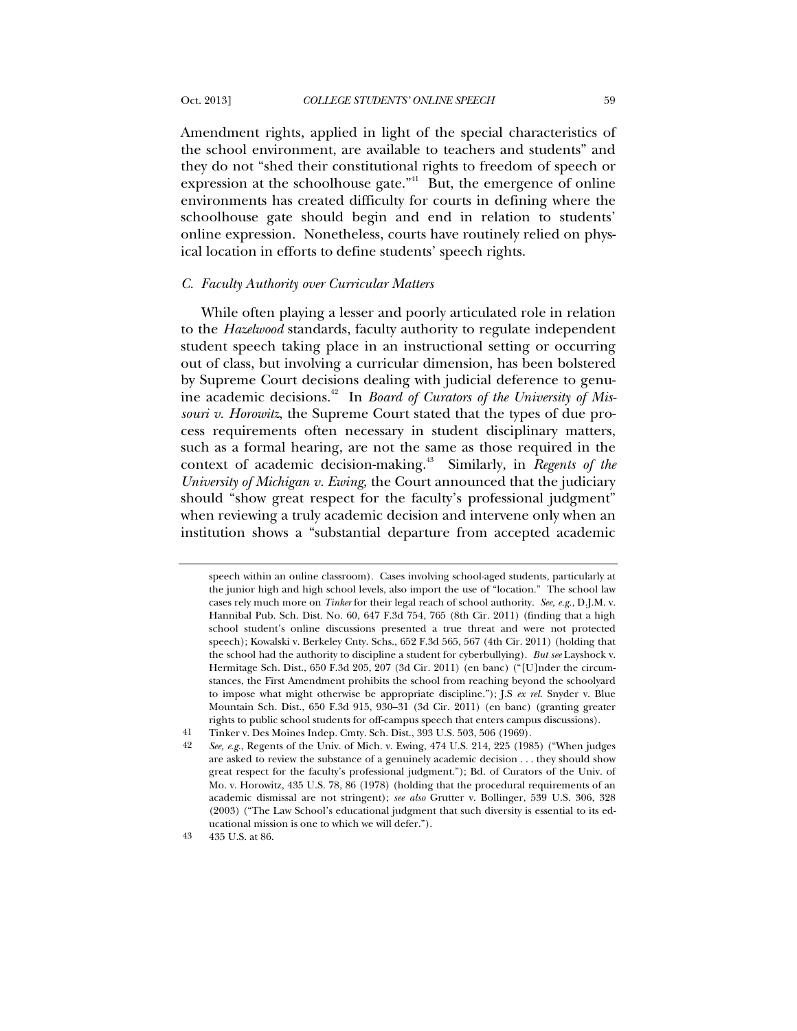Amendment rights, applied in light of the special characteristics of the school environment, are available to teachers and students" and they do not "shed their constitutional rights to freedom of speech or expression at the schoolhouse gate."[41] But, the emergence of online environments has created difficulty for courts in defining where the schoolhouse gate should begin and end in relation to students' online expression. Nonetheless, courts have routinely relied on physical location in efforts to define students' speech rights.

### *C. Faculty Authority over Curricular Matters*

While often playing a lesser and poorly articulated role in relation to the *Hazelwood* standards, faculty authority to regulate independent student speech taking place in an instructional setting or occurring out of class, but involving a curricular dimension, has been bolstered by Supreme Court decisions dealing with judicial deference to genuine academic decisions.[42] In *Board of Curators of the University of Missouri v. Horowitz*, the Supreme Court stated that the types of due process requirements often necessary in student disciplinary matters, such as a formal hearing, are not the same as those required in the context of academic decision-making.[43] Similarly, in *Regents of the University of Michigan v. Ewing*, the Court announced that the judiciary should "show great respect for the faculty's professional judgment" when reviewing a truly academic decision and intervene only when an institution shows a "substantial departure from accepted academic

---

speech within an online classroom). Cases involving school-aged students, particularly at the junior high and high school levels, also import the use of "location." The school law cases rely much more on *Tinker* for their legal reach of school authority. *See, e.g.*, D.J.M. v. Hannibal Pub. Sch. Dist. No. 60, 647 F.3d 754, 765 (8th Cir. 2011) (finding that a high school student's online discussions presented a true threat and were not protected speech); Kowalski v. Berkeley Cnty. Schs., 652 F.3d 565, 567 (4th Cir. 2011) (holding that the school had the authority to discipline a student for cyberbullying). *But see* Layshock v. Hermitage Sch. Dist., 650 F.3d 205, 207 (3d Cir. 2011) (en banc) ("[U]nder the circumstances, the First Amendment prohibits the school from reaching beyond the schoolyard to impose what might otherwise be appropriate discipline."); J.S *ex rel.* Snyder v. Blue Mountain Sch. Dist., 650 F.3d 915, 930–31 (3d Cir. 2011) (en banc) (granting greater rights to public school students for off-campus speech that enters campus discussions).

41 Tinker v. Des Moines Indep. Cmty. Sch. Dist., 393 U.S. 503, 506 (1969).

42 *See, e.g.*, Regents of the Univ. of Mich. v. Ewing, 474 U.S. 214, 225 (1985) ("When judges are asked to review the substance of a genuinely academic decision . . . they should show great respect for the faculty's professional judgment."); Bd. of Curators of the Univ. of Mo. v. Horowitz, 435 U.S. 78, 86 (1978) (holding that the procedural requirements of an academic dismissal are not stringent); *see also* Grutter v. Bollinger, 539 U.S. 306, 328 (2003) ("The Law School's educational judgment that such diversity is essential to its educational mission is one to which we will defer.").

43 435 U.S. at 86.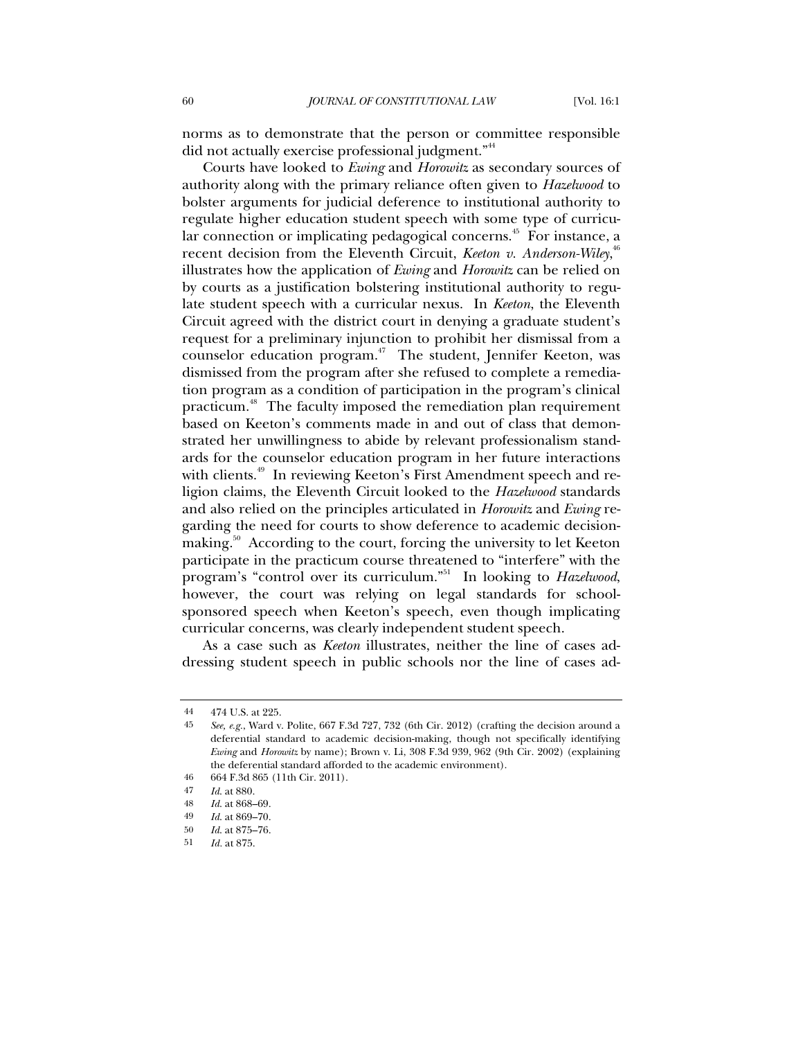norms as to demonstrate that the person or committee responsible did not actually exercise professional judgment."[44]

Courts have looked to *Ewing* and *Horowitz* as secondary sources of authority along with the primary reliance often given to *Hazelwood* to bolster arguments for judicial deference to institutional authority to regulate higher education student speech with some type of curricular connection or implicating pedagogical concerns.[45] For instance, a recent decision from the Eleventh Circuit, *Keeton v. Anderson-Wiley*,[46] illustrates how the application of *Ewing* and *Horowitz* can be relied on by courts as a justification bolstering institutional authority to regulate student speech with a curricular nexus. In *Keeton*, the Eleventh Circuit agreed with the district court in denying a graduate student's request for a preliminary injunction to prohibit her dismissal from a counselor education program.[47] The student, Jennifer Keeton, was dismissed from the program after she refused to complete a remediation program as a condition of participation in the program's clinical practicum.[48] The faculty imposed the remediation plan requirement based on Keeton's comments made in and out of class that demonstrated her unwillingness to abide by relevant professionalism standards for the counselor education program in her future interactions with clients.[49] In reviewing Keeton's First Amendment speech and religion claims, the Eleventh Circuit looked to the *Hazelwood* standards and also relied on the principles articulated in *Horowitz* and *Ewing* regarding the need for courts to show deference to academic decision-making.[50] According to the court, forcing the university to let Keeton participate in the practicum course threatened to "interfere" with the program's "control over its curriculum."[51] In looking to *Hazelwood*, however, the court was relying on legal standards for school-sponsored speech when Keeton's speech, even though implicating curricular concerns, was clearly independent student speech.

As a case such as *Keeton* illustrates, neither the line of cases addressing student speech in public schools nor the line of cases ad-

---

44 474 U.S. at 225.

45 *See, e.g.*, Ward v. Polite, 667 F.3d 727, 732 (6th Cir. 2012) (crafting the decision around a deferential standard to academic decision-making, though not specifically identifying *Ewing* and *Horowitz* by name); Brown v. Li, 308 F.3d 939, 962 (9th Cir. 2002) (explaining the deferential standard afforded to the academic environment).

46 664 F.3d 865 (11th Cir. 2011).

47 *Id.* at 880.

48 *Id.* at 868–69.

49 *Id.* at 869–70.

50 *Id.* at 875–76.

51 *Id.* at 875.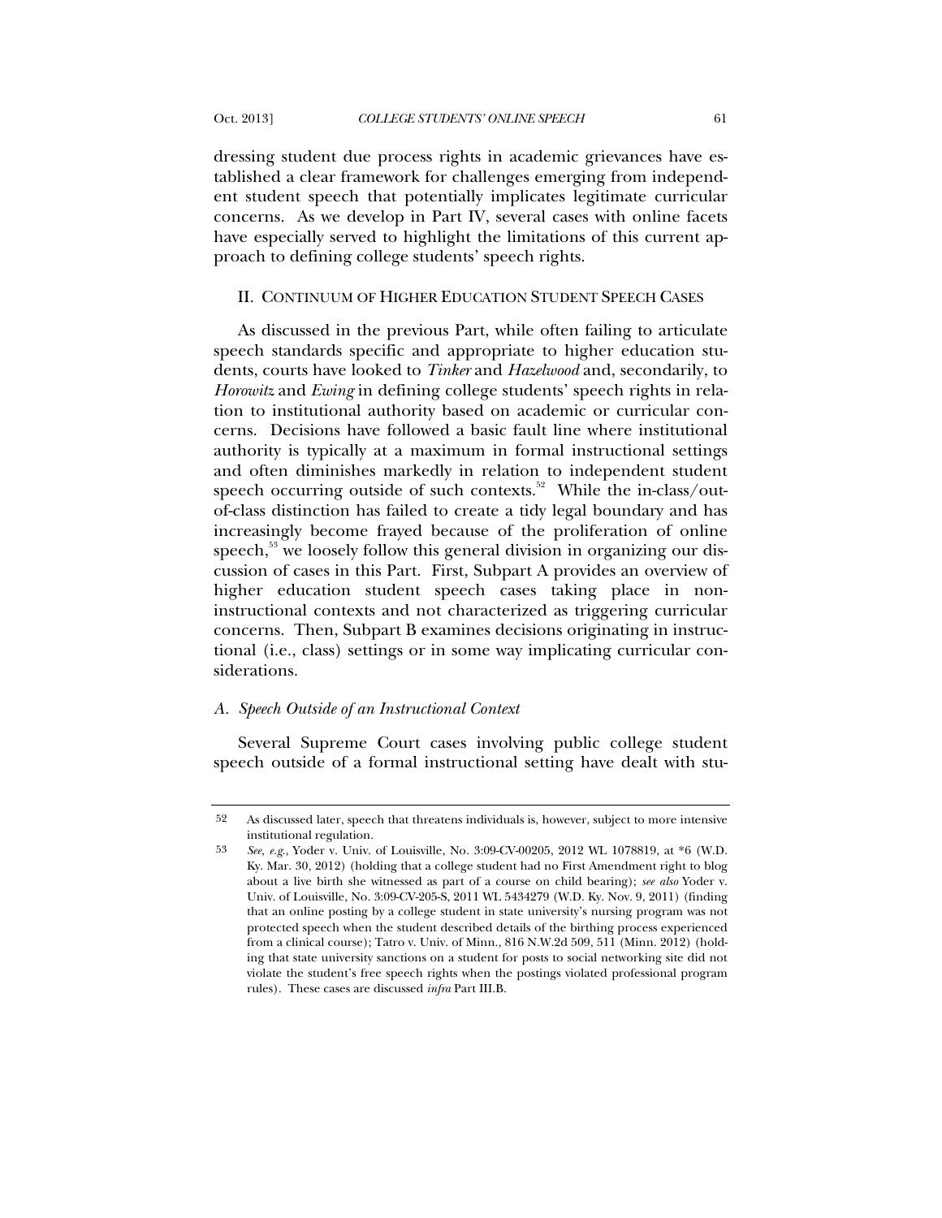dressing student due process rights in academic grievances have established a clear framework for challenges emerging from independent student speech that potentially implicates legitimate curricular concerns. As we develop in Part IV, several cases with online facets have especially served to highlight the limitations of this current approach to defining college students' speech rights.

## II. Continuum of Higher Education Student Speech Cases

As discussed in the previous Part, while often failing to articulate speech standards specific and appropriate to higher education students, courts have looked to *Tinker* and *Hazelwood* and, secondarily, to *Horowitz* and *Ewing* in defining college students' speech rights in relation to institutional authority based on academic or curricular concerns. Decisions have followed a basic fault line where institutional authority is typically at a maximum in formal instructional settings and often diminishes markedly in relation to independent student speech occurring outside of such contexts.[52] While the in-class/out-of-class distinction has failed to create a tidy legal boundary and has increasingly become frayed because of the proliferation of online speech,[53] we loosely follow this general division in organizing our discussion of cases in this Part. First, Subpart A provides an overview of higher education student speech cases taking place in non-instructional contexts and not characterized as triggering curricular concerns. Then, Subpart B examines decisions originating in instructional (i.e., class) settings or in some way implicating curricular considerations.

### *A. Speech Outside of an Instructional Context*

Several Supreme Court cases involving public college student speech outside of a formal instructional setting have dealt with stu-

---

52 As discussed later, speech that threatens individuals is, however, subject to more intensive institutional regulation.

53 *See, e.g.*, Yoder v. Univ. of Louisville, No. 3:09-CV-00205, 2012 WL 1078819, at *6 (W.D. Ky. Mar. 30, 2012) (holding that a college student had no First Amendment right to blog about a live birth she witnessed as part of a course on child bearing); *see also* Yoder v. Univ. of Louisville, No. 3:09-CV-205-S, 2011 WL 5434279 (W.D. Ky. Nov. 9, 2011) (finding that an online posting by a college student in state university's nursing program was not protected speech when the student described details of the birthing process experienced from a clinical course); Tatro v. Univ. of Minn., 816 N.W.2d 509, 511 (Minn. 2012) (holding that state university sanctions on a student for posts to social networking site did not violate the student's free speech rights when the postings violated professional program rules). These cases are discussed *infra* Part III.B.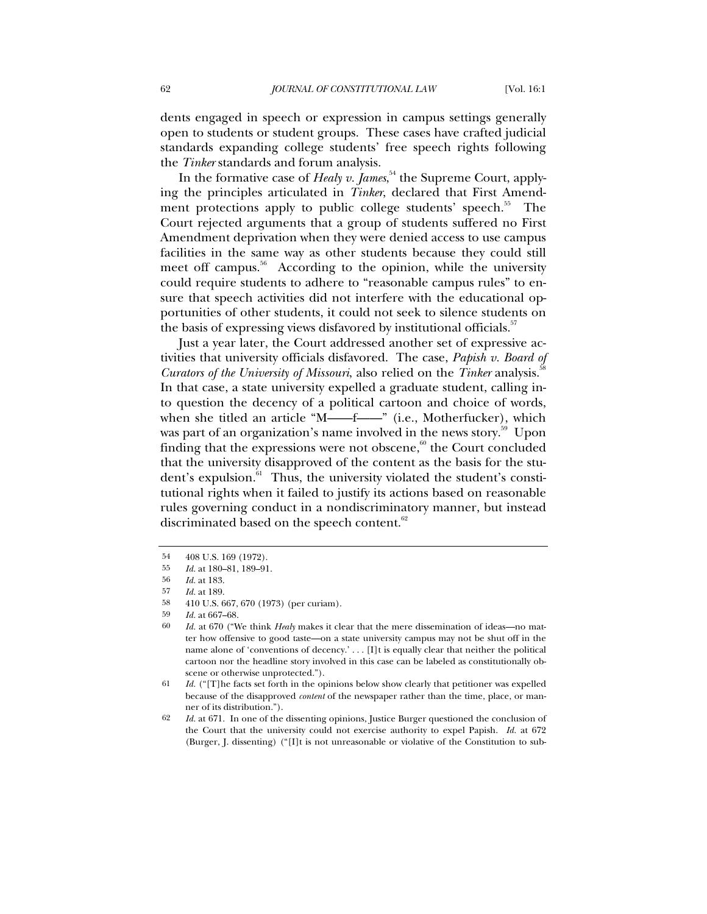dents engaged in speech or expression in campus settings generally open to students or student groups. These cases have crafted judicial standards expanding college students' free speech rights following the *Tinker* standards and forum analysis.

In the formative case of *Healy v. James*,[54] the Supreme Court, applying the principles articulated in *Tinker*, declared that First Amendment protections apply to public college students' speech.[55] The Court rejected arguments that a group of students suffered no First Amendment deprivation when they were denied access to use campus facilities in the same way as other students because they could still meet off campus.[56] According to the opinion, while the university could require students to adhere to "reasonable campus rules" to ensure that speech activities did not interfere with the educational opportunities of other students, it could not seek to silence students on the basis of expressing views disfavored by institutional officials.[57]

Just a year later, the Court addressed another set of expressive activities that university officials disfavored. The case, *Papish v. Board of Curators of the University of Missouri*, also relied on the *Tinker* analysis.[58] In that case, a state university expelled a graduate student, calling into question the decency of a political cartoon and choice of words, when she titled an article "M——f——" (i.e., Motherfucker), which was part of an organization's name involved in the news story.[59] Upon finding that the expressions were not obscene,[60] the Court concluded that the university disapproved of the content as the basis for the student's expulsion.[61] Thus, the university violated the student's constitutional rights when it failed to justify its actions based on reasonable rules governing conduct in a nondiscriminatory manner, but instead discriminated based on the speech content.[62]

---

54 408 U.S. 169 (1972).

55 *Id.* at 180–81, 189–91.

56 *Id.* at 183.

57 *Id.* at 189.

58 410 U.S. 667, 670 (1973) (per curiam).

59 *Id.* at 667–68.

60 *Id.* at 670 ("We think *Healy* makes it clear that the mere dissemination of ideas—no matter how offensive to good taste—on a state university campus may not be shut off in the name alone of 'conventions of decency.' . . . [I]t is equally clear that neither the political cartoon nor the headline story involved in this case can be labeled as constitutionally obscene or otherwise unprotected.").

61 *Id.* ("[T]he facts set forth in the opinions below show clearly that petitioner was expelled because of the disapproved *content* of the newspaper rather than the time, place, or manner of its distribution.").

62 *Id.* at 671. In one of the dissenting opinions, Justice Burger questioned the conclusion of the Court that the university could not exercise authority to expel Papish. *Id.* at 672 (Burger, J. dissenting) ("[I]t is not unreasonable or violative of the Constitution to sub-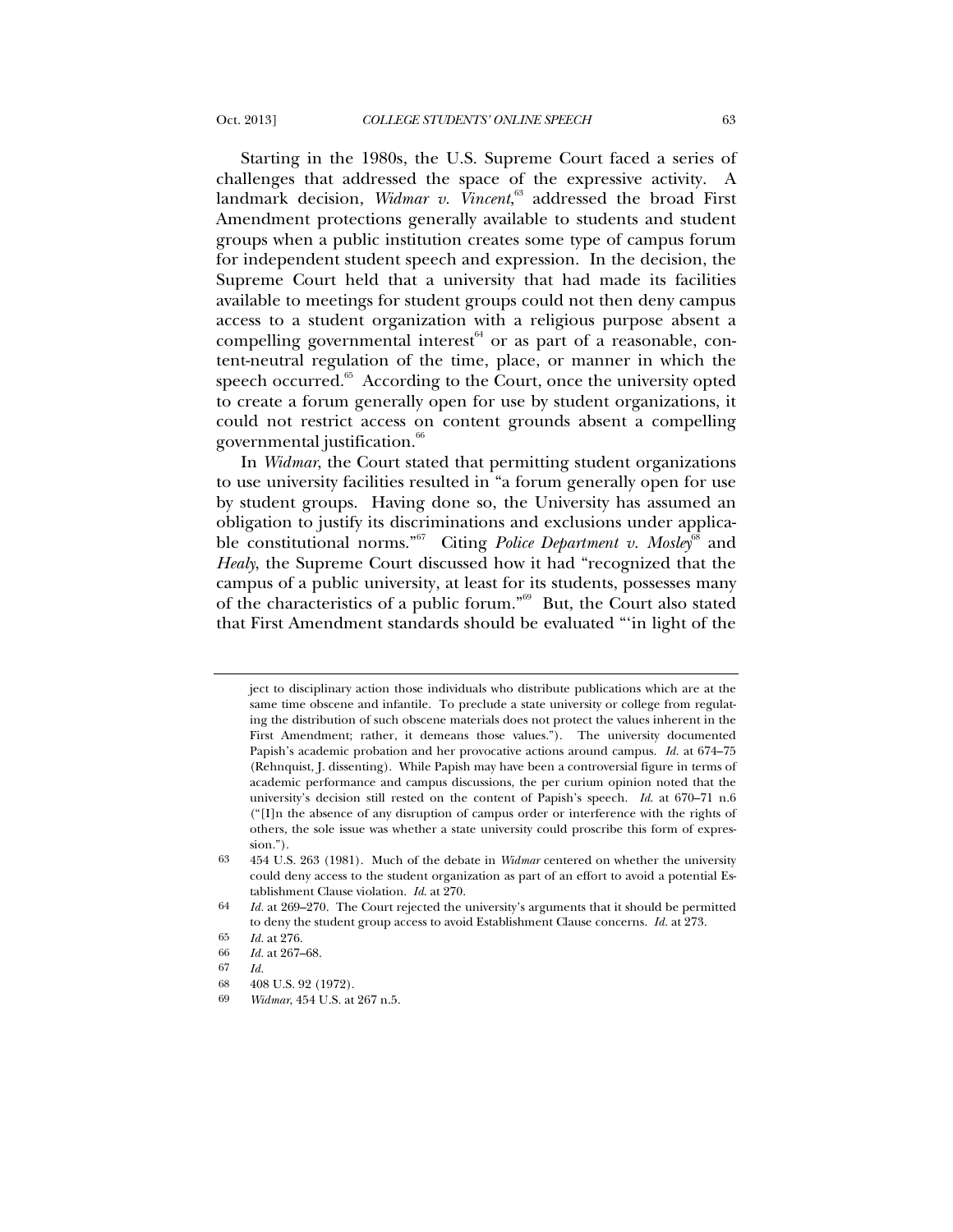Starting in the 1980s, the U.S. Supreme Court faced a series of challenges that addressed the space of the expressive activity. A landmark decision, *Widmar v. Vincent*,[63] addressed the broad First Amendment protections generally available to students and student groups when a public institution creates some type of campus forum for independent student speech and expression. In the decision, the Supreme Court held that a university that had made its facilities available to meetings for student groups could not then deny campus access to a student organization with a religious purpose absent a compelling governmental interest[64] or as part of a reasonable, content-neutral regulation of the time, place, or manner in which the speech occurred.[65] According to the Court, once the university opted to create a forum generally open for use by student organizations, it could not restrict access on content grounds absent a compelling governmental justification.[66]

In *Widmar*, the Court stated that permitting student organizations to use university facilities resulted in "a forum generally open for use by student groups. Having done so, the University has assumed an obligation to justify its discriminations and exclusions under applicable constitutional norms."[67] Citing *Police Department v. Mosley*[68] and *Healy*, the Supreme Court discussed how it had "recognized that the campus of a public university, at least for its students, possesses many of the characteristics of a public forum."[69] But, the Court also stated that First Amendment standards should be evaluated "'in light of the

---

ject to disciplinary action those individuals who distribute publications which are at the same time obscene and infantile. To preclude a state university or college from regulating the distribution of such obscene materials does not protect the values inherent in the First Amendment; rather, it demeans those values."). The university documented Papish's academic probation and her provocative actions around campus. *Id.* at 674–75 (Rehnquist, J. dissenting). While Papish may have been a controversial figure in terms of academic performance and campus discussions, the per curium opinion noted that the university's decision still rested on the content of Papish's speech. *Id.* at 670–71 n.6 ("[I]n the absence of any disruption of campus order or interference with the rights of others, the sole issue was whether a state university could proscribe this form of expression.").

63 454 U.S. 263 (1981). Much of the debate in *Widmar* centered on whether the university could deny access to the student organization as part of an effort to avoid a potential Establishment Clause violation. *Id.* at 270.

64 *Id.* at 269–270. The Court rejected the university's arguments that it should be permitted to deny the student group access to avoid Establishment Clause concerns. *Id.* at 273.

65 *Id.* at 276.

66 *Id.* at 267–68.

67 *Id.*

68 408 U.S. 92 (1972).

69 *Widmar*, 454 U.S. at 267 n.5.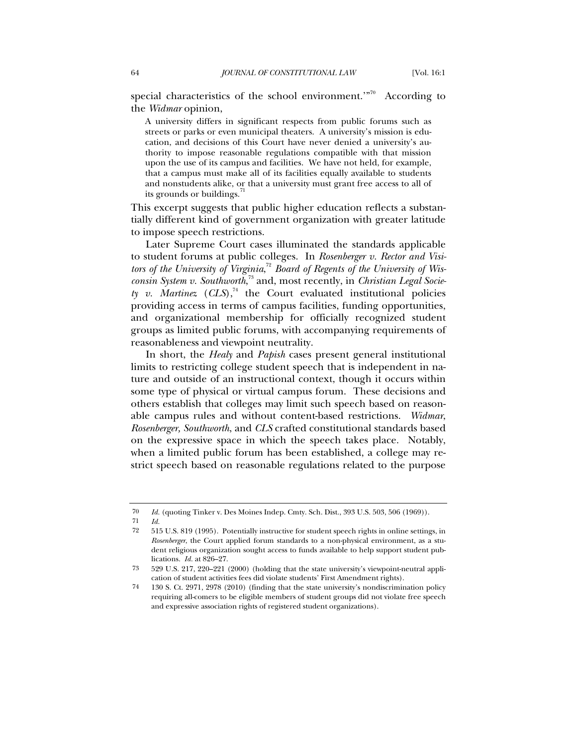special characteristics of the school environment.'"[70] According to the *Widmar* opinion,

> A university differs in significant respects from public forums such as streets or parks or even municipal theaters. A university's mission is education, and decisions of this Court have never denied a university's authority to impose reasonable regulations compatible with that mission upon the use of its campus and facilities. We have not held, for example, that a campus must make all of its facilities equally available to students and nonstudents alike, or that a university must grant free access to all of its grounds or buildings.[71]

This excerpt suggests that public higher education reflects a substantially different kind of government organization with greater latitude to impose speech restrictions.

Later Supreme Court cases illuminated the standards applicable to student forums at public colleges. In *Rosenberger v. Rector and Visitors of the University of Virginia*,[72] *Board of Regents of the University of Wisconsin System v. Southworth*,[73] and, most recently, in *Christian Legal Society v. Martinez* (*CLS*),[74] the Court evaluated institutional policies providing access in terms of campus facilities, funding opportunities, and organizational membership for officially recognized student groups as limited public forums, with accompanying requirements of reasonableness and viewpoint neutrality.

In short, the *Healy* and *Papish* cases present general institutional limits to restricting college student speech that is independent in nature and outside of an instructional context, though it occurs within some type of physical or virtual campus forum. These decisions and others establish that colleges may limit such speech based on reasonable campus rules and without content-based restrictions. *Widmar*, *Rosenberger*, *Southworth*, and *CLS* crafted constitutional standards based on the expressive space in which the speech takes place. Notably, when a limited public forum has been established, a college may restrict speech based on reasonable regulations related to the purpose

---

70 *Id.* (quoting Tinker v. Des Moines Indep. Cmty. Sch. Dist., 393 U.S. 503, 506 (1969)).

71 *Id.*

72 515 U.S. 819 (1995). Potentially instructive for student speech rights in online settings, in *Rosenberger*, the Court applied forum standards to a non-physical environment, as a student religious organization sought access to funds available to help support student publications. *Id.* at 826–27.

73 529 U.S. 217, 220–221 (2000) (holding that the state university's viewpoint-neutral application of student activities fees did violate students' First Amendment rights).

74 130 S. Ct. 2971, 2978 (2010) (finding that the state university's nondiscrimination policy requiring all-comers to be eligible members of student groups did not violate free speech and expressive association rights of registered student organizations).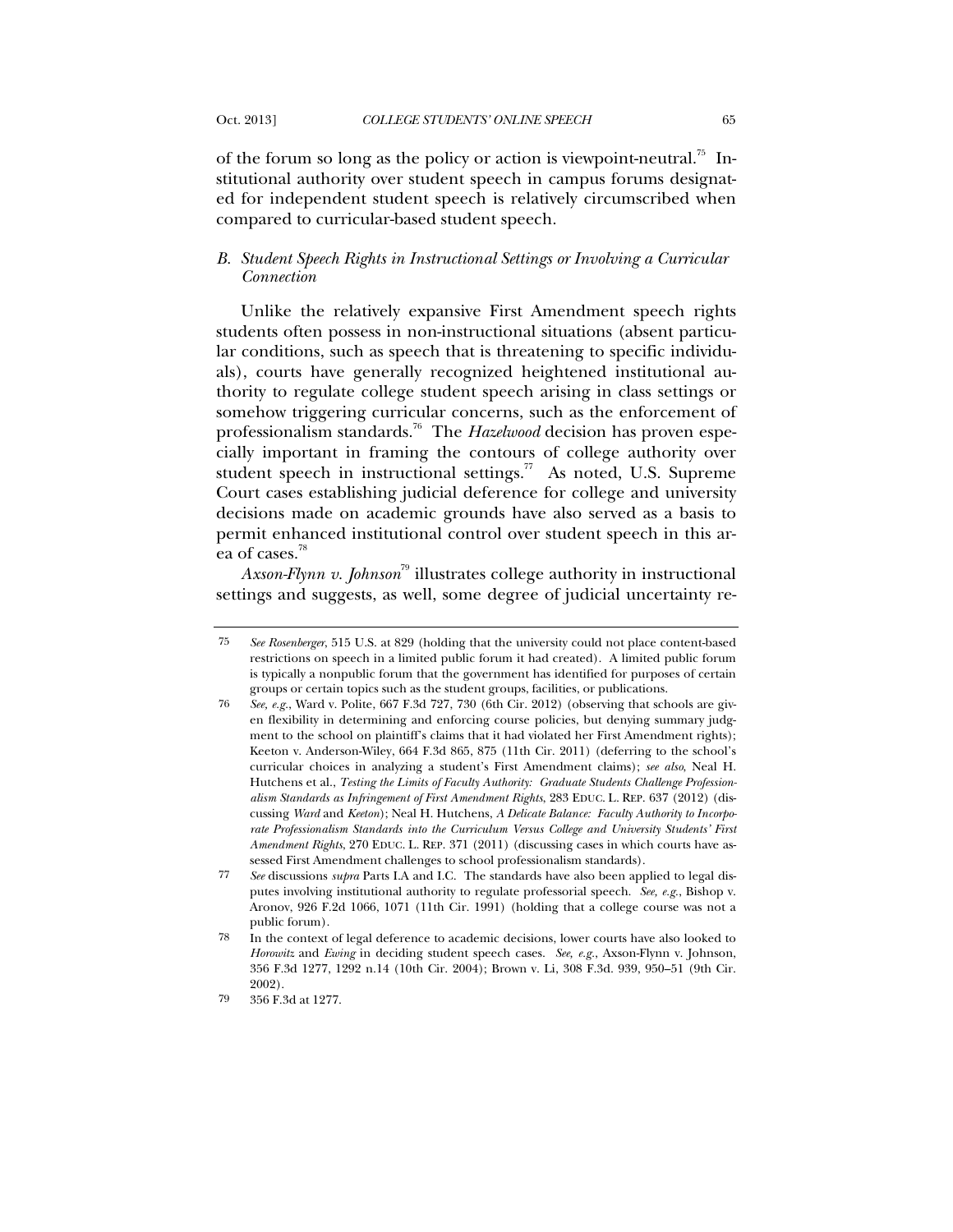of the forum so long as the policy or action is viewpoint-neutral.[75] Institutional authority over student speech in campus forums designated for independent student speech is relatively circumscribed when compared to curricular-based student speech.

### B. *Student Speech Rights in Instructional Settings or Involving a Curricular Connection*

Unlike the relatively expansive First Amendment speech rights students often possess in non-instructional situations (absent particular conditions, such as speech that is threatening to specific individuals), courts have generally recognized heightened institutional authority to regulate college student speech arising in class settings or somehow triggering curricular concerns, such as the enforcement of professionalism standards.[76] The *Hazelwood* decision has proven especially important in framing the contours of college authority over student speech in instructional settings.[77] As noted, U.S. Supreme Court cases establishing judicial deference for college and university decisions made on academic grounds have also served as a basis to permit enhanced institutional control over student speech in this area of cases.[78]

*Axson-Flynn v. Johnson*[79] illustrates college authority in instructional settings and suggests, as well, some degree of judicial uncertainty re-

---

75 *See Rosenberger*, 515 U.S. at 829 (holding that the university could not place content-based restrictions on speech in a limited public forum it had created). A limited public forum is typically a nonpublic forum that the government has identified for purposes of certain groups or certain topics such as the student groups, facilities, or publications.

76 *See, e.g.*, Ward v. Polite, 667 F.3d 727, 730 (6th Cir. 2012) (observing that schools are given flexibility in determining and enforcing course policies, but denying summary judgment to the school on plaintiff's claims that it had violated her First Amendment rights); Keeton v. Anderson-Wiley, 664 F.3d 865, 875 (11th Cir. 2011) (deferring to the school's curricular choices in analyzing a student's First Amendment claims); *see also*, Neal H. Hutchens et al., *Testing the Limits of Faculty Authority: Graduate Students Challenge Professionalism Standards as Infringement of First Amendment Rights*, 283 EDUC. L. REP. 637 (2012) (discussing *Ward* and *Keeton*); Neal H. Hutchens, *A Delicate Balance: Faculty Authority to Incorporate Professionalism Standards into the Curriculum Versus College and University Students' First Amendment Rights*, 270 EDUC. L. REP. 371 (2011) (discussing cases in which courts have assessed First Amendment challenges to school professionalism standards).

77 *See* discussions *supra* Parts I.A and I.C. The standards have also been applied to legal disputes involving institutional authority to regulate professorial speech. *See, e.g.*, Bishop v. Aronov, 926 F.2d 1066, 1071 (11th Cir. 1991) (holding that a college course was not a public forum).

78 In the context of legal deference to academic decisions, lower courts have also looked to *Horowitz* and *Ewing* in deciding student speech cases. *See, e.g.*, Axson-Flynn v. Johnson, 356 F.3d 1277, 1292 n.14 (10th Cir. 2004); Brown v. Li, 308 F.3d. 939, 950–51 (9th Cir. 2002).

79 356 F.3d at 1277.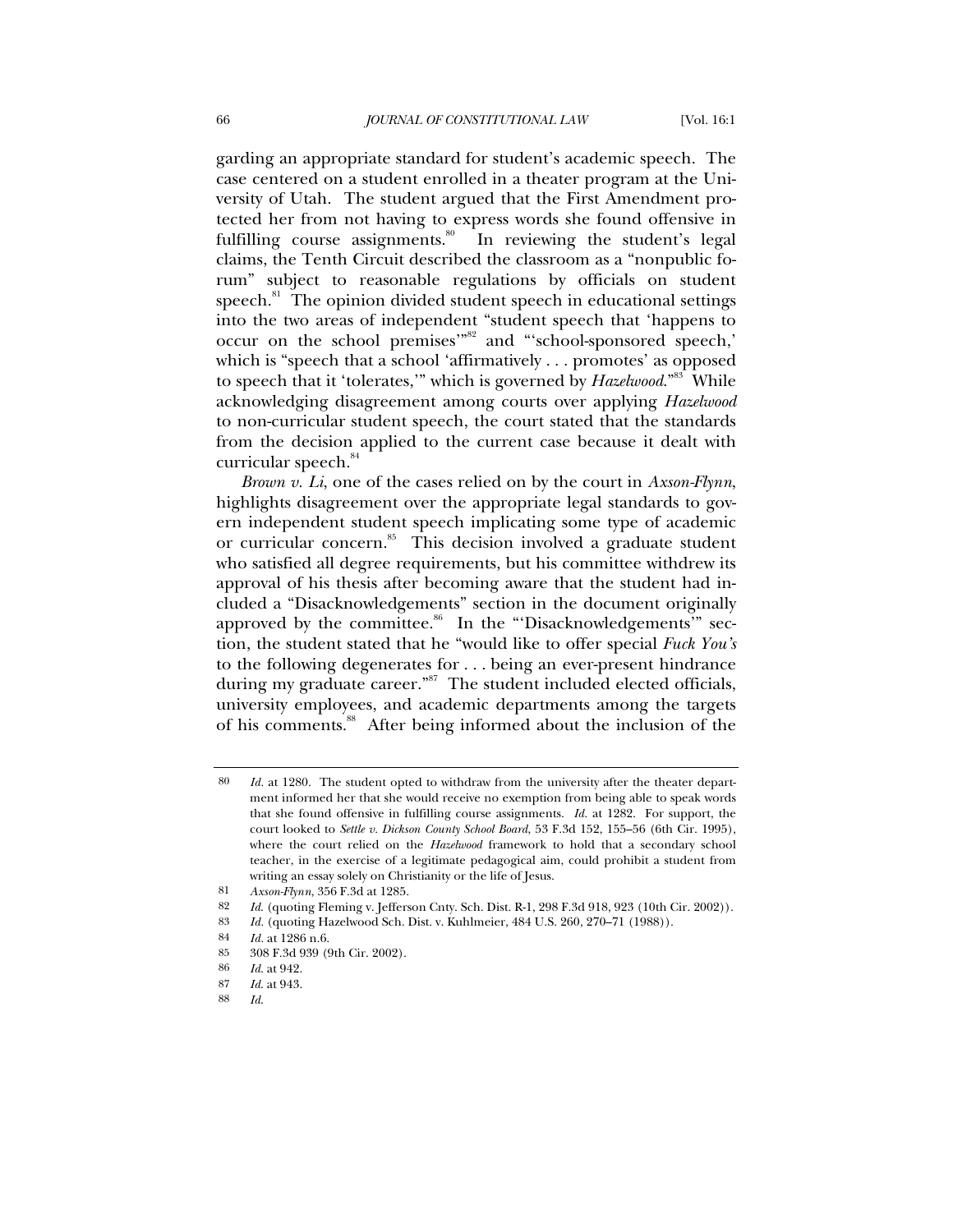garding an appropriate standard for student's academic speech. The case centered on a student enrolled in a theater program at the University of Utah. The student argued that the First Amendment protected her from not having to express words she found offensive in fulfilling course assignments.[80] In reviewing the student's legal claims, the Tenth Circuit described the classroom as a "nonpublic forum" subject to reasonable regulations by officials on student speech.[81] The opinion divided student speech in educational settings into the two areas of independent "student speech that 'happens to occur on the school premises'"[82] and "'school-sponsored speech,' which is "speech that a school 'affirmatively . . . promotes' as opposed to speech that it 'tolerates,'" which is governed by *Hazelwood*."[83] While acknowledging disagreement among courts over applying *Hazelwood* to non-curricular student speech, the court stated that the standards from the decision applied to the current case because it dealt with curricular speech.[84]

*Brown v. Li*, one of the cases relied on by the court in *Axson-Flynn*, highlights disagreement over the appropriate legal standards to govern independent student speech implicating some type of academic or curricular concern.[85] This decision involved a graduate student who satisfied all degree requirements, but his committee withdrew its approval of his thesis after becoming aware that the student had included a "Disacknowledgements" section in the document originally approved by the committee.[86] In the "'Disacknowledgements'" section, the student stated that he "would like to offer special *Fuck You's* to the following degenerates for . . . being an ever-present hindrance during my graduate career."[87] The student included elected officials, university employees, and academic departments among the targets of his comments.[88] After being informed about the inclusion of the

---

80 *Id.* at 1280. The student opted to withdraw from the university after the theater department informed her that she would receive no exemption from being able to speak words that she found offensive in fulfilling course assignments. *Id.* at 1282. For support, the court looked to *Settle v. Dickson County School Board*, 53 F.3d 152, 155–56 (6th Cir. 1995), where the court relied on the *Hazelwood* framework to hold that a secondary school teacher, in the exercise of a legitimate pedagogical aim, could prohibit a student from writing an essay solely on Christianity or the life of Jesus.

81 *Axson-Flynn*, 356 F.3d at 1285.

82 *Id.* (quoting Fleming v. Jefferson Cnty. Sch. Dist. R-1, 298 F.3d 918, 923 (10th Cir. 2002)).

83 *Id.* (quoting Hazelwood Sch. Dist. v. Kuhlmeier, 484 U.S. 260, 270–71 (1988)).

84 *Id.* at 1286 n.6.

85 308 F.3d 939 (9th Cir. 2002).

86 *Id.* at 942.

87 *Id.* at 943.

88 *Id.*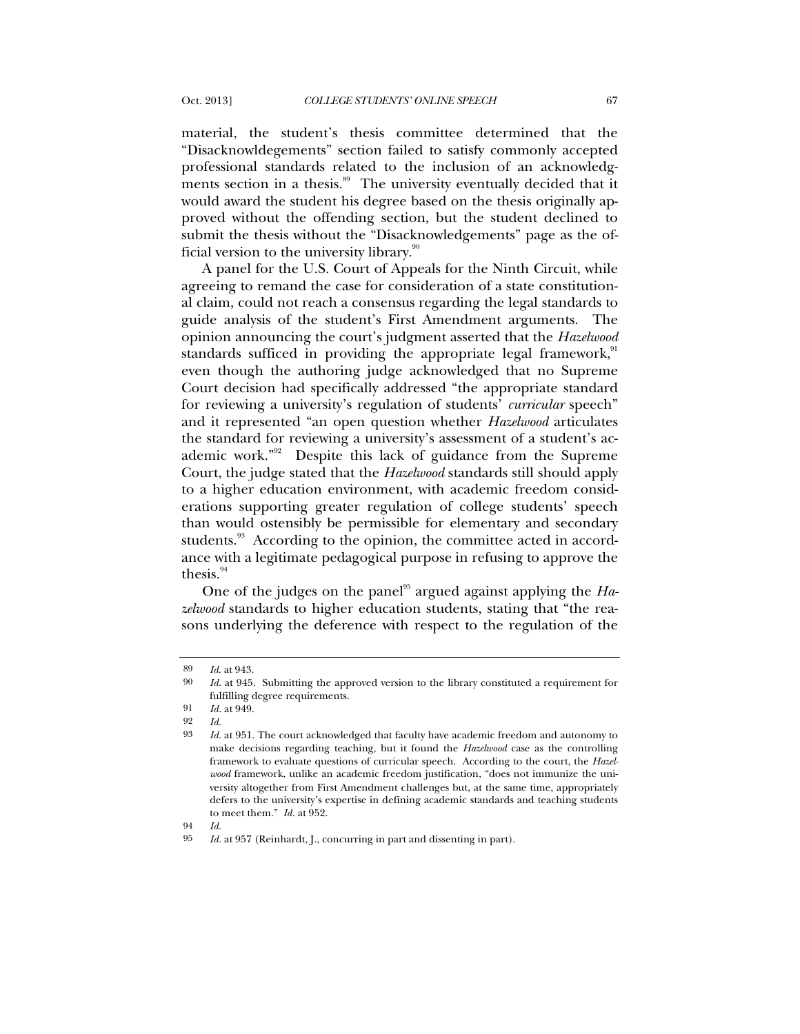material, the student's thesis committee determined that the "Disacknowldegements" section failed to satisfy commonly accepted professional standards related to the inclusion of an acknowledgments section in a thesis.[89] The university eventually decided that it would award the student his degree based on the thesis originally approved without the offending section, but the student declined to submit the thesis without the "Disacknowledgements" page as the official version to the university library.[90]

A panel for the U.S. Court of Appeals for the Ninth Circuit, while agreeing to remand the case for consideration of a state constitutional claim, could not reach a consensus regarding the legal standards to guide analysis of the student's First Amendment arguments. The opinion announcing the court's judgment asserted that the *Hazelwood* standards sufficed in providing the appropriate legal framework,[91] even though the authoring judge acknowledged that no Supreme Court decision had specifically addressed "the appropriate standard for reviewing a university's regulation of students' *curricular* speech" and it represented "an open question whether *Hazelwood* articulates the standard for reviewing a university's assessment of a student's academic work."[92] Despite this lack of guidance from the Supreme Court, the judge stated that the *Hazelwood* standards still should apply to a higher education environment, with academic freedom considerations supporting greater regulation of college students' speech than would ostensibly be permissible for elementary and secondary students.[93] According to the opinion, the committee acted in accordance with a legitimate pedagogical purpose in refusing to approve the thesis.[94]

One of the judges on the panel[95] argued against applying the *Hazelwood* standards to higher education students, stating that "the reasons underlying the deference with respect to the regulation of the

---

89 *Id.* at 943.

90 *Id.* at 945. Submitting the approved version to the library constituted a requirement for fulfilling degree requirements.

91 *Id.* at 949.

92 *Id.*

93 *Id.* at 951. The court acknowledged that faculty have academic freedom and autonomy to make decisions regarding teaching, but it found the *Hazelwood* case as the controlling framework to evaluate questions of curricular speech. According to the court, the *Hazelwood* framework, unlike an academic freedom justification, "does not immunize the university altogether from First Amendment challenges but, at the same time, appropriately defers to the university's expertise in defining academic standards and teaching students to meet them." *Id.* at 952.

94 *Id.*

95 *Id.* at 957 (Reinhardt, J., concurring in part and dissenting in part).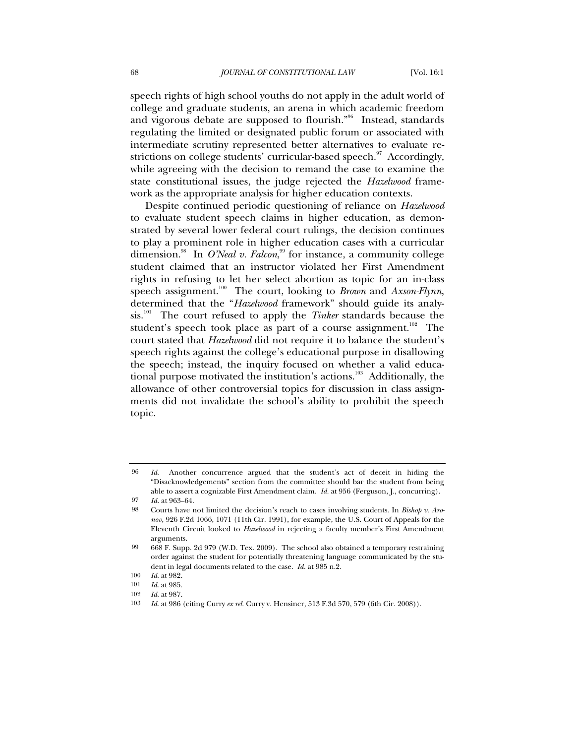speech rights of high school youths do not apply in the adult world of college and graduate students, an arena in which academic freedom and vigorous debate are supposed to flourish."[96] Instead, standards regulating the limited or designated public forum or associated with intermediate scrutiny represented better alternatives to evaluate restrictions on college students' curricular-based speech.[97] Accordingly, while agreeing with the decision to remand the case to examine the state constitutional issues, the judge rejected the *Hazelwood* framework as the appropriate analysis for higher education contexts.

Despite continued periodic questioning of reliance on *Hazelwood* to evaluate student speech claims in higher education, as demonstrated by several lower federal court rulings, the decision continues to play a prominent role in higher education cases with a curricular dimension.[98] In *O'Neal v. Falcon*,[99] for instance, a community college student claimed that an instructor violated her First Amendment rights in refusing to let her select abortion as topic for an in-class speech assignment.[100] The court, looking to *Brown* and *Axson-Flynn*, determined that the "*Hazelwood* framework" should guide its analysis.[101] The court refused to apply the *Tinker* standards because the student's speech took place as part of a course assignment.[102] The court stated that *Hazelwood* did not require it to balance the student's speech rights against the college's educational purpose in disallowing the speech; instead, the inquiry focused on whether a valid educational purpose motivated the institution's actions.[103] Additionally, the allowance of other controversial topics for discussion in class assignments did not invalidate the school's ability to prohibit the speech topic.

---

96 *Id.* Another concurrence argued that the student's act of deceit in hiding the "Disacknowledgements" section from the committee should bar the student from being able to assert a cognizable First Amendment claim. *Id.* at 956 (Ferguson, J., concurring).

97 *Id.* at 963–64.

98 Courts have not limited the decision's reach to cases involving students. In *Bishop v. Aronov*, 926 F.2d 1066, 1071 (11th Cir. 1991), for example, the U.S. Court of Appeals for the Eleventh Circuit looked to *Hazelwood* in rejecting a faculty member's First Amendment arguments.

99 668 F. Supp. 2d 979 (W.D. Tex. 2009). The school also obtained a temporary restraining order against the student for potentially threatening language communicated by the student in legal documents related to the case. *Id.* at 985 n.2.

100 *Id.* at 982.

101 *Id.* at 985.

102 *Id.* at 987.

103 *Id.* at 986 (citing Curry *ex rel.* Curry v. Hensiner, 513 F.3d 570, 579 (6th Cir. 2008)).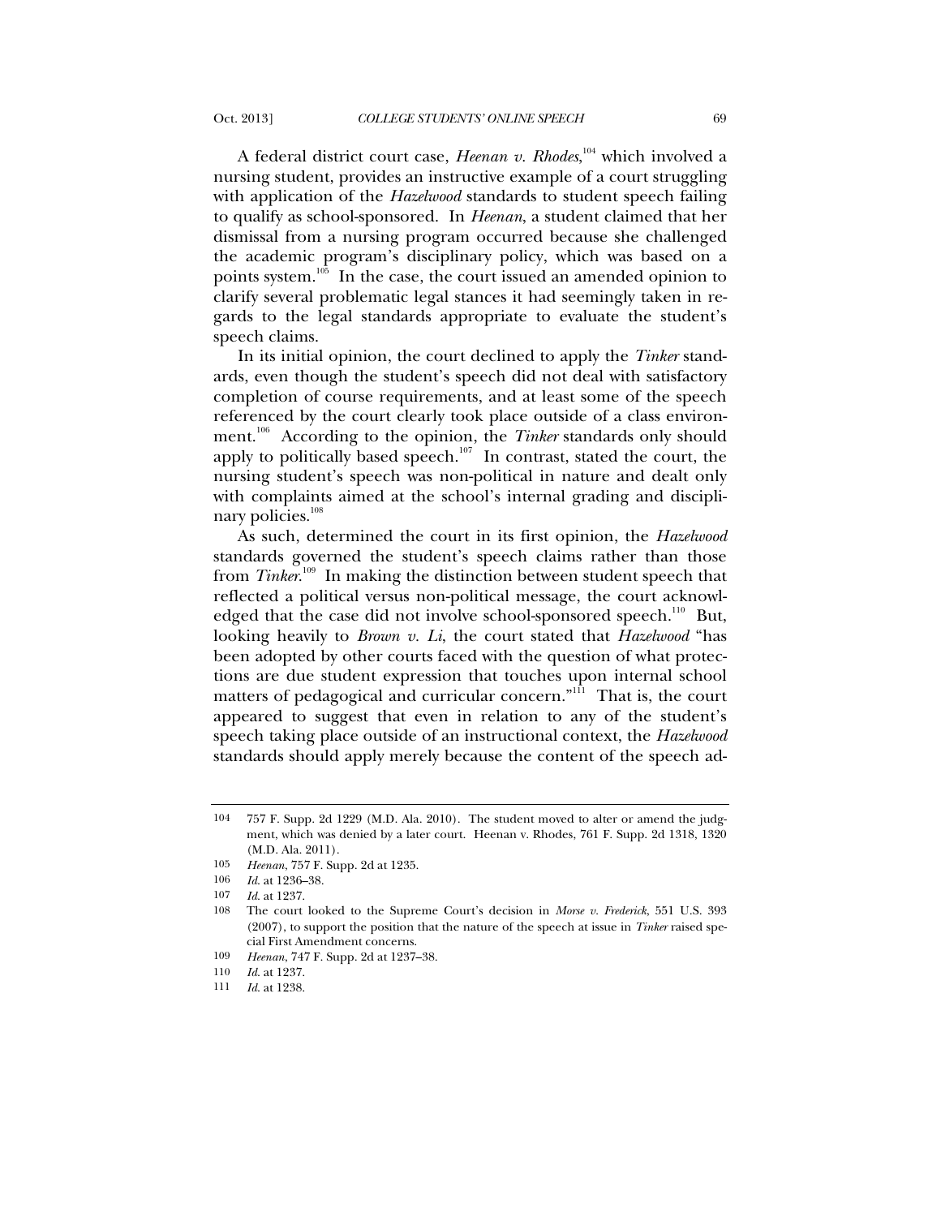A federal district court case, *Heenan v. Rhodes*,[104] which involved a nursing student, provides an instructive example of a court struggling with application of the *Hazelwood* standards to student speech failing to qualify as school-sponsored. In *Heenan*, a student claimed that her dismissal from a nursing program occurred because she challenged the academic program's disciplinary policy, which was based on a points system.[105] In the case, the court issued an amended opinion to clarify several problematic legal stances it had seemingly taken in regards to the legal standards appropriate to evaluate the student's speech claims.

In its initial opinion, the court declined to apply the *Tinker* standards, even though the student's speech did not deal with satisfactory completion of course requirements, and at least some of the speech referenced by the court clearly took place outside of a class environment.[106] According to the opinion, the *Tinker* standards only should apply to politically based speech.[107] In contrast, stated the court, the nursing student's speech was non-political in nature and dealt only with complaints aimed at the school's internal grading and disciplinary policies.[108]

As such, determined the court in its first opinion, the *Hazelwood* standards governed the student's speech claims rather than those from *Tinker*.[109] In making the distinction between student speech that reflected a political versus non-political message, the court acknowledged that the case did not involve school-sponsored speech.[110] But, looking heavily to *Brown v. Li*, the court stated that *Hazelwood* "has been adopted by other courts faced with the question of what protections are due student expression that touches upon internal school matters of pedagogical and curricular concern."[111] That is, the court appeared to suggest that even in relation to any of the student's speech taking place outside of an instructional context, the *Hazelwood* standards should apply merely because the content of the speech ad-

---

104 757 F. Supp. 2d 1229 (M.D. Ala. 2010). The student moved to alter or amend the judgment, which was denied by a later court. Heenan v. Rhodes, 761 F. Supp. 2d 1318, 1320 (M.D. Ala. 2011).

105 *Heenan*, 757 F. Supp. 2d at 1235.

106 *Id.* at 1236–38.

107 *Id.* at 1237.

108 The court looked to the Supreme Court's decision in *Morse v. Frederick*, 551 U.S. 393 (2007), to support the position that the nature of the speech at issue in *Tinker* raised special First Amendment concerns.

109 *Heenan*, 747 F. Supp. 2d at 1237–38.

110 *Id.* at 1237.

111 *Id.* at 1238.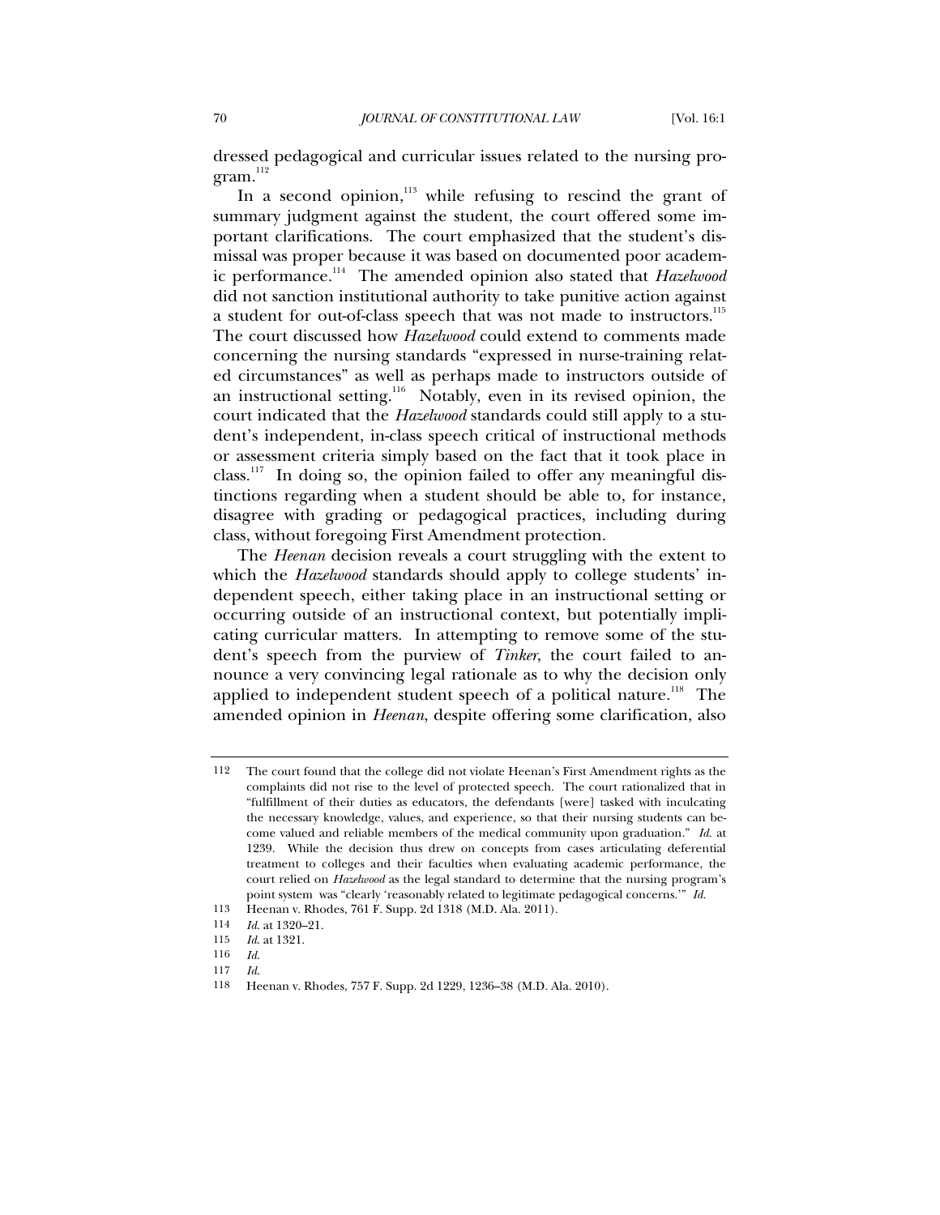dressed pedagogical and curricular issues related to the nursing program.[112]

In a second opinion,[113] while refusing to rescind the grant of summary judgment against the student, the court offered some important clarifications. The court emphasized that the student's dismissal was proper because it was based on documented poor academic performance.[114] The amended opinion also stated that *Hazelwood* did not sanction institutional authority to take punitive action against a student for out-of-class speech that was not made to instructors.[115] The court discussed how *Hazelwood* could extend to comments made concerning the nursing standards "expressed in nurse-training related circumstances" as well as perhaps made to instructors outside of an instructional setting.[116] Notably, even in its revised opinion, the court indicated that the *Hazelwood* standards could still apply to a student's independent, in-class speech critical of instructional methods or assessment criteria simply based on the fact that it took place in class.[117] In doing so, the opinion failed to offer any meaningful distinctions regarding when a student should be able to, for instance, disagree with grading or pedagogical practices, including during class, without foregoing First Amendment protection.

The *Heenan* decision reveals a court struggling with the extent to which the *Hazelwood* standards should apply to college students' independent speech, either taking place in an instructional setting or occurring outside of an instructional context, but potentially implicating curricular matters. In attempting to remove some of the student's speech from the purview of *Tinker*, the court failed to announce a very convincing legal rationale as to why the decision only applied to independent student speech of a political nature.[118] The amended opinion in *Heenan*, despite offering some clarification, also

---

112 The court found that the college did not violate Heenan's First Amendment rights as the complaints did not rise to the level of protected speech. The court rationalized that in "fulfillment of their duties as educators, the defendants [were] tasked with inculcating the necessary knowledge, values, and experience, so that their nursing students can become valued and reliable members of the medical community upon graduation." *Id.* at 1239. While the decision thus drew on concepts from cases articulating deferential treatment to colleges and their faculties when evaluating academic performance, the court relied on *Hazelwood* as the legal standard to determine that the nursing program's point system was "clearly 'reasonably related to legitimate pedagogical concerns.'" *Id.*

113 Heenan v. Rhodes, 761 F. Supp. 2d 1318 (M.D. Ala. 2011).

114 *Id.* at 1320–21.

115 *Id.* at 1321.

116 *Id.*

117 *Id.*

118 Heenan v. Rhodes, 757 F. Supp. 2d 1229, 1236–38 (M.D. Ala. 2010).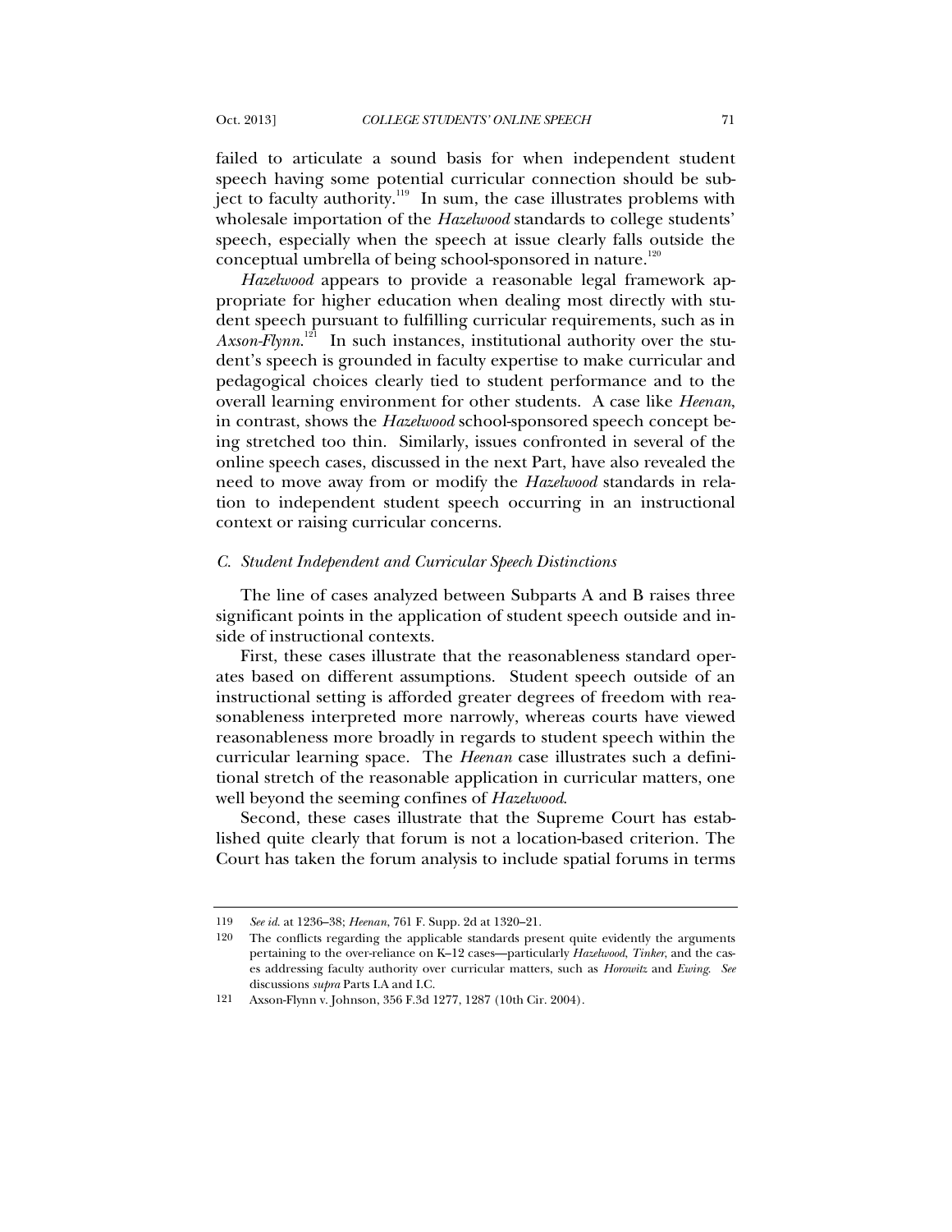failed to articulate a sound basis for when independent student speech having some potential curricular connection should be subject to faculty authority.[119] In sum, the case illustrates problems with wholesale importation of the *Hazelwood* standards to college students' speech, especially when the speech at issue clearly falls outside the conceptual umbrella of being school-sponsored in nature.[120]

*Hazelwood* appears to provide a reasonable legal framework appropriate for higher education when dealing most directly with student speech pursuant to fulfilling curricular requirements, such as in *Axson-Flynn*.[121] In such instances, institutional authority over the student's speech is grounded in faculty expertise to make curricular and pedagogical choices clearly tied to student performance and to the overall learning environment for other students. A case like *Heenan*, in contrast, shows the *Hazelwood* school-sponsored speech concept being stretched too thin. Similarly, issues confronted in several of the online speech cases, discussed in the next Part, have also revealed the need to move away from or modify the *Hazelwood* standards in relation to independent student speech occurring in an instructional context or raising curricular concerns.

### *C. Student Independent and Curricular Speech Distinctions*

The line of cases analyzed between Subparts A and B raises three significant points in the application of student speech outside and inside of instructional contexts.

First, these cases illustrate that the reasonableness standard operates based on different assumptions. Student speech outside of an instructional setting is afforded greater degrees of freedom with reasonableness interpreted more narrowly, whereas courts have viewed reasonableness more broadly in regards to student speech within the curricular learning space. The *Heenan* case illustrates such a definitional stretch of the reasonable application in curricular matters, one well beyond the seeming confines of *Hazelwood*.

Second, these cases illustrate that the Supreme Court has established quite clearly that forum is not a location-based criterion. The Court has taken the forum analysis to include spatial forums in terms

---

119 *See id.* at 1236–38; *Heenan*, 761 F. Supp. 2d at 1320–21.

120 The conflicts regarding the applicable standards present quite evidently the arguments pertaining to the over-reliance on K–12 cases—particularly *Hazelwood*, *Tinker*, and the cases addressing faculty authority over curricular matters, such as *Horowitz* and *Ewing*. *See* discussions *supra* Parts I.A and I.C.

121 Axson-Flynn v. Johnson, 356 F.3d 1277, 1287 (10th Cir. 2004).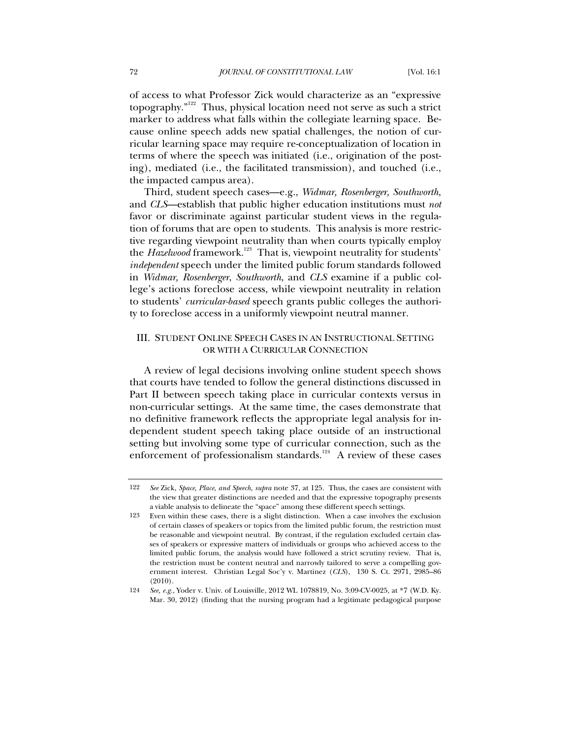of access to what Professor Zick would characterize as an "expressive topography."[122] Thus, physical location need not serve as such a strict marker to address what falls within the collegiate learning space. Because online speech adds new spatial challenges, the notion of curricular learning space may require re-conceptualization of location in terms of where the speech was initiated (i.e., origination of the posting), mediated (i.e., the facilitated transmission), and touched (i.e., the impacted campus area).

Third, student speech cases—e.g., *Widmar, Rosenberger, Southworth*, and *CLS*—establish that public higher education institutions must *not* favor or discriminate against particular student views in the regulation of forums that are open to students. This analysis is more restrictive regarding viewpoint neutrality than when courts typically employ the *Hazelwood* framework.[123] That is, viewpoint neutrality for students' *independent* speech under the limited public forum standards followed in *Widmar, Rosenberger*, *Southworth*, and *CLS* examine if a public college's actions foreclose access, while viewpoint neutrality in relation to students' *curricular-based* speech grants public colleges the authority to foreclose access in a uniformly viewpoint neutral manner.

## III. STUDENT ONLINE SPEECH CASES IN AN INSTRUCTIONAL SETTING OR WITH A CURRICULAR CONNECTION

A review of legal decisions involving online student speech shows that courts have tended to follow the general distinctions discussed in Part II between speech taking place in curricular contexts versus in non-curricular settings. At the same time, the cases demonstrate that no definitive framework reflects the appropriate legal analysis for independent student speech taking place outside of an instructional setting but involving some type of curricular connection, such as the enforcement of professionalism standards.[124] A review of these cases

---

122 *See* Zick, *Space, Place, and Speech*, *supra* note 37, at 125. Thus, the cases are consistent with the view that greater distinctions are needed and that the expressive topography presents a viable analysis to delineate the "space" among these different speech settings.

123 Even within these cases, there is a slight distinction. When a case involves the exclusion of certain classes of speakers or topics from the limited public forum, the restriction must be reasonable and viewpoint neutral. By contrast, if the regulation excluded certain classes of speakers or expressive matters of individuals or groups who achieved access to the limited public forum, the analysis would have followed a strict scrutiny review. That is, the restriction must be content neutral and narrowly tailored to serve a compelling government interest. Christian Legal Soc'y v. Martinez (*CLS*), 130 S. Ct. 2971, 2985–86 (2010).

124 *See, e.g.*, Yoder v. Univ. of Louisville, 2012 WL 1078819, No. 3:09-CV-0025, at *7 (W.D. Ky. Mar. 30, 2012) (finding that the nursing program had a legitimate pedagogical purpose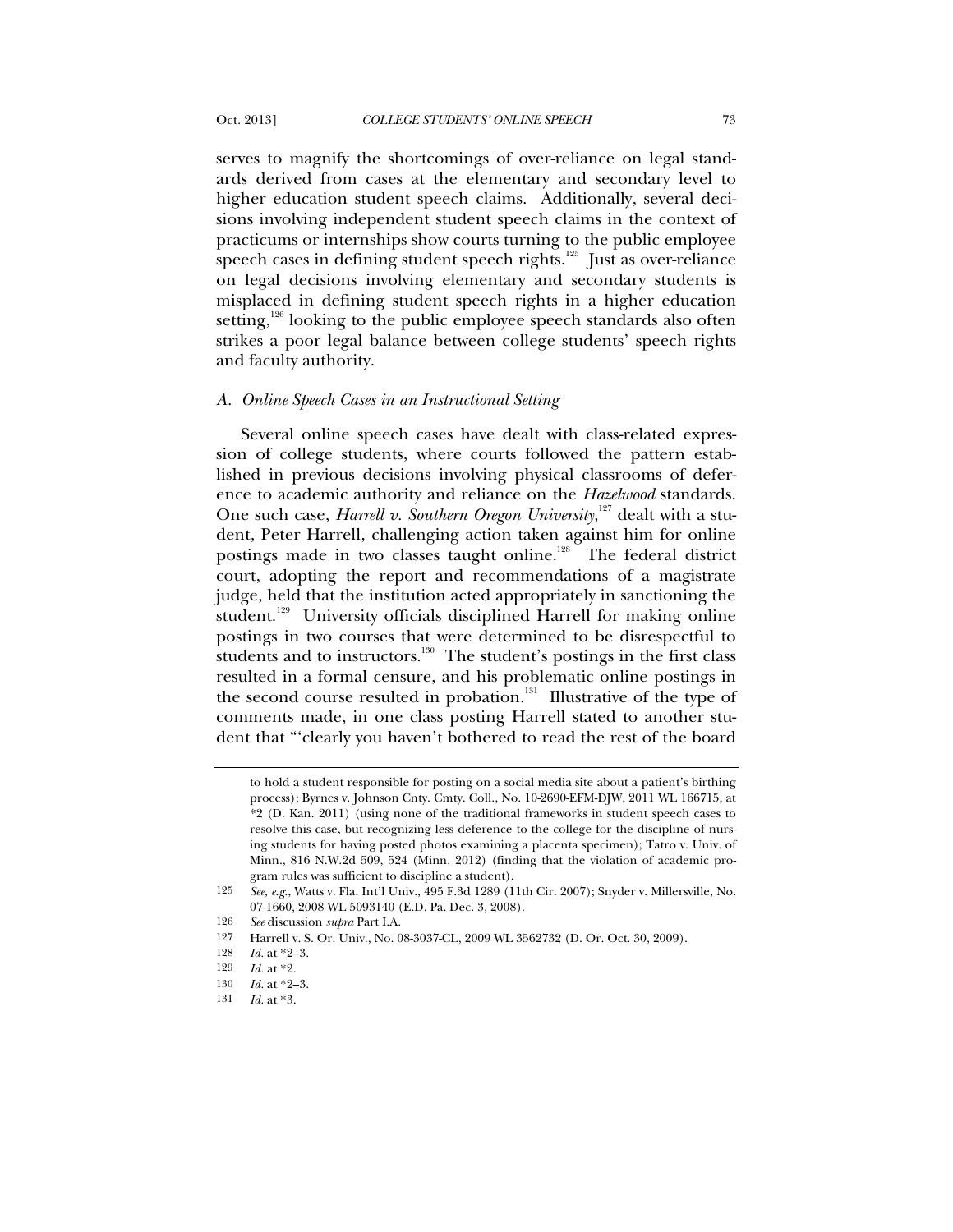serves to magnify the shortcomings of over-reliance on legal standards derived from cases at the elementary and secondary level to higher education student speech claims. Additionally, several decisions involving independent student speech claims in the context of practicums or internships show courts turning to the public employee speech cases in defining student speech rights.[125] Just as over-reliance on legal decisions involving elementary and secondary students is misplaced in defining student speech rights in a higher education setting,[126] looking to the public employee speech standards also often strikes a poor legal balance between college students' speech rights and faculty authority.

### *A. Online Speech Cases in an Instructional Setting*

Several online speech cases have dealt with class-related expression of college students, where courts followed the pattern established in previous decisions involving physical classrooms of deference to academic authority and reliance on the *Hazelwood* standards. One such case, *Harrell v. Southern Oregon University*,[127] dealt with a student, Peter Harrell, challenging action taken against him for online postings made in two classes taught online.[128] The federal district court, adopting the report and recommendations of a magistrate judge, held that the institution acted appropriately in sanctioning the student.[129] University officials disciplined Harrell for making online postings in two courses that were determined to be disrespectful to students and to instructors.[130] The student's postings in the first class resulted in a formal censure, and his problematic online postings in the second course resulted in probation.[131] Illustrative of the type of comments made, in one class posting Harrell stated to another student that "'clearly you haven't bothered to read the rest of the board

---

to hold a student responsible for posting on a social media site about a patient's birthing process); Byrnes v. Johnson Cnty. Cmty. Coll., No. 10-2690-EFM-DJW, 2011 WL 166715, at *2 (D. Kan. 2011) (using none of the traditional frameworks in student speech cases to resolve this case, but recognizing less deference to the college for the discipline of nursing students for having posted photos examining a placenta specimen); Tatro v. Univ. of Minn., 816 N.W.2d 509, 524 (Minn. 2012) (finding that the violation of academic program rules was sufficient to discipline a student).

125 *See, e.g.*, Watts v. Fla. Int'l Univ., 495 F.3d 1289 (11th Cir. 2007); Snyder v. Millersville, No. 07-1660, 2008 WL 5093140 (E.D. Pa. Dec. 3, 2008).

126 *See* discussion *supra* Part I.A.

127 Harrell v. S. Or. Univ., No. 08-3037-CL, 2009 WL 3562732 (D. Or. Oct. 30, 2009).

128 *Id.* at *2–3.

129 *Id.* at *2.

130 *Id.* at *2–3.

131 *Id.* at *3.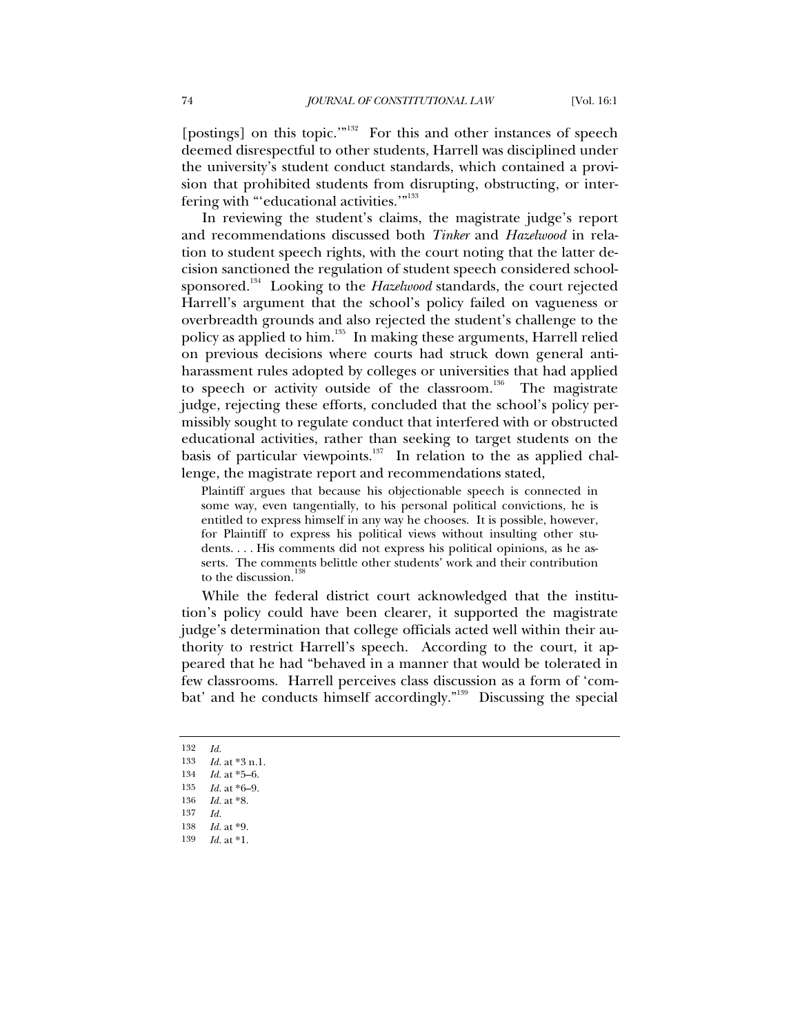[postings] on this topic.'"[132] For this and other instances of speech deemed disrespectful to other students, Harrell was disciplined under the university's student conduct standards, which contained a provision that prohibited students from disrupting, obstructing, or interfering with "'educational activities.'"[133]

In reviewing the student's claims, the magistrate judge's report and recommendations discussed both *Tinker* and *Hazelwood* in relation to student speech rights, with the court noting that the latter decision sanctioned the regulation of student speech considered school-sponsored.[134] Looking to the *Hazelwood* standards, the court rejected Harrell's argument that the school's policy failed on vagueness or overbreadth grounds and also rejected the student's challenge to the policy as applied to him.[135] In making these arguments, Harrell relied on previous decisions where courts had struck down general anti-harassment rules adopted by colleges or universities that had applied to speech or activity outside of the classroom.[136] The magistrate judge, rejecting these efforts, concluded that the school's policy permissibly sought to regulate conduct that interfered with or obstructed educational activities, rather than seeking to target students on the basis of particular viewpoints.[137] In relation to the as applied challenge, the magistrate report and recommendations stated,

> Plaintiff argues that because his objectionable speech is connected in some way, even tangentially, to his personal political convictions, he is entitled to express himself in any way he chooses. It is possible, however, for Plaintiff to express his political views without insulting other students. . . . His comments did not express his political opinions, as he asserts. The comments belittle other students' work and their contribution to the discussion.[138]

While the federal district court acknowledged that the institution's policy could have been clearer, it supported the magistrate judge's determination that college officials acted well within their authority to restrict Harrell's speech. According to the court, it appeared that he had "behaved in a manner that would be tolerated in few classrooms. Harrell perceives class discussion as a form of 'combat' and he conducts himself accordingly."[139] Discussing the special

---

132 *Id.*

133 *Id.* at *3 n.1.

134 *Id.* at *5–6.

135 *Id.* at *6–9.

136 *Id.* at *8.

137 *Id.*

138 *Id.* at *9.

139 *Id.* at *1.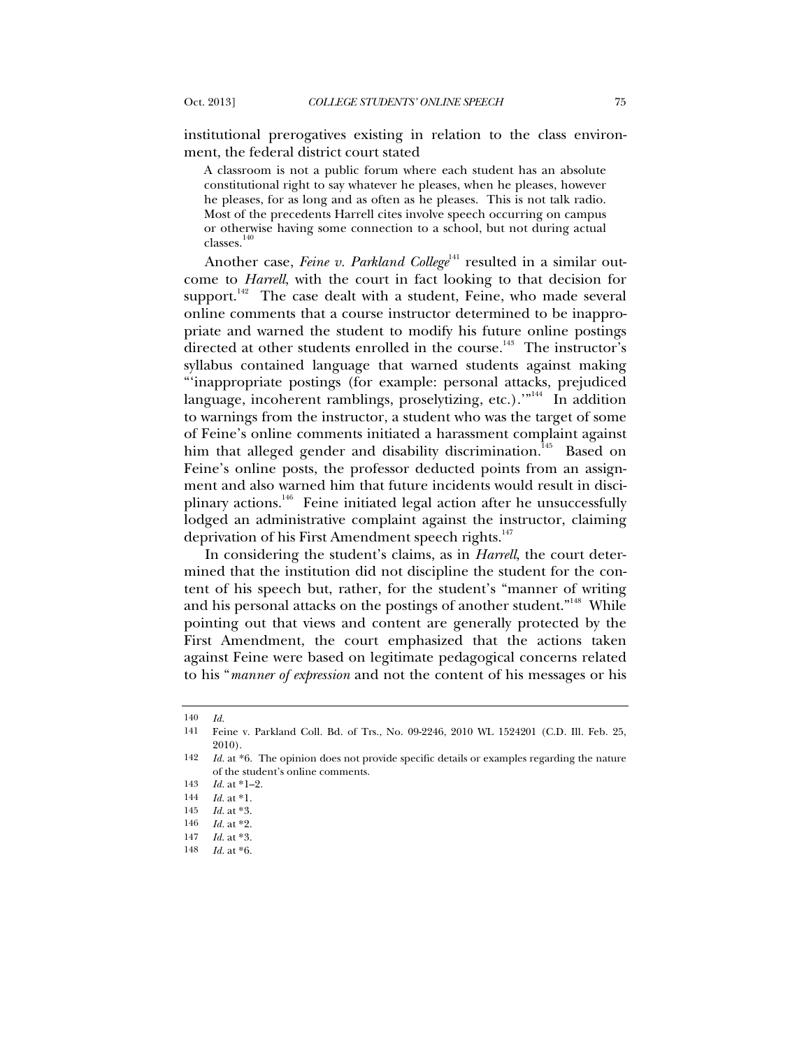institutional prerogatives existing in relation to the class environment, the federal district court stated

> A classroom is not a public forum where each student has an absolute constitutional right to say whatever he pleases, when he pleases, however he pleases, for as long and as often as he pleases. This is not talk radio. Most of the precedents Harrell cites involve speech occurring on campus or otherwise having some connection to a school, but not during actual classes.[140]

Another case, *Feine v. Parkland College*[141] resulted in a similar outcome to *Harrell*, with the court in fact looking to that decision for support.[142] The case dealt with a student, Feine, who made several online comments that a course instructor determined to be inappropriate and warned the student to modify his future online postings directed at other students enrolled in the course.[143] The instructor's syllabus contained language that warned students against making "'inappropriate postings (for example: personal attacks, prejudiced language, incoherent ramblings, proselytizing, etc.).'"[144] In addition to warnings from the instructor, a student who was the target of some of Feine's online comments initiated a harassment complaint against him that alleged gender and disability discrimination.[145] Based on Feine's online posts, the professor deducted points from an assignment and also warned him that future incidents would result in disciplinary actions.[146] Feine initiated legal action after he unsuccessfully lodged an administrative complaint against the instructor, claiming deprivation of his First Amendment speech rights.[147]

In considering the student's claims, as in *Harrell*, the court determined that the institution did not discipline the student for the content of his speech but, rather, for the student's "manner of writing and his personal attacks on the postings of another student."[148] While pointing out that views and content are generally protected by the First Amendment, the court emphasized that the actions taken against Feine were based on legitimate pedagogical concerns related to his "*manner of expression* and not the content of his messages or his

---

140 *Id.*

141 Feine v. Parkland Coll. Bd. of Trs., No. 09-2246, 2010 WL 1524201 (C.D. Ill. Feb. 25, 2010).

142 *Id.* at *6. The opinion does not provide specific details or examples regarding the nature of the student's online comments.

143 *Id.* at *1–2.

144 *Id.* at *1.

145 *Id.* at *3.

146 *Id.* at *2.

147 *Id.* at *3.

148 *Id.* at *6.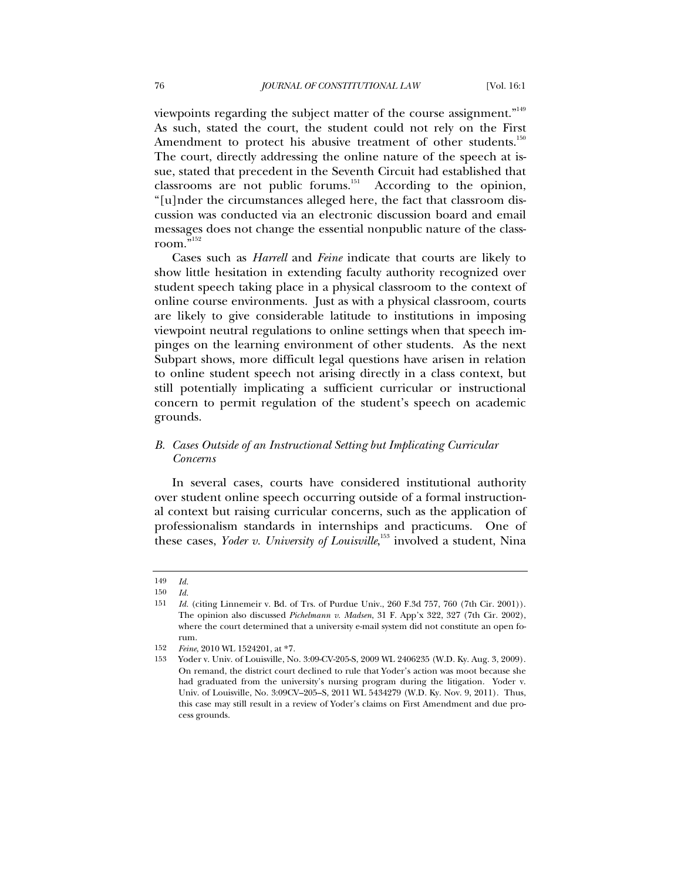viewpoints regarding the subject matter of the course assignment."[149] As such, stated the court, the student could not rely on the First Amendment to protect his abusive treatment of other students.[150] The court, directly addressing the online nature of the speech at issue, stated that precedent in the Seventh Circuit had established that classrooms are not public forums.[151] According to the opinion, "[u]nder the circumstances alleged here, the fact that classroom discussion was conducted via an electronic discussion board and email messages does not change the essential nonpublic nature of the classroom."[152]

Cases such as *Harrell* and *Feine* indicate that courts are likely to show little hesitation in extending faculty authority recognized over student speech taking place in a physical classroom to the context of online course environments. Just as with a physical classroom, courts are likely to give considerable latitude to institutions in imposing viewpoint neutral regulations to online settings when that speech impinges on the learning environment of other students. As the next Subpart shows, more difficult legal questions have arisen in relation to online student speech not arising directly in a class context, but still potentially implicating a sufficient curricular or instructional concern to permit regulation of the student's speech on academic grounds.

## *B. Cases Outside of an Instructional Setting but Implicating Curricular Concerns*

In several cases, courts have considered institutional authority over student online speech occurring outside of a formal instructional context but raising curricular concerns, such as the application of professionalism standards in internships and practicums. One of these cases, *Yoder v. University of Louisville*,[153] involved a student, Nina

---

149 *Id.*

150 *Id.*

151 *Id.* (citing Linnemeir v. Bd. of Trs. of Purdue Univ., 260 F.3d 757, 760 (7th Cir. 2001)). The opinion also discussed *Pichelmann v. Madsen*, 31 F. App'x 322, 327 (7th Cir. 2002), where the court determined that a university e-mail system did not constitute an open forum.

152 *Feine*, 2010 WL 1524201, at *7.

153 Yoder v. Univ. of Louisville, No. 3:09-CV-205-S, 2009 WL 2406235 (W.D. Ky. Aug. 3, 2009). On remand, the district court declined to rule that Yoder's action was moot because she had graduated from the university's nursing program during the litigation. Yoder v. Univ. of Louisville, No. 3:09CV–205–S, 2011 WL 5434279 (W.D. Ky. Nov. 9, 2011). Thus, this case may still result in a review of Yoder's claims on First Amendment and due process grounds.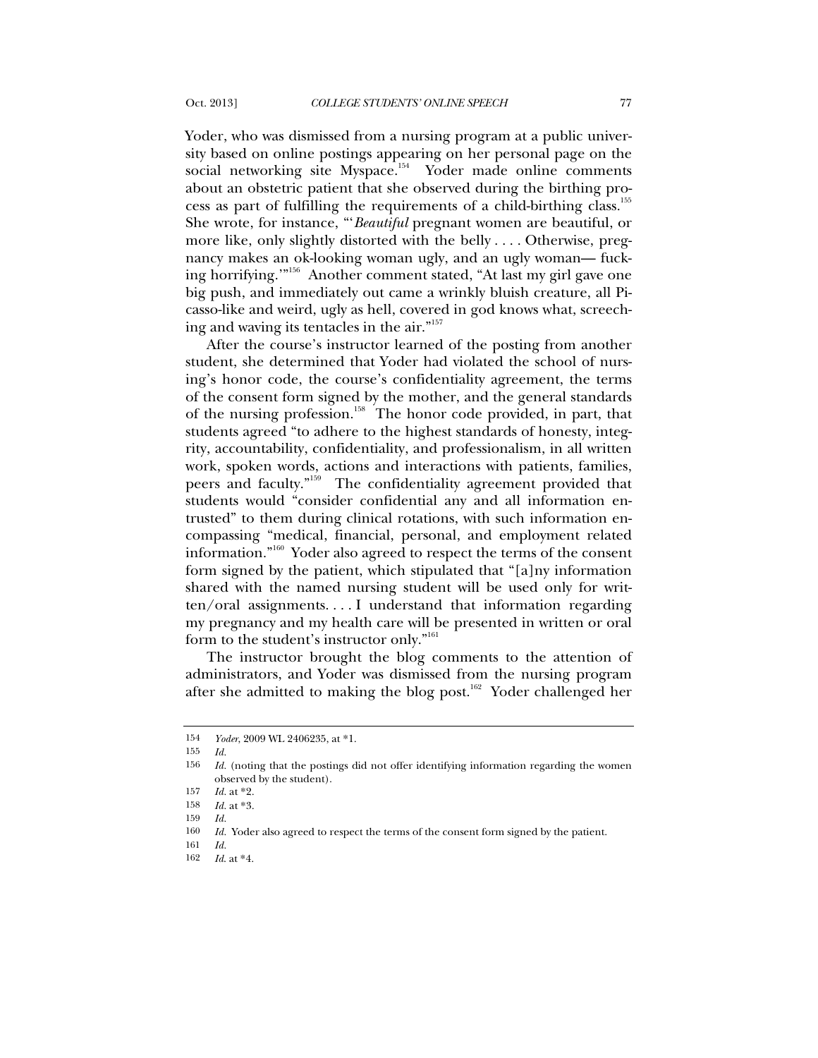Yoder, who was dismissed from a nursing program at a public university based on online postings appearing on her personal page on the social networking site Myspace.[154] Yoder made online comments about an obstetric patient that she observed during the birthing process as part of fulfilling the requirements of a child-birthing class.[155] She wrote, for instance, "'*Beautiful* pregnant women are beautiful, or more like, only slightly distorted with the belly . . . . Otherwise, pregnancy makes an ok-looking woman ugly, and an ugly woman— fucking horrifying.'"[156] Another comment stated, "At last my girl gave one big push, and immediately out came a wrinkly bluish creature, all Picasso-like and weird, ugly as hell, covered in god knows what, screeching and waving its tentacles in the air."[157]

After the course's instructor learned of the posting from another student, she determined that Yoder had violated the school of nursing's honor code, the course's confidentiality agreement, the terms of the consent form signed by the mother, and the general standards of the nursing profession.[158] The honor code provided, in part, that students agreed "to adhere to the highest standards of honesty, integrity, accountability, confidentiality, and professionalism, in all written work, spoken words, actions and interactions with patients, families, peers and faculty."[159] The confidentiality agreement provided that students would "consider confidential any and all information entrusted" to them during clinical rotations, with such information encompassing "medical, financial, personal, and employment related information."[160] Yoder also agreed to respect the terms of the consent form signed by the patient, which stipulated that "[a]ny information shared with the named nursing student will be used only for written/oral assignments. . . . I understand that information regarding my pregnancy and my health care will be presented in written or oral form to the student's instructor only."[161]

The instructor brought the blog comments to the attention of administrators, and Yoder was dismissed from the nursing program after she admitted to making the blog post.[162] Yoder challenged her

---

154 *Yoder*, 2009 WL 2406235, at *1.

155 *Id.*

156 *Id.* (noting that the postings did not offer identifying information regarding the women observed by the student).

157 *Id.* at *2.

158 *Id.* at *3.

159 *Id.*

160 *Id.* Yoder also agreed to respect the terms of the consent form signed by the patient.

161 *Id.*

162 *Id.* at *4.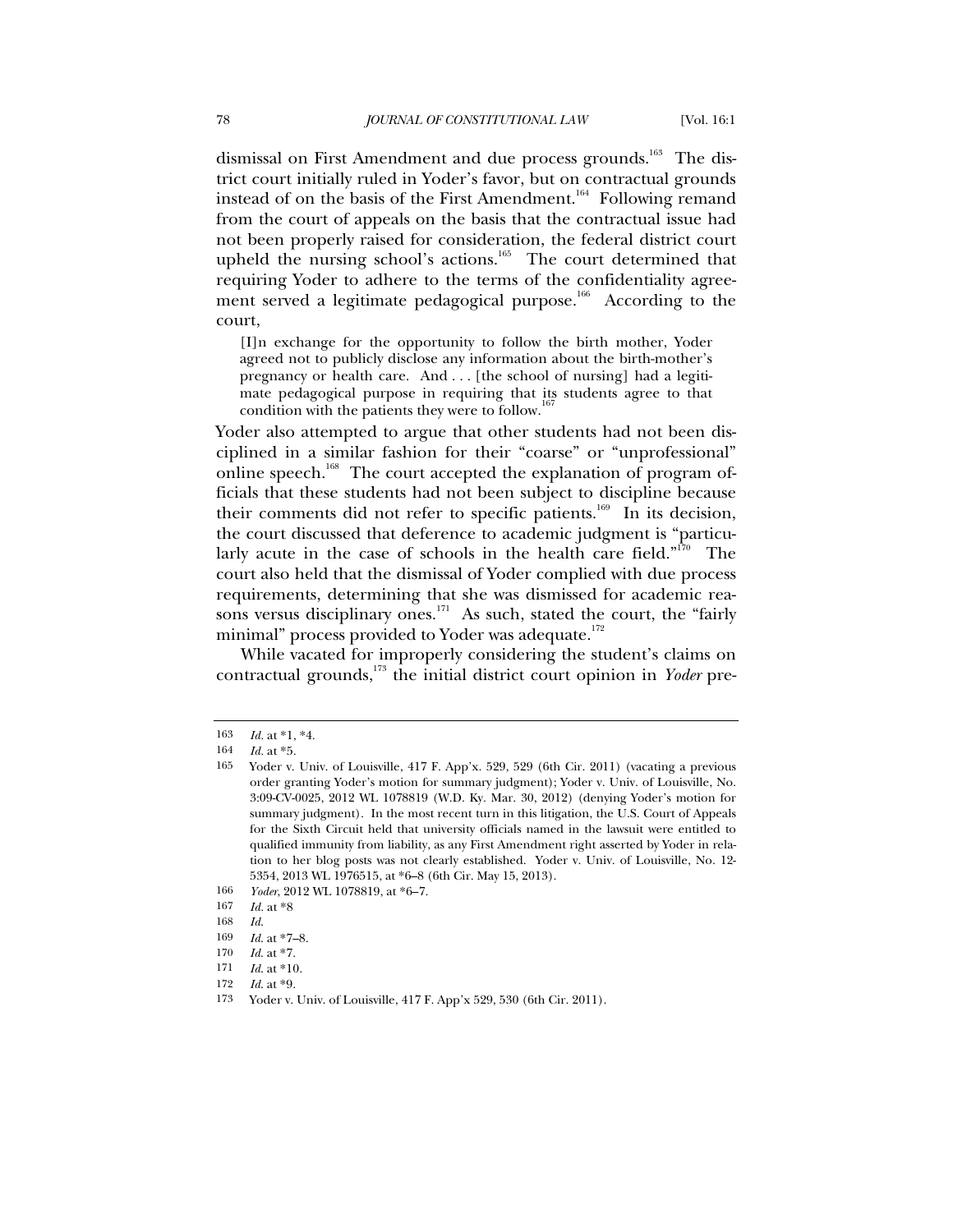dismissal on First Amendment and due process grounds.[163] The district court initially ruled in Yoder's favor, but on contractual grounds instead of on the basis of the First Amendment.[164] Following remand from the court of appeals on the basis that the contractual issue had not been properly raised for consideration, the federal district court upheld the nursing school's actions.[165] The court determined that requiring Yoder to adhere to the terms of the confidentiality agreement served a legitimate pedagogical purpose.[166] According to the court,

> [I]n exchange for the opportunity to follow the birth mother, Yoder agreed not to publicly disclose any information about the birth-mother's pregnancy or health care. And . . . [the school of nursing] had a legitimate pedagogical purpose in requiring that its students agree to that condition with the patients they were to follow.[167]

Yoder also attempted to argue that other students had not been disciplined in a similar fashion for their "coarse" or "unprofessional" online speech.[168] The court accepted the explanation of program officials that these students had not been subject to discipline because their comments did not refer to specific patients.[169] In its decision, the court discussed that deference to academic judgment is "particularly acute in the case of schools in the health care field."[170] The court also held that the dismissal of Yoder complied with due process requirements, determining that she was dismissed for academic reasons versus disciplinary ones.[171] As such, stated the court, the "fairly minimal" process provided to Yoder was adequate.[172]

While vacated for improperly considering the student's claims on contractual grounds,[173] the initial district court opinion in *Yoder* pre-

---

163 *Id.* at *1, *4.

164 *Id.* at *5.

165 Yoder v. Univ. of Louisville, 417 F. App'x. 529, 529 (6th Cir. 2011) (vacating a previous order granting Yoder's motion for summary judgment); Yoder v. Univ. of Louisville, No. 3:09-CV-0025, 2012 WL 1078819 (W.D. Ky. Mar. 30, 2012) (denying Yoder's motion for summary judgment). In the most recent turn in this litigation, the U.S. Court of Appeals for the Sixth Circuit held that university officials named in the lawsuit were entitled to qualified immunity from liability, as any First Amendment right asserted by Yoder in relation to her blog posts was not clearly established. Yoder v. Univ. of Louisville, No. 12-5354, 2013 WL 1976515, at *6–8 (6th Cir. May 15, 2013).

166 *Yoder*, 2012 WL 1078819, at *6–7.

167 *Id.* at *8

168 *Id.*

169 *Id.* at *7–8.

170 *Id.* at *7.

171 *Id.* at *10.

172 *Id.* at *9.

173 Yoder v. Univ. of Louisville, 417 F. App'x 529, 530 (6th Cir. 2011).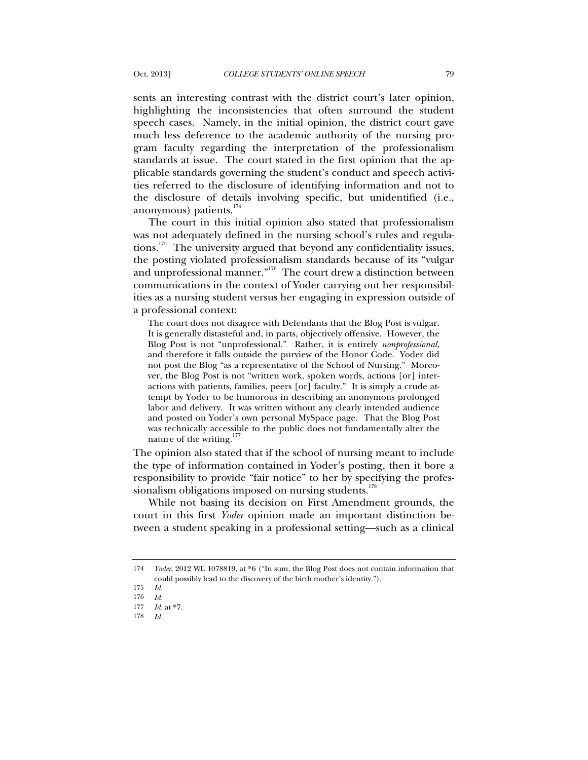sents an interesting contrast with the district court's later opinion, highlighting the inconsistencies that often surround the student speech cases. Namely, in the initial opinion, the district court gave much less deference to the academic authority of the nursing program faculty regarding the interpretation of the professionalism standards at issue. The court stated in the first opinion that the applicable standards governing the student's conduct and speech activities referred to the disclosure of identifying information and not to the disclosure of details involving specific, but unidentified (i.e., anonymous) patients.[174]

The court in this initial opinion also stated that professionalism was not adequately defined in the nursing school's rules and regulations.[175] The university argued that beyond any confidentiality issues, the posting violated professionalism standards because of its "vulgar and unprofessional manner."[176] The court drew a distinction between communications in the context of Yoder carrying out her responsibilities as a nursing student versus her engaging in expression outside of a professional context:

> The court does not disagree with Defendants that the Blog Post is vulgar. It is generally distasteful and, in parts, objectively offensive. However, the Blog Post is not "unprofessional." Rather, it is entirely *nonprofessional*, and therefore it falls outside the purview of the Honor Code. Yoder did not post the Blog "as a representative of the School of Nursing." Moreover, the Blog Post is not "written work, spoken words, actions [or] interactions with patients, families, peers [or] faculty." It is simply a crude attempt by Yoder to be humorous in describing an anonymous prolonged labor and delivery. It was written without any clearly intended audience and posted on Yoder's own personal MySpace page. That the Blog Post was technically accessible to the public does not fundamentally alter the nature of the writing.[177]

The opinion also stated that if the school of nursing meant to include the type of information contained in Yoder's posting, then it bore a responsibility to provide "fair notice" to her by specifying the professionalism obligations imposed on nursing students.[178]

While not basing its decision on First Amendment grounds, the court in this first *Yoder* opinion made an important distinction between a student speaking in a professional setting—such as a clinical

---

174 *Yoder*, 2012 WL 1078819, at *6 ("In sum, the Blog Post does not contain information that could possibly lead to the discovery of the birth mother's identity.").

175 *Id.*

176 *Id.*

177 *Id.* at *7.

178 *Id.*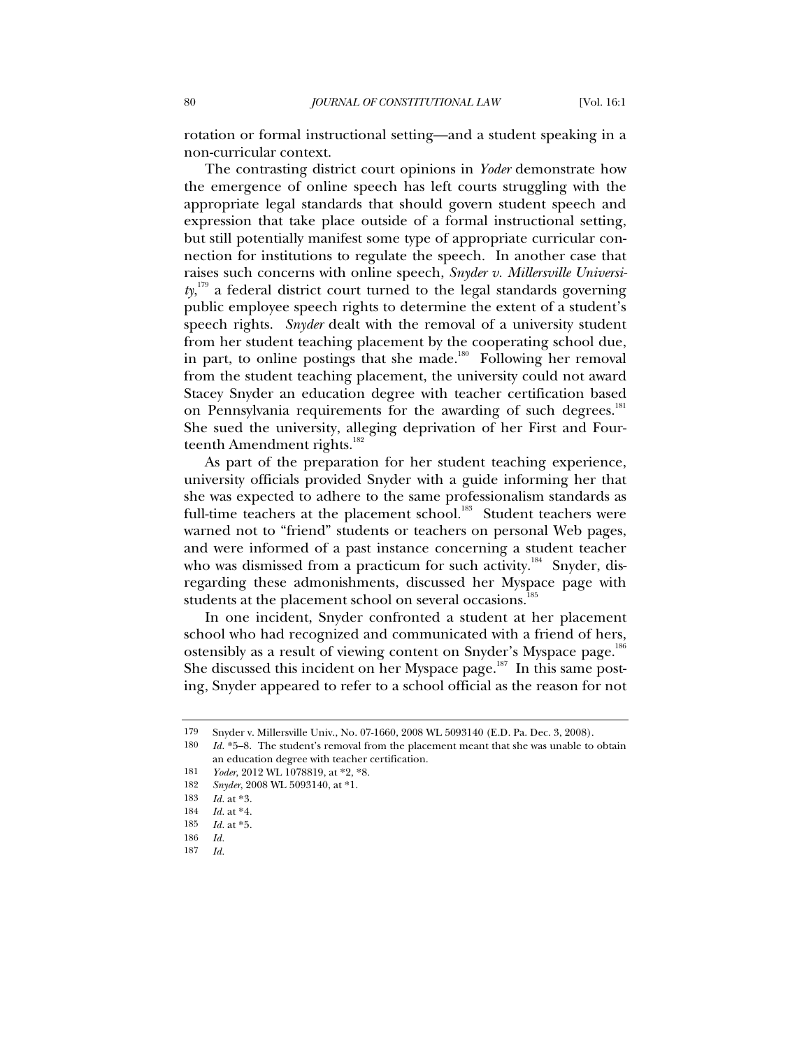rotation or formal instructional setting—and a student speaking in a non-curricular context.

The contrasting district court opinions in *Yoder* demonstrate how the emergence of online speech has left courts struggling with the appropriate legal standards that should govern student speech and expression that take place outside of a formal instructional setting, but still potentially manifest some type of appropriate curricular connection for institutions to regulate the speech. In another case that raises such concerns with online speech, *Snyder v. Millersville University*,[179] a federal district court turned to the legal standards governing public employee speech rights to determine the extent of a student's speech rights. *Snyder* dealt with the removal of a university student from her student teaching placement by the cooperating school due, in part, to online postings that she made.[180] Following her removal from the student teaching placement, the university could not award Stacey Snyder an education degree with teacher certification based on Pennsylvania requirements for the awarding of such degrees.[181] She sued the university, alleging deprivation of her First and Fourteenth Amendment rights.[182]

As part of the preparation for her student teaching experience, university officials provided Snyder with a guide informing her that she was expected to adhere to the same professionalism standards as full-time teachers at the placement school.[183] Student teachers were warned not to "friend" students or teachers on personal Web pages, and were informed of a past instance concerning a student teacher who was dismissed from a practicum for such activity.[184] Snyder, disregarding these admonishments, discussed her Myspace page with students at the placement school on several occasions.[185]

In one incident, Snyder confronted a student at her placement school who had recognized and communicated with a friend of hers, ostensibly as a result of viewing content on Snyder's Myspace page.[186] She discussed this incident on her Myspace page.[187] In this same posting, Snyder appeared to refer to a school official as the reason for not

---

179 Snyder v. Millersville Univ., No. 07-1660, 2008 WL 5093140 (E.D. Pa. Dec. 3, 2008).

180 *Id.* *5–8. The student's removal from the placement meant that she was unable to obtain an education degree with teacher certification.

181 *Yoder*, 2012 WL 1078819, at *2, *8.

182 *Snyder*, 2008 WL 5093140, at *1.

183 *Id.* at *3.

184 *Id.* at *4.

185 *Id.* at *5.

186 *Id.*

187 *Id.*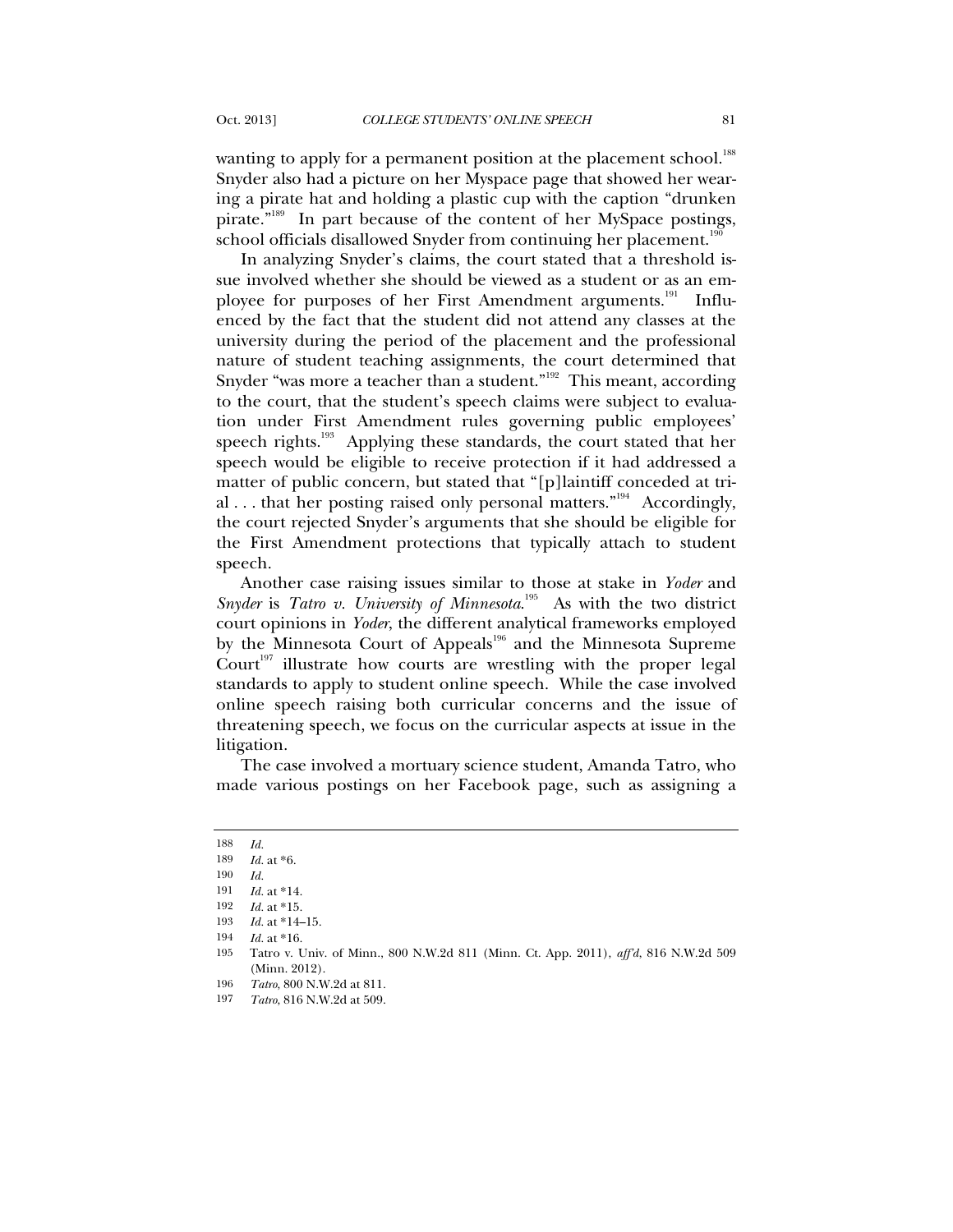wanting to apply for a permanent position at the placement school.[188] Snyder also had a picture on her Myspace page that showed her wearing a pirate hat and holding a plastic cup with the caption "drunken pirate."[189] In part because of the content of her MySpace postings, school officials disallowed Snyder from continuing her placement.[190]

In analyzing Snyder's claims, the court stated that a threshold issue involved whether she should be viewed as a student or as an employee for purposes of her First Amendment arguments.[191] Influenced by the fact that the student did not attend any classes at the university during the period of the placement and the professional nature of student teaching assignments, the court determined that Snyder "was more a teacher than a student."[192] This meant, according to the court, that the student's speech claims were subject to evaluation under First Amendment rules governing public employees' speech rights.[193] Applying these standards, the court stated that her speech would be eligible to receive protection if it had addressed a matter of public concern, but stated that "[p]laintiff conceded at trial . . . that her posting raised only personal matters."[194] Accordingly, the court rejected Snyder's arguments that she should be eligible for the First Amendment protections that typically attach to student speech.

Another case raising issues similar to those at stake in *Yoder* and *Snyder* is *Tatro v. University of Minnesota*.[195] As with the two district court opinions in *Yoder*, the different analytical frameworks employed by the Minnesota Court of Appeals[196] and the Minnesota Supreme Court[197] illustrate how courts are wrestling with the proper legal standards to apply to student online speech. While the case involved online speech raising both curricular concerns and the issue of threatening speech, we focus on the curricular aspects at issue in the litigation.

The case involved a mortuary science student, Amanda Tatro, who made various postings on her Facebook page, such as assigning a

---

188 *Id.*

189 *Id.* at *6.

190 *Id.*

191 *Id.* at *14.

192 *Id.* at *15.

193 *Id.* at *14–15.

194 *Id.* at *16.

195 Tatro v. Univ. of Minn., 800 N.W.2d 811 (Minn. Ct. App. 2011), *aff'd*, 816 N.W.2d 509 (Minn. 2012).

196 *Tatro*, 800 N.W.2d at 811.

197 *Tatro*, 816 N.W.2d at 509.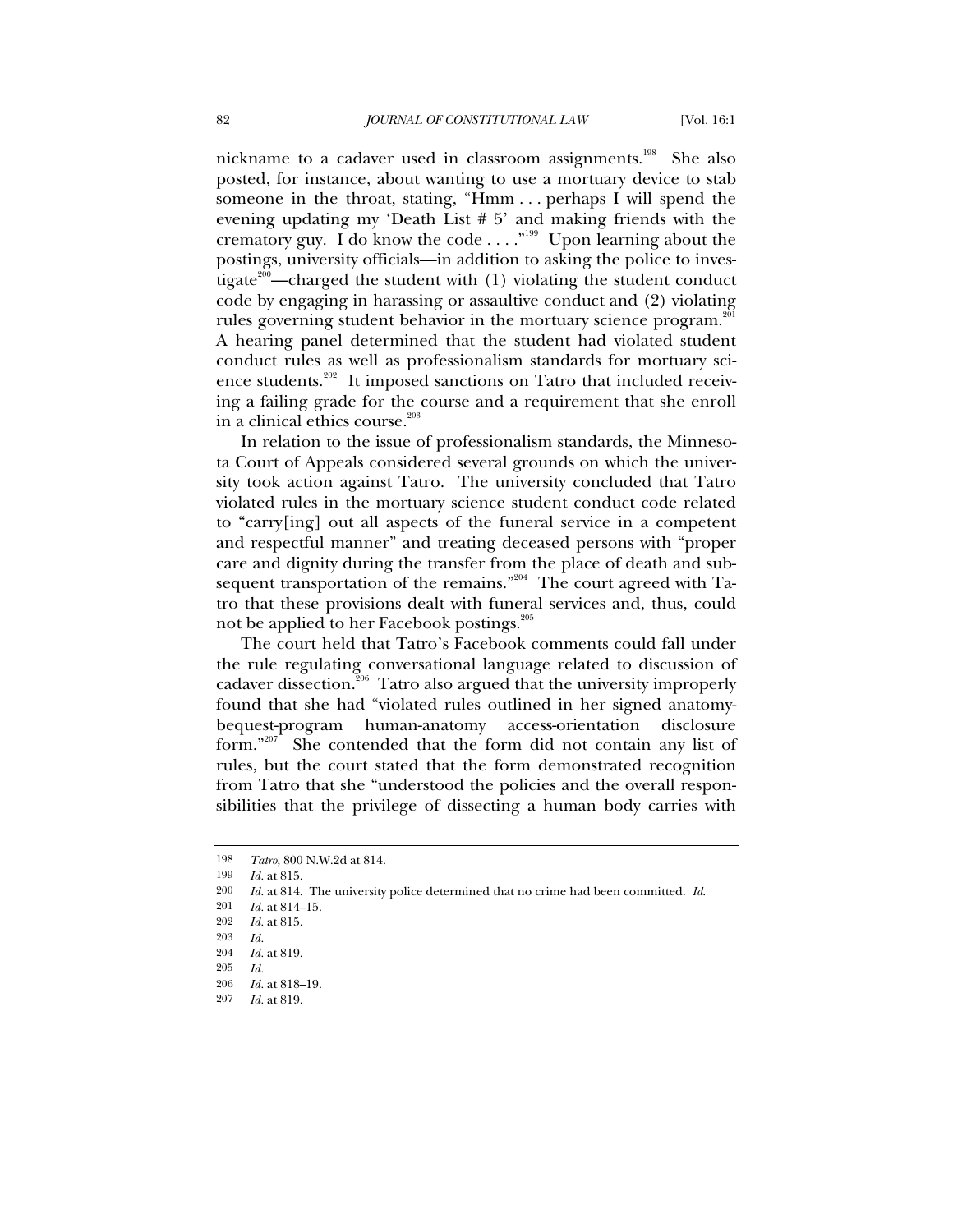nickname to a cadaver used in classroom assignments.[198] She also posted, for instance, about wanting to use a mortuary device to stab someone in the throat, stating, "Hmm . . . perhaps I will spend the evening updating my 'Death List # 5' and making friends with the crematory guy. I do know the code . . . ."[199] Upon learning about the postings, university officials—in addition to asking the police to investigate[200]—charged the student with (1) violating the student conduct code by engaging in harassing or assaultive conduct and (2) violating rules governing student behavior in the mortuary science program.[201] A hearing panel determined that the student had violated student conduct rules as well as professionalism standards for mortuary science students.[202] It imposed sanctions on Tatro that included receiving a failing grade for the course and a requirement that she enroll in a clinical ethics course.[203]

In relation to the issue of professionalism standards, the Minnesota Court of Appeals considered several grounds on which the university took action against Tatro. The university concluded that Tatro violated rules in the mortuary science student conduct code related to "carry[ing] out all aspects of the funeral service in a competent and respectful manner" and treating deceased persons with "proper care and dignity during the transfer from the place of death and subsequent transportation of the remains."[204] The court agreed with Tatro that these provisions dealt with funeral services and, thus, could not be applied to her Facebook postings.[205]

The court held that Tatro's Facebook comments could fall under the rule regulating conversational language related to discussion of cadaver dissection.[206] Tatro also argued that the university improperly found that she had "violated rules outlined in her signed anatomy-bequest-program human-anatomy access-orientation disclosure form."[207] She contended that the form did not contain any list of rules, but the court stated that the form demonstrated recognition from Tatro that she "understood the policies and the overall responsibilities that the privilege of dissecting a human body carries with

---

198 *Tatro*, 800 N.W.2d at 814.

199 *Id.* at 815.

200 *Id.* at 814. The university police determined that no crime had been committed. *Id.*

201 *Id.* at 814–15.

202 *Id.* at 815.

203 *Id.*

204 *Id.* at 819.

205 *Id.*

206 *Id.* at 818–19.

207 *Id.* at 819.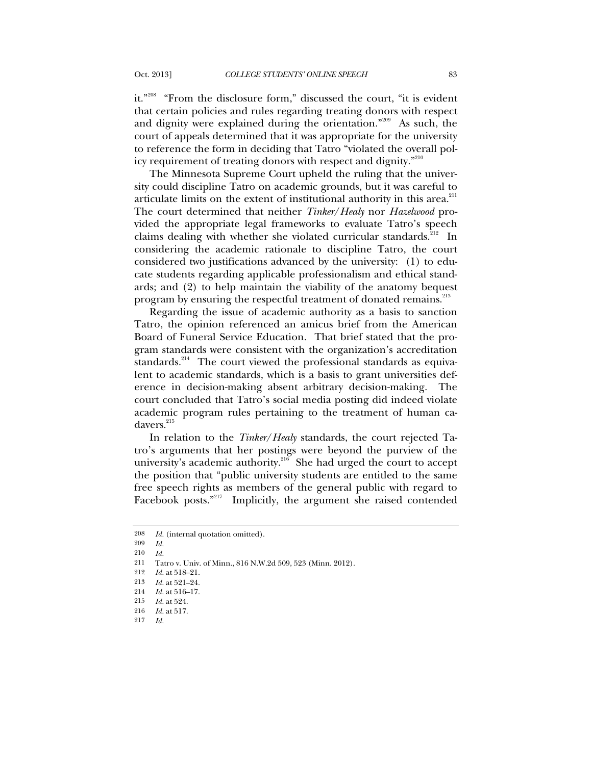it."[208] "From the disclosure form," discussed the court, "it is evident that certain policies and rules regarding treating donors with respect and dignity were explained during the orientation."[209] As such, the court of appeals determined that it was appropriate for the university to reference the form in deciding that Tatro "violated the overall policy requirement of treating donors with respect and dignity."[210]

The Minnesota Supreme Court upheld the ruling that the university could discipline Tatro on academic grounds, but it was careful to articulate limits on the extent of institutional authority in this area.[211] The court determined that neither *Tinker/Healy* nor *Hazelwood* provided the appropriate legal frameworks to evaluate Tatro's speech claims dealing with whether she violated curricular standards.[212] In considering the academic rationale to discipline Tatro, the court considered two justifications advanced by the university: (1) to educate students regarding applicable professionalism and ethical standards; and (2) to help maintain the viability of the anatomy bequest program by ensuring the respectful treatment of donated remains.[213]

Regarding the issue of academic authority as a basis to sanction Tatro, the opinion referenced an amicus brief from the American Board of Funeral Service Education. That brief stated that the program standards were consistent with the organization's accreditation standards.[214] The court viewed the professional standards as equivalent to academic standards, which is a basis to grant universities deference in decision-making absent arbitrary decision-making. The court concluded that Tatro's social media posting did indeed violate academic program rules pertaining to the treatment of human cadavers.[215]

In relation to the *Tinker/Healy* standards, the court rejected Tatro's arguments that her postings were beyond the purview of the university's academic authority.[216] She had urged the court to accept the position that "public university students are entitled to the same free speech rights as members of the general public with regard to Facebook posts."[217] Implicitly, the argument she raised contended

---

208 *Id.* (internal quotation omitted).

209 *Id.*

210 *Id.*

211 Tatro v. Univ. of Minn., 816 N.W.2d 509, 523 (Minn. 2012).

212 *Id.* at 518–21.

213 *Id.* at 521–24.

214 *Id.* at 516–17.

215 *Id.* at 524.

216 *Id.* at 517.

217 *Id.*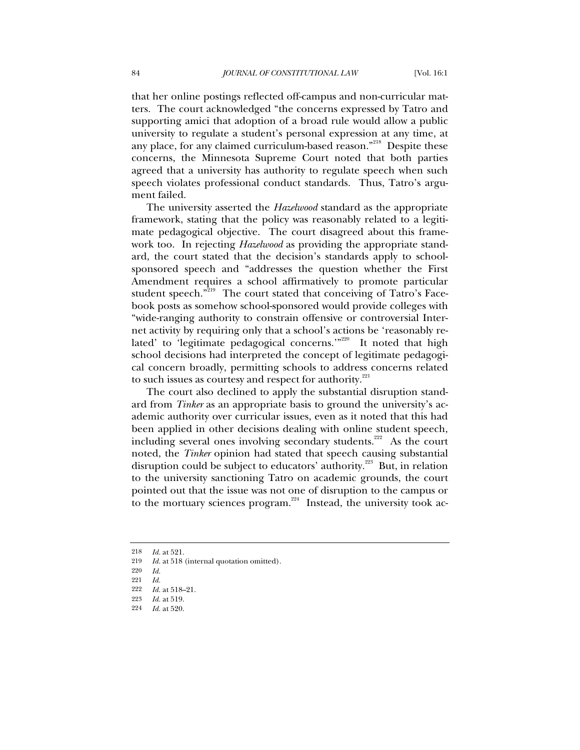that her online postings reflected off-campus and non-curricular matters. The court acknowledged "the concerns expressed by Tatro and supporting amici that adoption of a broad rule would allow a public university to regulate a student's personal expression at any time, at any place, for any claimed curriculum-based reason."[218] Despite these concerns, the Minnesota Supreme Court noted that both parties agreed that a university has authority to regulate speech when such speech violates professional conduct standards. Thus, Tatro's argument failed.

The university asserted the *Hazelwood* standard as the appropriate framework, stating that the policy was reasonably related to a legitimate pedagogical objective. The court disagreed about this framework too. In rejecting *Hazelwood* as providing the appropriate standard, the court stated that the decision's standards apply to school-sponsored speech and "addresses the question whether the First Amendment requires a school affirmatively to promote particular student speech."[219] The court stated that conceiving of Tatro's Facebook posts as somehow school-sponsored would provide colleges with "wide-ranging authority to constrain offensive or controversial Internet activity by requiring only that a school's actions be 'reasonably related' to 'legitimate pedagogical concerns.'"[220] It noted that high school decisions had interpreted the concept of legitimate pedagogical concern broadly, permitting schools to address concerns related to such issues as courtesy and respect for authority.[221]

The court also declined to apply the substantial disruption standard from *Tinker* as an appropriate basis to ground the university's academic authority over curricular issues, even as it noted that this had been applied in other decisions dealing with online student speech, including several ones involving secondary students.[222] As the court noted, the *Tinker* opinion had stated that speech causing substantial disruption could be subject to educators' authority.[223] But, in relation to the university sanctioning Tatro on academic grounds, the court pointed out that the issue was not one of disruption to the campus or to the mortuary sciences program.[224] Instead, the university took ac-

---

218 *Id.* at 521.

219 *Id.* at 518 (internal quotation omitted).

220 *Id.*

221 *Id.*

222 *Id.* at 518–21.

223 *Id.* at 519.

224 *Id.* at 520.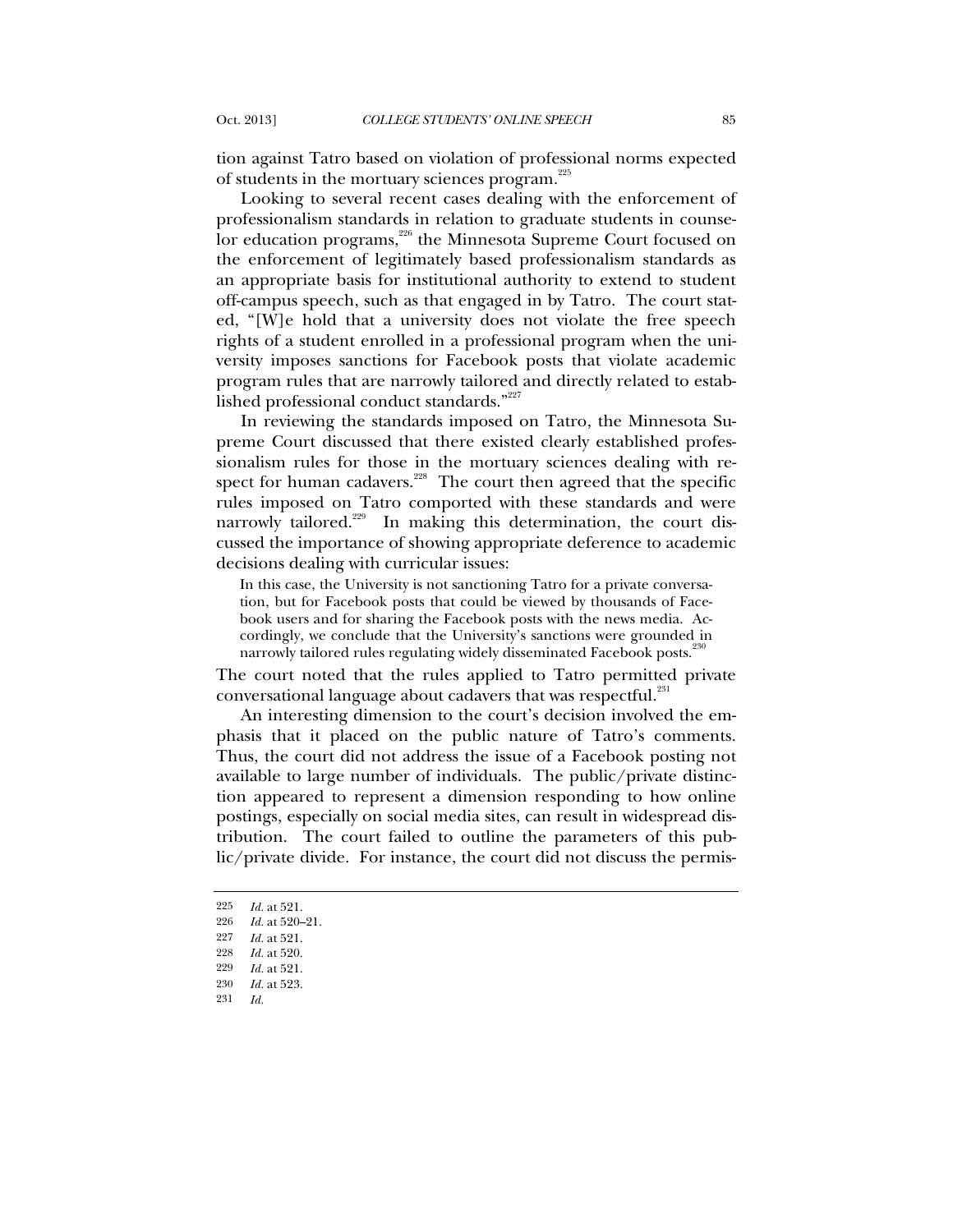tion against Tatro based on violation of professional norms expected of students in the mortuary sciences program.[225]

Looking to several recent cases dealing with the enforcement of professionalism standards in relation to graduate students in counselor education programs,[226] the Minnesota Supreme Court focused on the enforcement of legitimately based professionalism standards as an appropriate basis for institutional authority to extend to student off-campus speech, such as that engaged in by Tatro. The court stated, "[W]e hold that a university does not violate the free speech rights of a student enrolled in a professional program when the university imposes sanctions for Facebook posts that violate academic program rules that are narrowly tailored and directly related to established professional conduct standards."[227]

In reviewing the standards imposed on Tatro, the Minnesota Supreme Court discussed that there existed clearly established professionalism rules for those in the mortuary sciences dealing with respect for human cadavers.[228] The court then agreed that the specific rules imposed on Tatro comported with these standards and were narrowly tailored.[229] In making this determination, the court discussed the importance of showing appropriate deference to academic decisions dealing with curricular issues:

> In this case, the University is not sanctioning Tatro for a private conversation, but for Facebook posts that could be viewed by thousands of Facebook users and for sharing the Facebook posts with the news media. Accordingly, we conclude that the University's sanctions were grounded in narrowly tailored rules regulating widely disseminated Facebook posts.[230]

The court noted that the rules applied to Tatro permitted private conversational language about cadavers that was respectful.[231]

An interesting dimension to the court's decision involved the emphasis that it placed on the public nature of Tatro's comments. Thus, the court did not address the issue of a Facebook posting not available to large number of individuals. The public/private distinction appeared to represent a dimension responding to how online postings, especially on social media sites, can result in widespread distribution. The court failed to outline the parameters of this public/private divide. For instance, the court did not discuss the permis-

---

225 *Id.* at 521.

226 *Id.* at 520–21.

227 *Id.* at 521.

228 *Id.* at 520.

229 *Id.* at 521.

230 *Id.* at 523.

231 *Id.*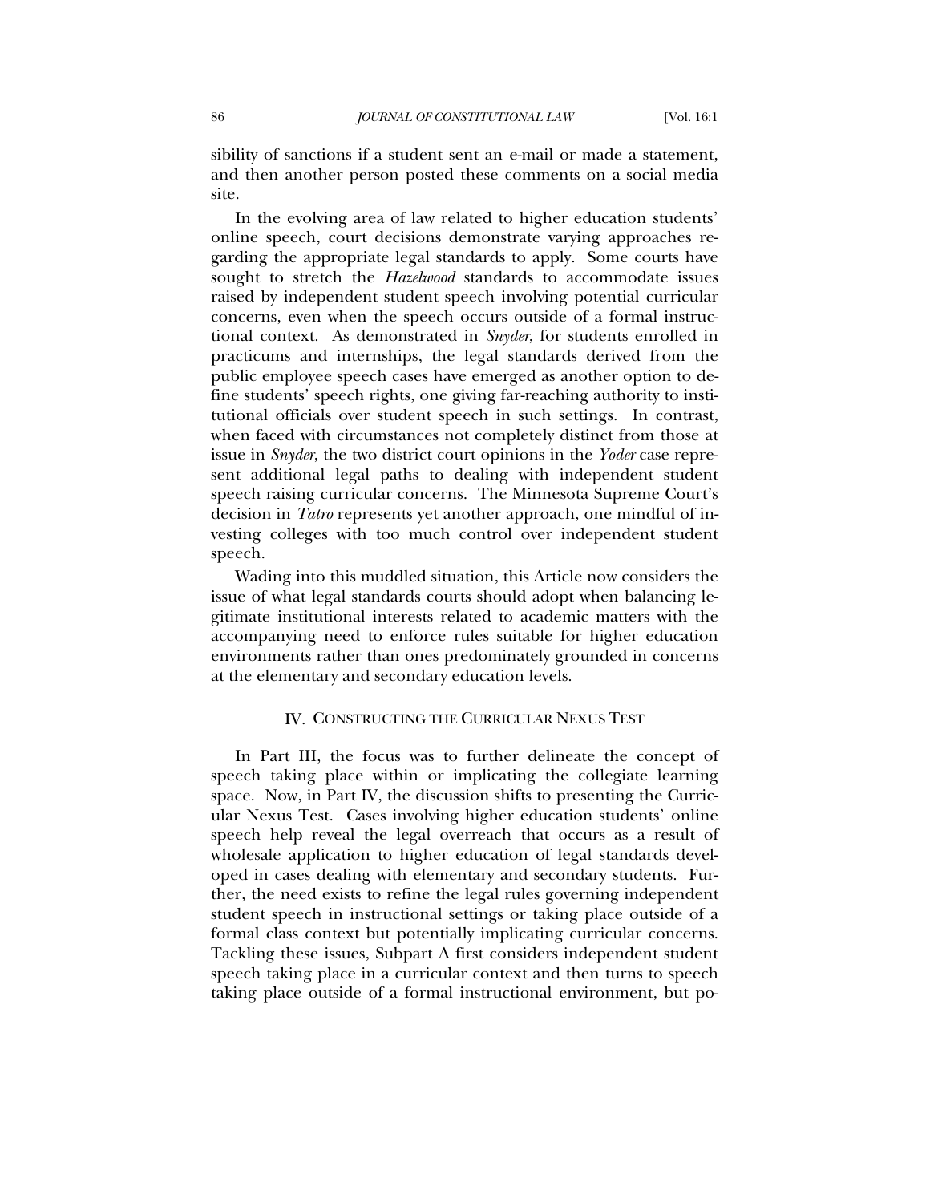sibility of sanctions if a student sent an e-mail or made a statement, and then another person posted these comments on a social media site.

In the evolving area of law related to higher education students' online speech, court decisions demonstrate varying approaches regarding the appropriate legal standards to apply. Some courts have sought to stretch the *Hazelwood* standards to accommodate issues raised by independent student speech involving potential curricular concerns, even when the speech occurs outside of a formal instructional context. As demonstrated in *Snyder*, for students enrolled in practicums and internships, the legal standards derived from the public employee speech cases have emerged as another option to define students' speech rights, one giving far-reaching authority to institutional officials over student speech in such settings. In contrast, when faced with circumstances not completely distinct from those at issue in *Snyder*, the two district court opinions in the *Yoder* case represent additional legal paths to dealing with independent student speech raising curricular concerns. The Minnesota Supreme Court's decision in *Tatro* represents yet another approach, one mindful of investing colleges with too much control over independent student speech.

Wading into this muddled situation, this Article now considers the issue of what legal standards courts should adopt when balancing legitimate institutional interests related to academic matters with the accompanying need to enforce rules suitable for higher education environments rather than ones predominately grounded in concerns at the elementary and secondary education levels.

## IV. CONSTRUCTING THE CURRICULAR NEXUS TEST

In Part III, the focus was to further delineate the concept of speech taking place within or implicating the collegiate learning space. Now, in Part IV, the discussion shifts to presenting the Curricular Nexus Test. Cases involving higher education students' online speech help reveal the legal overreach that occurs as a result of wholesale application to higher education of legal standards developed in cases dealing with elementary and secondary students. Further, the need exists to refine the legal rules governing independent student speech in instructional settings or taking place outside of a formal class context but potentially implicating curricular concerns. Tackling these issues, Subpart A first considers independent student speech taking place in a curricular context and then turns to speech taking place outside of a formal instructional environment, but po-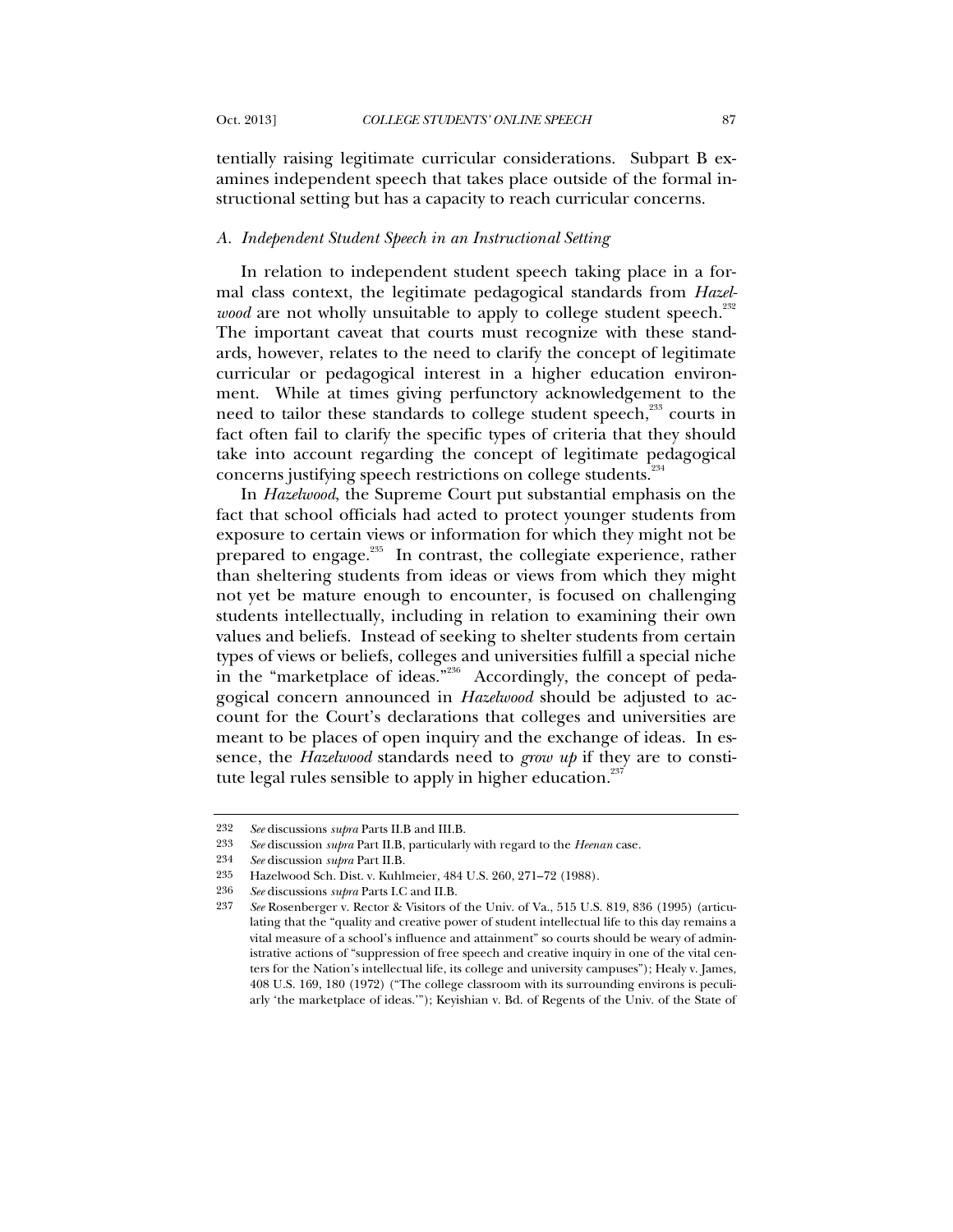tentially raising legitimate curricular considerations. Subpart B examines independent speech that takes place outside of the formal instructional setting but has a capacity to reach curricular concerns.

### *A. Independent Student Speech in an Instructional Setting*

In relation to independent student speech taking place in a formal class context, the legitimate pedagogical standards from *Hazelwood* are not wholly unsuitable to apply to college student speech.[232] The important caveat that courts must recognize with these standards, however, relates to the need to clarify the concept of legitimate curricular or pedagogical interest in a higher education environment. While at times giving perfunctory acknowledgement to the need to tailor these standards to college student speech,[233] courts in fact often fail to clarify the specific types of criteria that they should take into account regarding the concept of legitimate pedagogical concerns justifying speech restrictions on college students.[234]

In *Hazelwood*, the Supreme Court put substantial emphasis on the fact that school officials had acted to protect younger students from exposure to certain views or information for which they might not be prepared to engage.[235] In contrast, the collegiate experience, rather than sheltering students from ideas or views from which they might not yet be mature enough to encounter, is focused on challenging students intellectually, including in relation to examining their own values and beliefs. Instead of seeking to shelter students from certain types of views or beliefs, colleges and universities fulfill a special niche in the "marketplace of ideas."[236] Accordingly, the concept of pedagogical concern announced in *Hazelwood* should be adjusted to account for the Court's declarations that colleges and universities are meant to be places of open inquiry and the exchange of ideas. In essence, the *Hazelwood* standards need to *grow up* if they are to constitute legal rules sensible to apply in higher education.[237]

---

232 *See* discussions *supra* Parts II.B and III.B.

233 *See* discussion *supra* Part II.B, particularly with regard to the *Heenan* case.

234 *See* discussion *supra* Part II.B.

235 Hazelwood Sch. Dist. v. Kuhlmeier, 484 U.S. 260, 271–72 (1988).

236 *See* discussions *supra* Parts I.C and II.B.

237 *See* Rosenberger v. Rector & Visitors of the Univ. of Va., 515 U.S. 819, 836 (1995) (articulating that the "quality and creative power of student intellectual life to this day remains a vital measure of a school's influence and attainment" so courts should be weary of administrative actions of "suppression of free speech and creative inquiry in one of the vital centers for the Nation's intellectual life, its college and university campuses"); Healy v. James, 408 U.S. 169, 180 (1972) ("The college classroom with its surrounding environs is peculiarly 'the marketplace of ideas.'"); Keyishian v. Bd. of Regents of the Univ. of the State of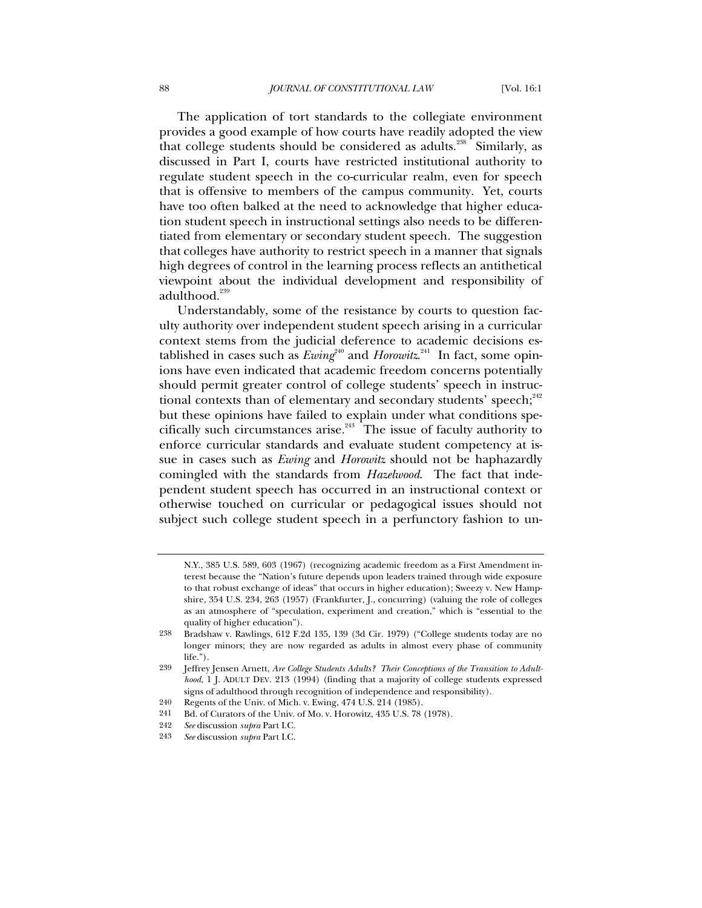The application of tort standards to the collegiate environment provides a good example of how courts have readily adopted the view that college students should be considered as adults.[238] Similarly, as discussed in Part I, courts have restricted institutional authority to regulate student speech in the co-curricular realm, even for speech that is offensive to members of the campus community. Yet, courts have too often balked at the need to acknowledge that higher education student speech in instructional settings also needs to be differentiated from elementary or secondary student speech. The suggestion that colleges have authority to restrict speech in a manner that signals high degrees of control in the learning process reflects an antithetical viewpoint about the individual development and responsibility of adulthood.[239]

Understandably, some of the resistance by courts to question faculty authority over independent student speech arising in a curricular context stems from the judicial deference to academic decisions established in cases such as *Ewing*[240] and *Horowitz*.[241] In fact, some opinions have even indicated that academic freedom concerns potentially should permit greater control of college students' speech in instructional contexts than of elementary and secondary students' speech;[242] but these opinions have failed to explain under what conditions specifically such circumstances arise.[243] The issue of faculty authority to enforce curricular standards and evaluate student competency at issue in cases such as *Ewing* and *Horowitz* should not be haphazardly comingled with the standards from *Hazelwood*. The fact that independent student speech has occurred in an instructional context or otherwise touched on curricular or pedagogical issues should not subject such college student speech in a perfunctory fashion to un-

---

N.Y., 385 U.S. 589, 603 (1967) (recognizing academic freedom as a First Amendment interest because the "Nation's future depends upon leaders trained through wide exposure to that robust exchange of ideas" that occurs in higher education); Sweezy v. New Hampshire, 354 U.S. 234, 263 (1957) (Frankfurter, J., concurring) (valuing the role of colleges as an atmosphere of "speculation, experiment and creation," which is "essential to the quality of higher education").

238 Bradshaw v. Rawlings, 612 F.2d 135, 139 (3d Cir. 1979) ("College students today are no longer minors; they are now regarded as adults in almost every phase of community life.").

239 Jeffrey Jensen Arnett, *Are College Students Adults? Their Conceptions of the Transition to Adulthood*, 1 J. ADULT DEV. 213 (1994) (finding that a majority of college students expressed signs of adulthood through recognition of independence and responsibility).

240 Regents of the Univ. of Mich. v. Ewing, 474 U.S. 214 (1985).

241 Bd. of Curators of the Univ. of Mo. v. Horowitz, 435 U.S. 78 (1978).

242 *See* discussion *supra* Part I.C.

243 *See* discussion *supra* Part I.C.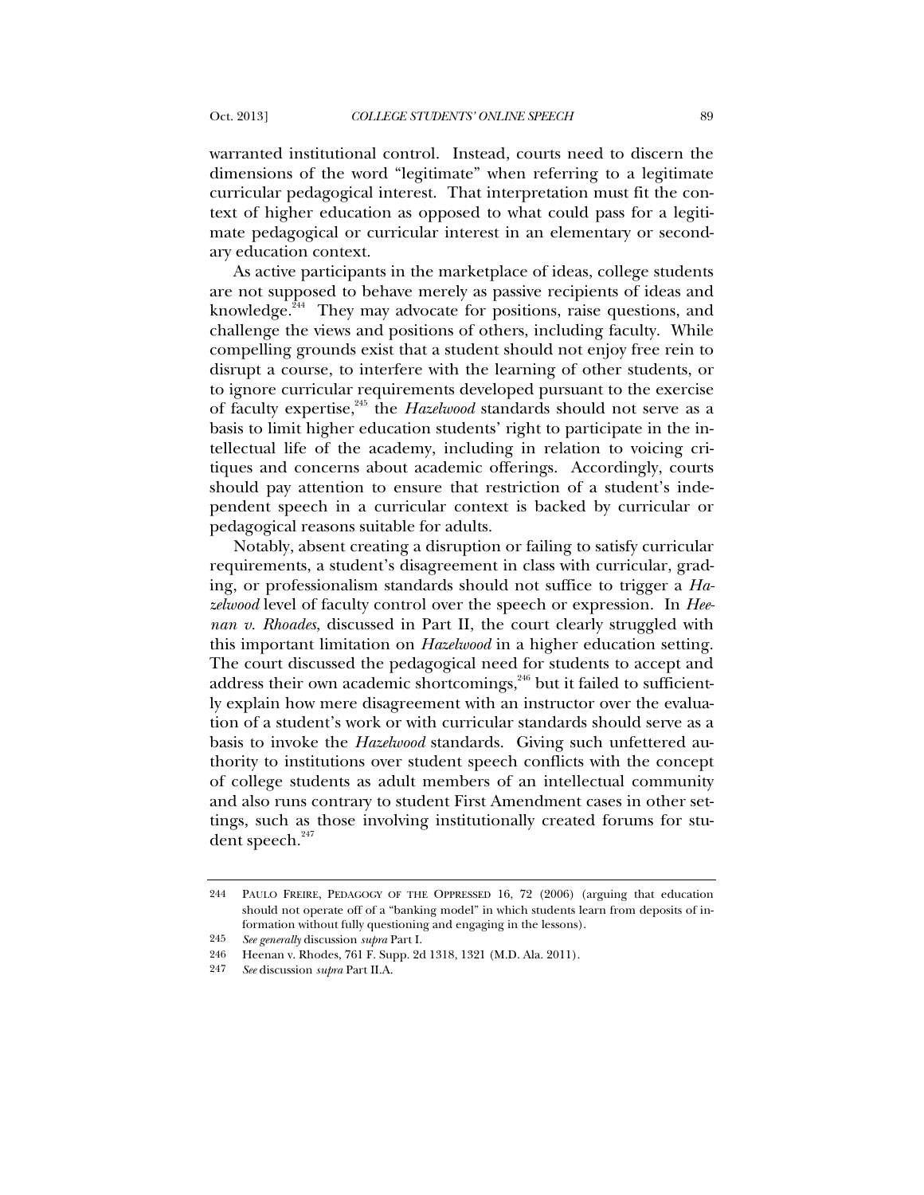warranted institutional control. Instead, courts need to discern the dimensions of the word "legitimate" when referring to a legitimate curricular pedagogical interest. That interpretation must fit the context of higher education as opposed to what could pass for a legitimate pedagogical or curricular interest in an elementary or secondary education context.

As active participants in the marketplace of ideas, college students are not supposed to behave merely as passive recipients of ideas and knowledge.[244] They may advocate for positions, raise questions, and challenge the views and positions of others, including faculty. While compelling grounds exist that a student should not enjoy free rein to disrupt a course, to interfere with the learning of other students, or to ignore curricular requirements developed pursuant to the exercise of faculty expertise,[245] the *Hazelwood* standards should not serve as a basis to limit higher education students' right to participate in the intellectual life of the academy, including in relation to voicing critiques and concerns about academic offerings. Accordingly, courts should pay attention to ensure that restriction of a student's independent speech in a curricular context is backed by curricular or pedagogical reasons suitable for adults.

Notably, absent creating a disruption or failing to satisfy curricular requirements, a student's disagreement in class with curricular, grading, or professionalism standards should not suffice to trigger a *Hazelwood* level of faculty control over the speech or expression. In *Heenan v. Rhoades*, discussed in Part II, the court clearly struggled with this important limitation on *Hazelwood* in a higher education setting. The court discussed the pedagogical need for students to accept and address their own academic shortcomings,[246] but it failed to sufficiently explain how mere disagreement with an instructor over the evaluation of a student's work or with curricular standards should serve as a basis to invoke the *Hazelwood* standards. Giving such unfettered authority to institutions over student speech conflicts with the concept of college students as adult members of an intellectual community and also runs contrary to student First Amendment cases in other settings, such as those involving institutionally created forums for student speech.[247]

---

244 PAULO FREIRE, PEDAGOGY OF THE OPPRESSED 16, 72 (2006) (arguing that education should not operate off of a "banking model" in which students learn from deposits of information without fully questioning and engaging in the lessons).

245 *See generally* discussion *supra* Part I.

246 Heenan v. Rhodes, 761 F. Supp. 2d 1318, 1321 (M.D. Ala. 2011).

247 *See* discussion *supra* Part II.A.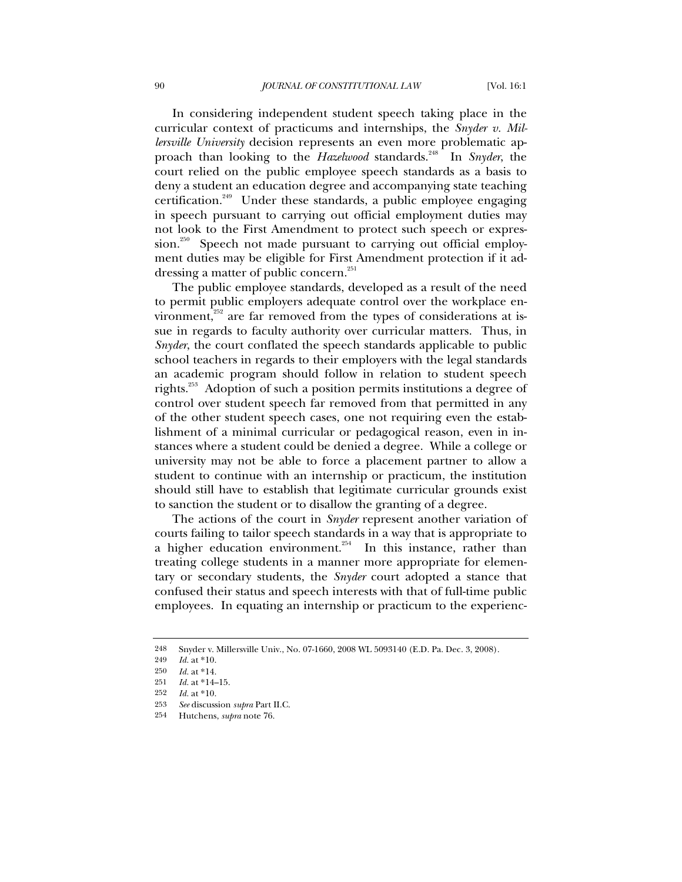In considering independent student speech taking place in the curricular context of practicums and internships, the *Snyder v. Millersville University* decision represents an even more problematic approach than looking to the *Hazelwood* standards.[248] In *Snyder*, the court relied on the public employee speech standards as a basis to deny a student an education degree and accompanying state teaching certification.[249] Under these standards, a public employee engaging in speech pursuant to carrying out official employment duties may not look to the First Amendment to protect such speech or expression.[250] Speech not made pursuant to carrying out official employment duties may be eligible for First Amendment protection if it addressing a matter of public concern.[251]

The public employee standards, developed as a result of the need to permit public employers adequate control over the workplace environment,[252] are far removed from the types of considerations at issue in regards to faculty authority over curricular matters. Thus, in *Snyder*, the court conflated the speech standards applicable to public school teachers in regards to their employers with the legal standards an academic program should follow in relation to student speech rights.[253] Adoption of such a position permits institutions a degree of control over student speech far removed from that permitted in any of the other student speech cases, one not requiring even the establishment of a minimal curricular or pedagogical reason, even in instances where a student could be denied a degree. While a college or university may not be able to force a placement partner to allow a student to continue with an internship or practicum, the institution should still have to establish that legitimate curricular grounds exist to sanction the student or to disallow the granting of a degree.

The actions of the court in *Snyder* represent another variation of courts failing to tailor speech standards in a way that is appropriate to a higher education environment.[254] In this instance, rather than treating college students in a manner more appropriate for elementary or secondary students, the *Snyder* court adopted a stance that confused their status and speech interests with that of full-time public employees. In equating an internship or practicum to the experienc-

---

248 Snyder v. Millersville Univ., No. 07-1660, 2008 WL 5093140 (E.D. Pa. Dec. 3, 2008).

249 *Id.* at *10.

250 *Id.* at *14.

251 *Id.* at *14–15.

252 *Id.* at *10.

253 *See* discussion *supra* Part II.C.

254 Hutchens, *supra* note 76.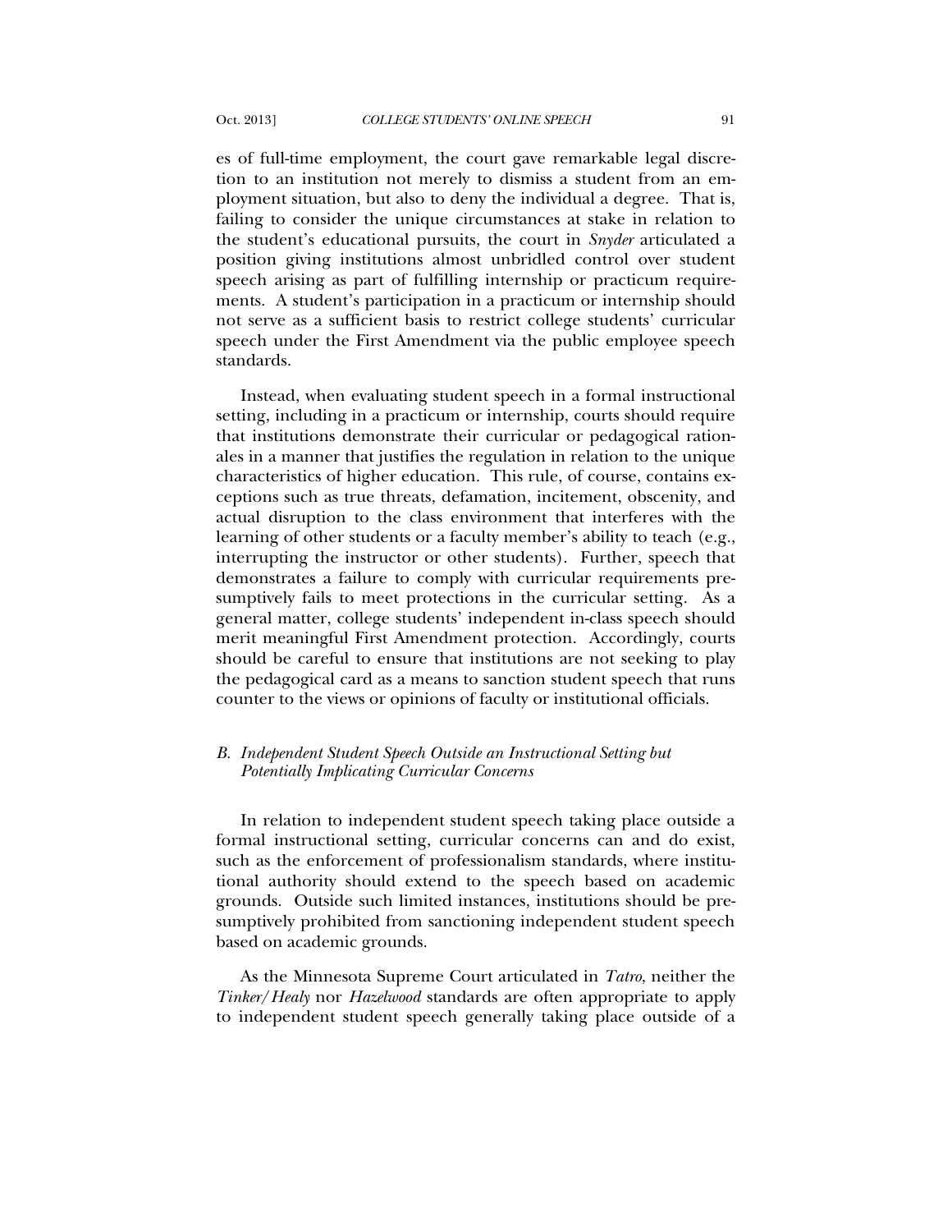es of full-time employment, the court gave remarkable legal discretion to an institution not merely to dismiss a student from an employment situation, but also to deny the individual a degree. That is, failing to consider the unique circumstances at stake in relation to the student's educational pursuits, the court in *Snyder* articulated a position giving institutions almost unbridled control over student speech arising as part of fulfilling internship or practicum requirements. A student's participation in a practicum or internship should not serve as a sufficient basis to restrict college students' curricular speech under the First Amendment via the public employee speech standards.

Instead, when evaluating student speech in a formal instructional setting, including in a practicum or internship, courts should require that institutions demonstrate their curricular or pedagogical rationales in a manner that justifies the regulation in relation to the unique characteristics of higher education. This rule, of course, contains exceptions such as true threats, defamation, incitement, obscenity, and actual disruption to the class environment that interferes with the learning of other students or a faculty member's ability to teach (e.g., interrupting the instructor or other students). Further, speech that demonstrates a failure to comply with curricular requirements presumptively fails to meet protections in the curricular setting. As a general matter, college students' independent in-class speech should merit meaningful First Amendment protection. Accordingly, courts should be careful to ensure that institutions are not seeking to play the pedagogical card as a means to sanction student speech that runs counter to the views or opinions of faculty or institutional officials.

### *B. Independent Student Speech Outside an Instructional Setting but Potentially Implicating Curricular Concerns*

In relation to independent student speech taking place outside a formal instructional setting, curricular concerns can and do exist, such as the enforcement of professionalism standards, where institutional authority should extend to the speech based on academic grounds. Outside such limited instances, institutions should be presumptively prohibited from sanctioning independent student speech based on academic grounds.

As the Minnesota Supreme Court articulated in *Tatro*, neither the *Tinker/Healy* nor *Hazelwood* standards are often appropriate to apply to independent student speech generally taking place outside of a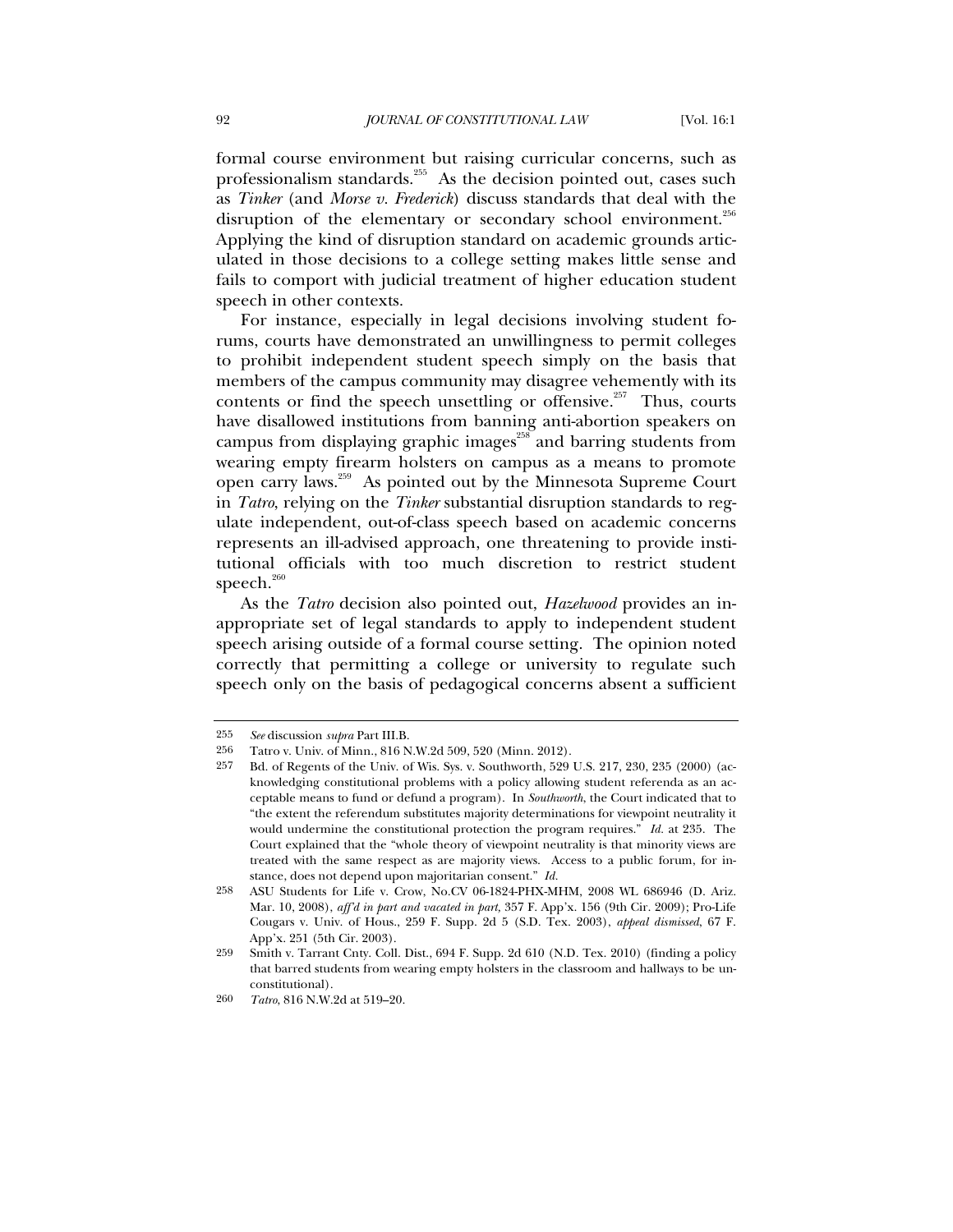formal course environment but raising curricular concerns, such as professionalism standards.[255] As the decision pointed out, cases such as *Tinker* (and *Morse v. Frederick*) discuss standards that deal with the disruption of the elementary or secondary school environment.[256] Applying the kind of disruption standard on academic grounds articulated in those decisions to a college setting makes little sense and fails to comport with judicial treatment of higher education student speech in other contexts.

For instance, especially in legal decisions involving student forums, courts have demonstrated an unwillingness to permit colleges to prohibit independent student speech simply on the basis that members of the campus community may disagree vehemently with its contents or find the speech unsettling or offensive.[257] Thus, courts have disallowed institutions from banning anti-abortion speakers on campus from displaying graphic images[258] and barring students from wearing empty firearm holsters on campus as a means to promote open carry laws.[259] As pointed out by the Minnesota Supreme Court in *Tatro*, relying on the *Tinker* substantial disruption standards to regulate independent, out-of-class speech based on academic concerns represents an ill-advised approach, one threatening to provide institutional officials with too much discretion to restrict student speech.[260]

As the *Tatro* decision also pointed out, *Hazelwood* provides an inappropriate set of legal standards to apply to independent student speech arising outside of a formal course setting. The opinion noted correctly that permitting a college or university to regulate such speech only on the basis of pedagogical concerns absent a sufficient

---

255 *See* discussion *supra* Part III.B.

256 Tatro v. Univ. of Minn., 816 N.W.2d 509, 520 (Minn. 2012).

257 Bd. of Regents of the Univ. of Wis. Sys. v. Southworth, 529 U.S. 217, 230, 235 (2000) (acknowledging constitutional problems with a policy allowing student referenda as an acceptable means to fund or defund a program). In *Southworth*, the Court indicated that to "the extent the referendum substitutes majority determinations for viewpoint neutrality it would undermine the constitutional protection the program requires." *Id.* at 235. The Court explained that the "whole theory of viewpoint neutrality is that minority views are treated with the same respect as are majority views. Access to a public forum, for instance, does not depend upon majoritarian consent." *Id.*

258 ASU Students for Life v. Crow, No.CV 06-1824-PHX-MHM, 2008 WL 686946 (D. Ariz. Mar. 10, 2008), *aff'd in part and vacated in part,* 357 F. App'x. 156 (9th Cir. 2009); Pro-Life Cougars v. Univ. of Hous., 259 F. Supp. 2d 5 (S.D. Tex. 2003), *appeal dismissed*, 67 F. App'x. 251 (5th Cir. 2003).

259 Smith v. Tarrant Cnty. Coll. Dist., 694 F. Supp. 2d 610 (N.D. Tex. 2010) (finding a policy that barred students from wearing empty holsters in the classroom and hallways to be unconstitutional).

260 *Tatro*, 816 N.W.2d at 519–20.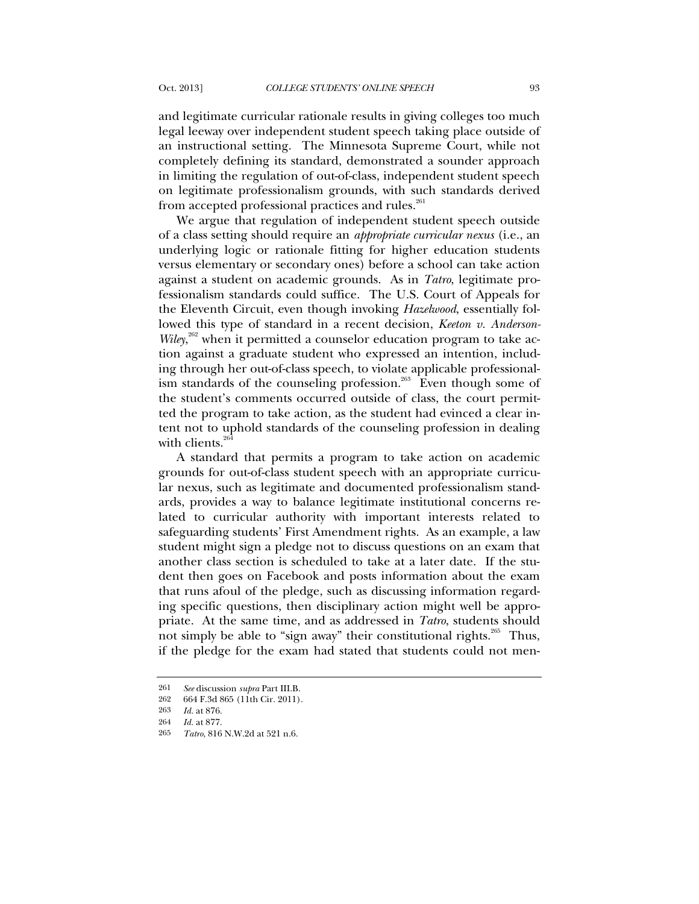and legitimate curricular rationale results in giving colleges too much legal leeway over independent student speech taking place outside of an instructional setting. The Minnesota Supreme Court, while not completely defining its standard, demonstrated a sounder approach in limiting the regulation of out-of-class, independent student speech on legitimate professionalism grounds, with such standards derived from accepted professional practices and rules.[261]

We argue that regulation of independent student speech outside of a class setting should require an *appropriate curricular nexus* (i.e., an underlying logic or rationale fitting for higher education students versus elementary or secondary ones) before a school can take action against a student on academic grounds. As in *Tatro*, legitimate professionalism standards could suffice. The U.S. Court of Appeals for the Eleventh Circuit, even though invoking *Hazelwood*, essentially followed this type of standard in a recent decision, *Keeton v. Anderson-Wiley*,[262] when it permitted a counselor education program to take action against a graduate student who expressed an intention, including through her out-of-class speech, to violate applicable professionalism standards of the counseling profession.[263] Even though some of the student's comments occurred outside of class, the court permitted the program to take action, as the student had evinced a clear intent not to uphold standards of the counseling profession in dealing with clients.[264]

A standard that permits a program to take action on academic grounds for out-of-class student speech with an appropriate curricular nexus, such as legitimate and documented professionalism standards, provides a way to balance legitimate institutional concerns related to curricular authority with important interests related to safeguarding students' First Amendment rights. As an example, a law student might sign a pledge not to discuss questions on an exam that another class section is scheduled to take at a later date. If the student then goes on Facebook and posts information about the exam that runs afoul of the pledge, such as discussing information regarding specific questions, then disciplinary action might well be appropriate. At the same time, and as addressed in *Tatro*, students should not simply be able to "sign away" their constitutional rights.[265] Thus, if the pledge for the exam had stated that students could not men-

---

261 *See* discussion *supra* Part III.B.

262 664 F.3d 865 (11th Cir. 2011).

263 *Id.* at 876.

264 *Id.* at 877.

265 *Tatro*, 816 N.W.2d at 521 n.6.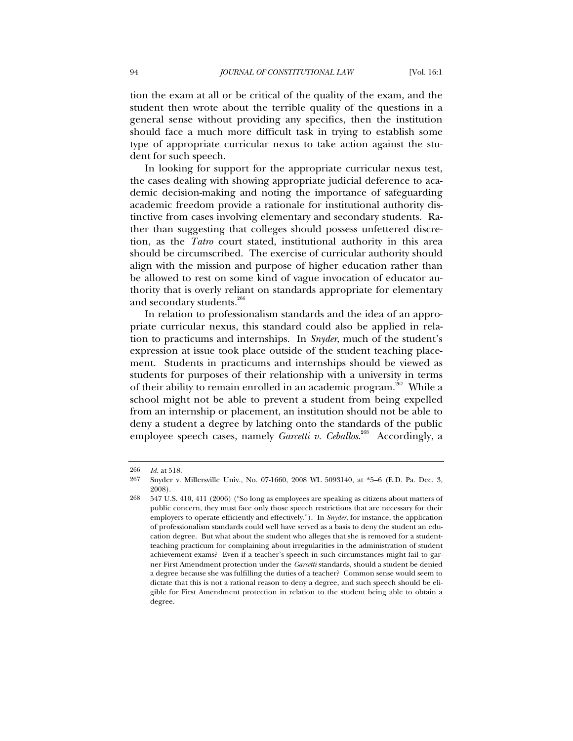tion the exam at all or be critical of the quality of the exam, and the student then wrote about the terrible quality of the questions in a general sense without providing any specifics, then the institution should face a much more difficult task in trying to establish some type of appropriate curricular nexus to take action against the student for such speech.

In looking for support for the appropriate curricular nexus test, the cases dealing with showing appropriate judicial deference to academic decision-making and noting the importance of safeguarding academic freedom provide a rationale for institutional authority distinctive from cases involving elementary and secondary students. Rather than suggesting that colleges should possess unfettered discretion, as the *Tatro* court stated, institutional authority in this area should be circumscribed. The exercise of curricular authority should align with the mission and purpose of higher education rather than be allowed to rest on some kind of vague invocation of educator authority that is overly reliant on standards appropriate for elementary and secondary students.[266]

In relation to professionalism standards and the idea of an appropriate curricular nexus, this standard could also be applied in relation to practicums and internships. In *Snyder*, much of the student's expression at issue took place outside of the student teaching placement. Students in practicums and internships should be viewed as students for purposes of their relationship with a university in terms of their ability to remain enrolled in an academic program.[267] While a school might not be able to prevent a student from being expelled from an internship or placement, an institution should not be able to deny a student a degree by latching onto the standards of the public employee speech cases, namely *Garcetti v. Ceballos*.[268] Accordingly, a

---

266 *Id.* at 518.

267 Snyder v. Millersville Univ., No. 07-1660, 2008 WL 5093140, at *5–6 (E.D. Pa. Dec. 3, 2008).

268 547 U.S. 410, 411 (2006) ("So long as employees are speaking as citizens about matters of public concern, they must face only those speech restrictions that are necessary for their employers to operate efficiently and effectively."). In *Snyder*, for instance, the application of professionalism standards could well have served as a basis to deny the student an education degree. But what about the student who alleges that she is removed for a student-teaching practicum for complaining about irregularities in the administration of student achievement exams? Even if a teacher's speech in such circumstances might fail to garner First Amendment protection under the *Garcetti* standards, should a student be denied a degree because she was fulfilling the duties of a teacher? Common sense would seem to dictate that this is not a rational reason to deny a degree, and such speech should be eligible for First Amendment protection in relation to the student being able to obtain a degree.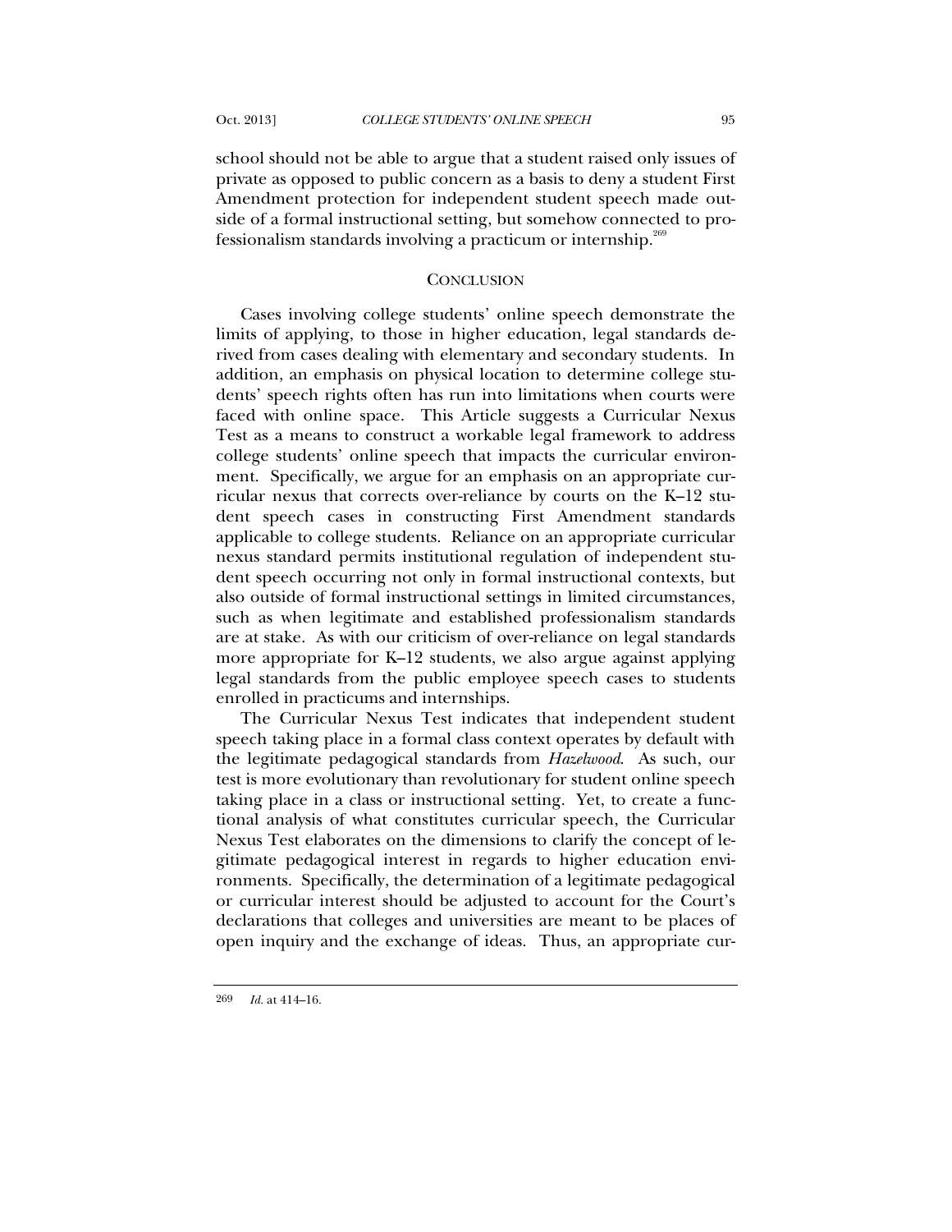school should not be able to argue that a student raised only issues of private as opposed to public concern as a basis to deny a student First Amendment protection for independent student speech made outside of a formal instructional setting, but somehow connected to professionalism standards involving a practicum or internship.[269]

## CONCLUSION

Cases involving college students' online speech demonstrate the limits of applying, to those in higher education, legal standards derived from cases dealing with elementary and secondary students. In addition, an emphasis on physical location to determine college students' speech rights often has run into limitations when courts were faced with online space. This Article suggests a Curricular Nexus Test as a means to construct a workable legal framework to address college students' online speech that impacts the curricular environment. Specifically, we argue for an emphasis on an appropriate curricular nexus that corrects over-reliance by courts on the K–12 student speech cases in constructing First Amendment standards applicable to college students. Reliance on an appropriate curricular nexus standard permits institutional regulation of independent student speech occurring not only in formal instructional contexts, but also outside of formal instructional settings in limited circumstances, such as when legitimate and established professionalism standards are at stake. As with our criticism of over-reliance on legal standards more appropriate for K–12 students, we also argue against applying legal standards from the public employee speech cases to students enrolled in practicums and internships.

The Curricular Nexus Test indicates that independent student speech taking place in a formal class context operates by default with the legitimate pedagogical standards from *Hazelwood*. As such, our test is more evolutionary than revolutionary for student online speech taking place in a class or instructional setting. Yet, to create a functional analysis of what constitutes curricular speech, the Curricular Nexus Test elaborates on the dimensions to clarify the concept of legitimate pedagogical interest in regards to higher education environments. Specifically, the determination of a legitimate pedagogical or curricular interest should be adjusted to account for the Court's declarations that colleges and universities are meant to be places of open inquiry and the exchange of ideas. Thus, an appropriate cur-

---

269 *Id.* at 414–16.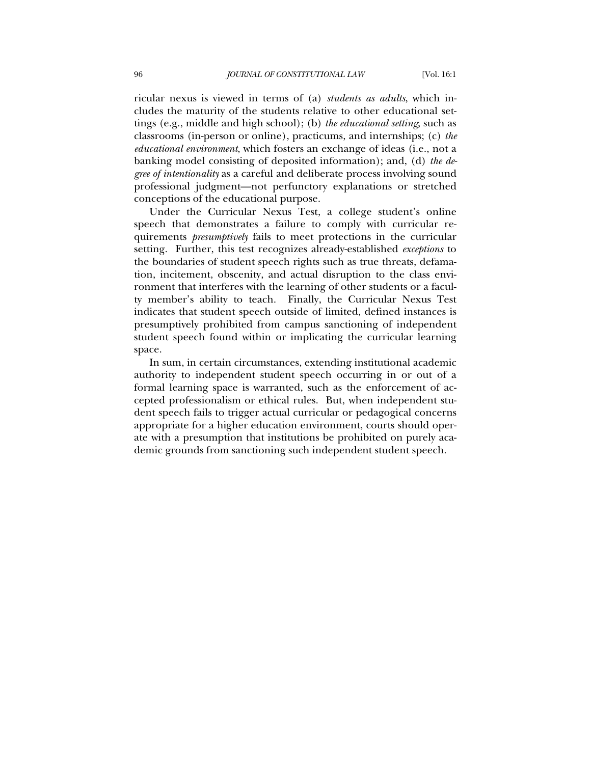ricular nexus is viewed in terms of (a) *students as adults*, which includes the maturity of the students relative to other educational settings (e.g., middle and high school); (b) *the educational setting*, such as classrooms (in-person or online), practicums, and internships; (c) *the educational environment*, which fosters an exchange of ideas (i.e., not a banking model consisting of deposited information); and, (d) *the degree of intentionality* as a careful and deliberate process involving sound professional judgment—not perfunctory explanations or stretched conceptions of the educational purpose.

Under the Curricular Nexus Test, a college student's online speech that demonstrates a failure to comply with curricular requirements *presumptively* fails to meet protections in the curricular setting. Further, this test recognizes already-established *exceptions* to the boundaries of student speech rights such as true threats, defamation, incitement, obscenity, and actual disruption to the class environment that interferes with the learning of other students or a faculty member's ability to teach. Finally, the Curricular Nexus Test indicates that student speech outside of limited, defined instances is presumptively prohibited from campus sanctioning of independent student speech found within or implicating the curricular learning space.

In sum, in certain circumstances, extending institutional academic authority to independent student speech occurring in or out of a formal learning space is warranted, such as the enforcement of accepted professionalism or ethical rules. But, when independent student speech fails to trigger actual curricular or pedagogical concerns appropriate for a higher education environment, courts should operate with a presumption that institutions be prohibited on purely academic grounds from sanctioning such independent student speech.